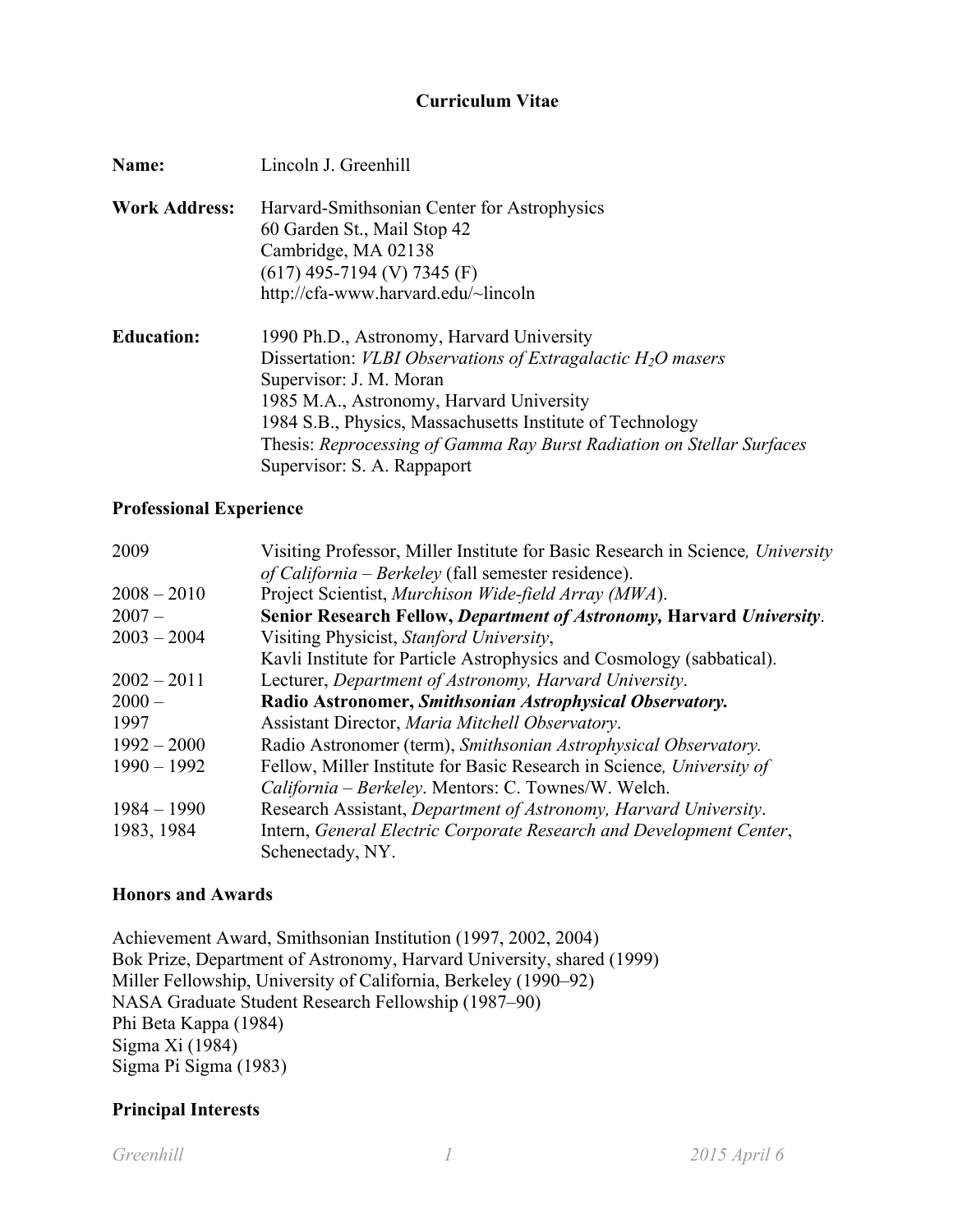# Curriculum Vitae

| | |
|---|---|
| **Name:** | Lincoln J. Greenhill |
| **Work Address:** | Harvard-Smithsonian Center for Astrophysics<br>60 Garden St., Mail Stop 42<br>Cambridge, MA 02138<br>(617) 495-7194 (V) 7345 (F)<br>http://cfa-www.harvard.edu/~lincoln |
| **Education:** | 1990 Ph.D., Astronomy, Harvard University<br>Dissertation: *VLBI Observations of Extragalactic $H_2O$ masers*<br>Supervisor: J. M. Moran<br>1985 M.A., Astronomy, Harvard University<br>1984 S.B., Physics, Massachusetts Institute of Technology<br>Thesis: *Reprocessing of Gamma Ray Burst Radiation on Stellar Surfaces*<br>Supervisor: S. A. Rappaport |

## Professional Experience

| | |
|---|---|
| 2009 | Visiting Professor, Miller Institute for Basic Research in Science*, University of California – Berkeley* (fall semester residence). |
| 2008 – 2010 | Project Scientist, *Murchison Wide-field Array (MWA*). |
| 2007 – | **Senior Research Fellow, *Department of Astronomy,* Harvard *University*.** |
| 2003 – 2004 | Visiting Physicist, *Stanford University*,<br>Kavli Institute for Particle Astrophysics and Cosmology (sabbatical). |
| 2002 – 2011 | Lecturer, *Department of Astronomy, Harvard University*. |
| 2000 – | **Radio Astronomer, *Smithsonian Astrophysical Observatory.*** |
| 1997 | Assistant Director, *Maria Mitchell Observatory*. |
| 1992 – 2000 | Radio Astronomer (term), *Smithsonian Astrophysical Observatory.* |
| 1990 – 1992 | Fellow, Miller Institute for Basic Research in Science*, University of California – Berkeley*. Mentors: C. Townes/W. Welch. |
| 1984 – 1990 | Research Assistant, *Department of Astronomy, Harvard University*. |
| 1983, 1984 | Intern, *General Electric Corporate Research and Development Center*, Schenectady, NY. |

## Honors and Awards

Achievement Award, Smithsonian Institution (1997, 2002, 2004)
Bok Prize, Department of Astronomy, Harvard University, shared (1999)
Miller Fellowship, University of California, Berkeley (1990–92)
NASA Graduate Student Research Fellowship (1987–90)
Phi Beta Kappa (1984)
Sigma Xi (1984)
Sigma Pi Sigma (1983)

## Principal Interests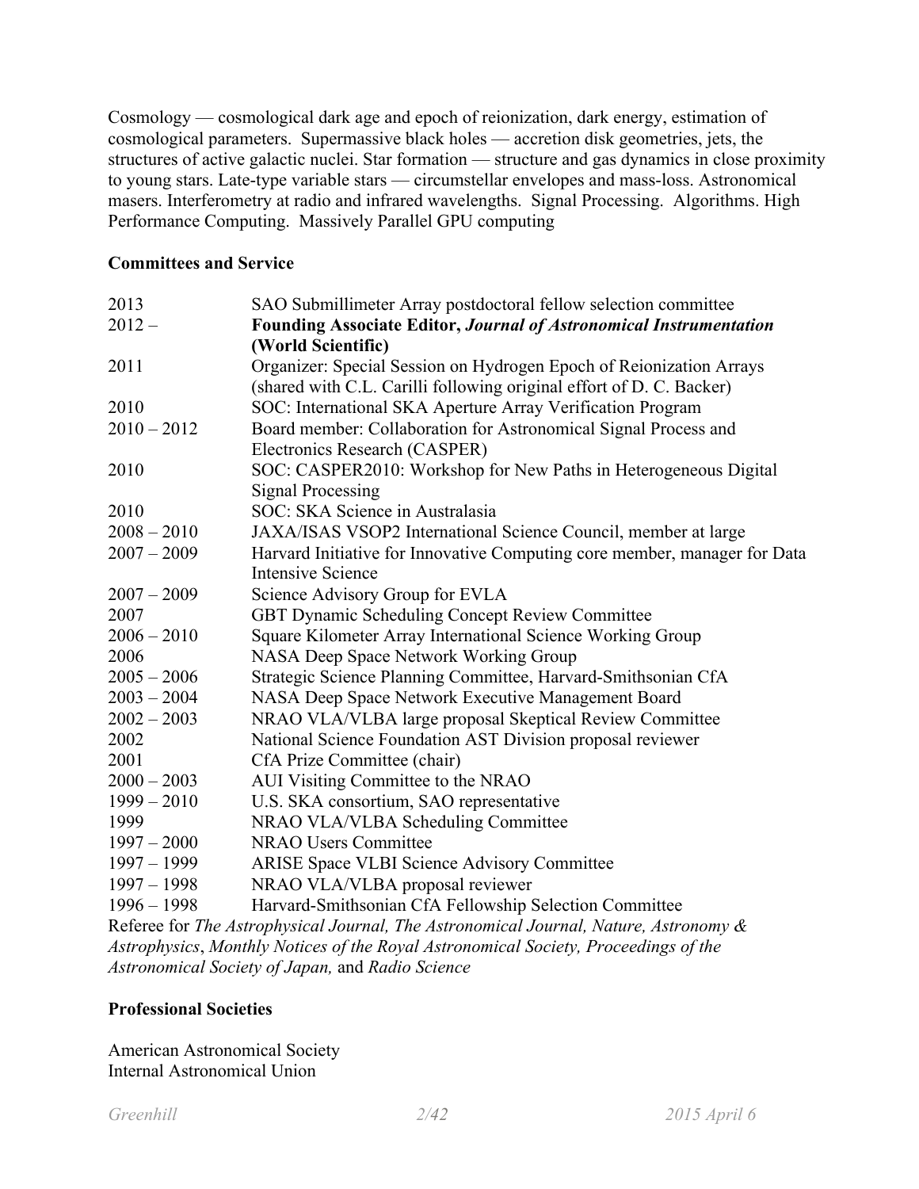Cosmology — cosmological dark age and epoch of reionization, dark energy, estimation of cosmological parameters. Supermassive black holes — accretion disk geometries, jets, the structures of active galactic nuclei. Star formation — structure and gas dynamics in close proximity to young stars. Late-type variable stars — circumstellar envelopes and mass-loss. Astronomical masers. Interferometry at radio and infrared wavelengths. Signal Processing. Algorithms. High Performance Computing. Massively Parallel GPU computing

**Committees and Service**

| | |
|---|---|
| 2013 | SAO Submillimeter Array postdoctoral fellow selection committee |
| 2012 – | **Founding Associate Editor, *Journal of Astronomical Instrumentation* (World Scientific)** |
| 2011 | Organizer: Special Session on Hydrogen Epoch of Reionization Arrays (shared with C.L. Carilli following original effort of D. C. Backer) |
| 2010 | SOC: International SKA Aperture Array Verification Program |
| 2010 – 2012 | Board member: Collaboration for Astronomical Signal Process and Electronics Research (CASPER) |
| 2010 | SOC: CASPER2010: Workshop for New Paths in Heterogeneous Digital Signal Processing |
| 2010 | SOC: SKA Science in Australasia |
| 2008 – 2010 | JAXA/ISAS VSOP2 International Science Council, member at large |
| 2007 – 2009 | Harvard Initiative for Innovative Computing core member, manager for Data Intensive Science |
| 2007 – 2009 | Science Advisory Group for EVLA |
| 2007 | GBT Dynamic Scheduling Concept Review Committee |
| 2006 – 2010 | Square Kilometer Array International Science Working Group |
| 2006 | NASA Deep Space Network Working Group |
| 2005 – 2006 | Strategic Science Planning Committee, Harvard-Smithsonian CfA |
| 2003 – 2004 | NASA Deep Space Network Executive Management Board |
| 2002 – 2003 | NRAO VLA/VLBA large proposal Skeptical Review Committee |
| 2002 | National Science Foundation AST Division proposal reviewer |
| 2001 | CfA Prize Committee (chair) |
| 2000 – 2003 | AUI Visiting Committee to the NRAO |
| 1999 – 2010 | U.S. SKA consortium, SAO representative |
| 1999 | NRAO VLA/VLBA Scheduling Committee |
| 1997 – 2000 | NRAO Users Committee |
| 1997 – 1999 | ARISE Space VLBI Science Advisory Committee |
| 1997 – 1998 | NRAO VLA/VLBA proposal reviewer |
| 1996 – 1998 | Harvard-Smithsonian CfA Fellowship Selection Committee |

Referee for *The Astrophysical Journal, The Astronomical Journal, Nature, Astronomy & Astrophysics*, *Monthly Notices of the Royal Astronomical Society, Proceedings of the Astronomical Society of Japan,* and *Radio Science*

**Professional Societies**

American Astronomical Society
Internal Astronomical Union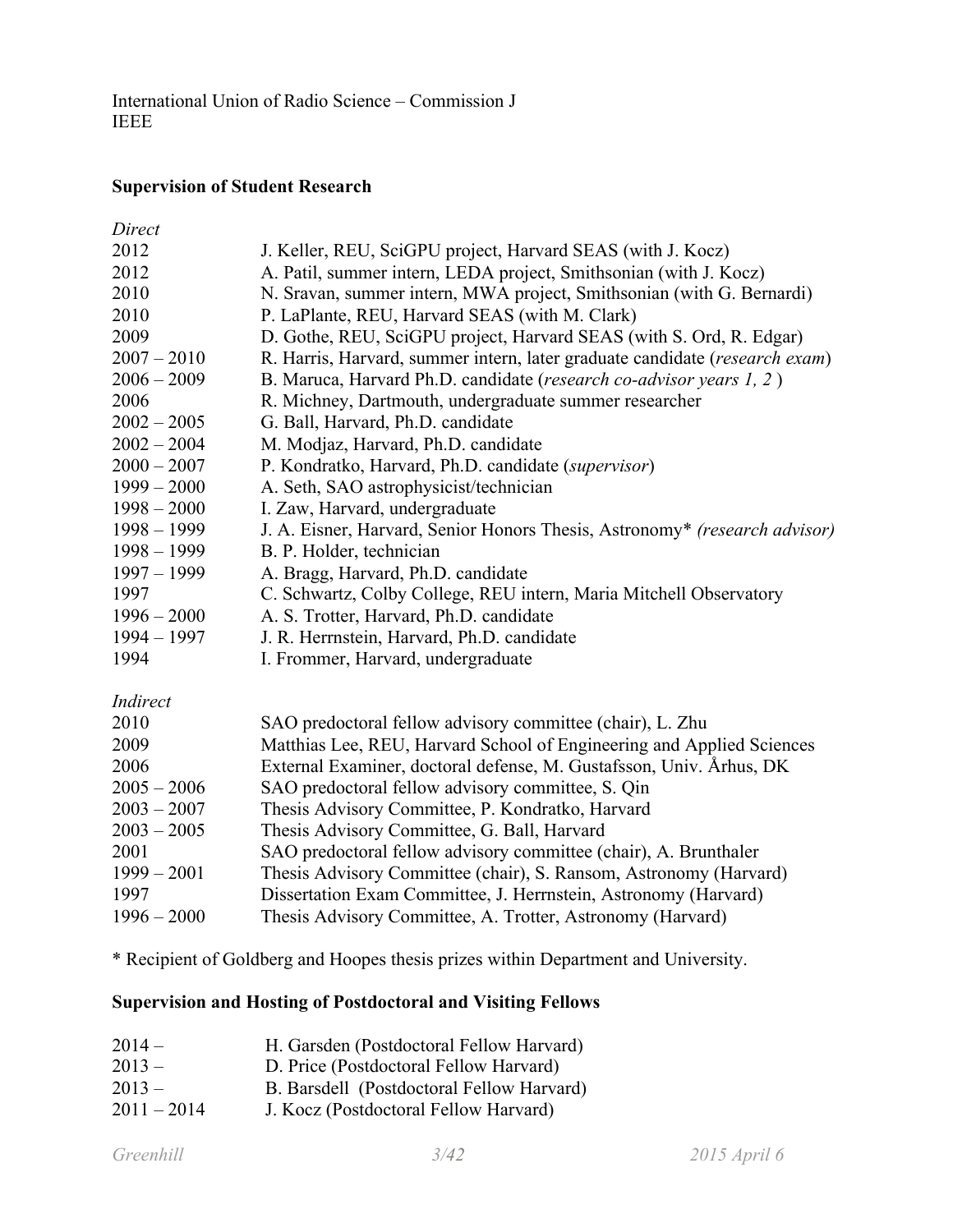International Union of Radio Science – Commission J
IEEE

**Supervision of Student Research**

*Direct*

| | |
|---|---|
| 2012 | J. Keller, REU, SciGPU project, Harvard SEAS (with J. Kocz) |
| 2012 | A. Patil, summer intern, LEDA project, Smithsonian (with J. Kocz) |
| 2010 | N. Sravan, summer intern, MWA project, Smithsonian (with G. Bernardi) |
| 2010 | P. LaPlante, REU, Harvard SEAS (with M. Clark) |
| 2009 | D. Gothe, REU, SciGPU project, Harvard SEAS (with S. Ord, R. Edgar) |
| 2007 – 2010 | R. Harris, Harvard, summer intern, later graduate candidate (*research exam*) |
| 2006 – 2009 | B. Maruca, Harvard Ph.D. candidate (*research co-advisor years 1, 2* ) |
| 2006 | R. Michney, Dartmouth, undergraduate summer researcher |
| 2002 – 2005 | G. Ball, Harvard, Ph.D. candidate |
| 2002 – 2004 | M. Modjaz, Harvard, Ph.D. candidate |
| 2000 – 2007 | P. Kondratko, Harvard, Ph.D. candidate (*supervisor*) |
| 1999 – 2000 | A. Seth, SAO astrophysicist/technician |
| 1998 – 2000 | I. Zaw, Harvard, undergraduate |
| 1998 – 1999 | J. A. Eisner, Harvard, Senior Honors Thesis, Astronomy* *(research advisor)* |
| 1998 – 1999 | B. P. Holder, technician |
| 1997 – 1999 | A. Bragg, Harvard, Ph.D. candidate |
| 1997 | C. Schwartz, Colby College, REU intern, Maria Mitchell Observatory |
| 1996 – 2000 | A. S. Trotter, Harvard, Ph.D. candidate |
| 1994 – 1997 | J. R. Herrnstein, Harvard, Ph.D. candidate |
| 1994 | I. Frommer, Harvard, undergraduate |

*Indirect*

| | |
|---|---|
| 2010 | SAO predoctoral fellow advisory committee (chair), L. Zhu |
| 2009 | Matthias Lee, REU, Harvard School of Engineering and Applied Sciences |
| 2006 | External Examiner, doctoral defense, M. Gustafsson, Univ. Århus, DK |
| 2005 – 2006 | SAO predoctoral fellow advisory committee, S. Qin |
| 2003 – 2007 | Thesis Advisory Committee, P. Kondratko, Harvard |
| 2003 – 2005 | Thesis Advisory Committee, G. Ball, Harvard |
| 2001 | SAO predoctoral fellow advisory committee (chair), A. Brunthaler |
| 1999 – 2001 | Thesis Advisory Committee (chair), S. Ransom, Astronomy (Harvard) |
| 1997 | Dissertation Exam Committee, J. Herrnstein, Astronomy (Harvard) |
| 1996 – 2000 | Thesis Advisory Committee, A. Trotter, Astronomy (Harvard) |

\* Recipient of Goldberg and Hoopes thesis prizes within Department and University.

**Supervision and Hosting of Postdoctoral and Visiting Fellows**

| | |
|---|---|
| 2014 – | H. Garsden (Postdoctoral Fellow Harvard) |
| 2013 – | D. Price (Postdoctoral Fellow Harvard) |
| 2013 – | B. Barsdell (Postdoctoral Fellow Harvard) |
| 2011 – 2014 | J. Kocz (Postdoctoral Fellow Harvard) |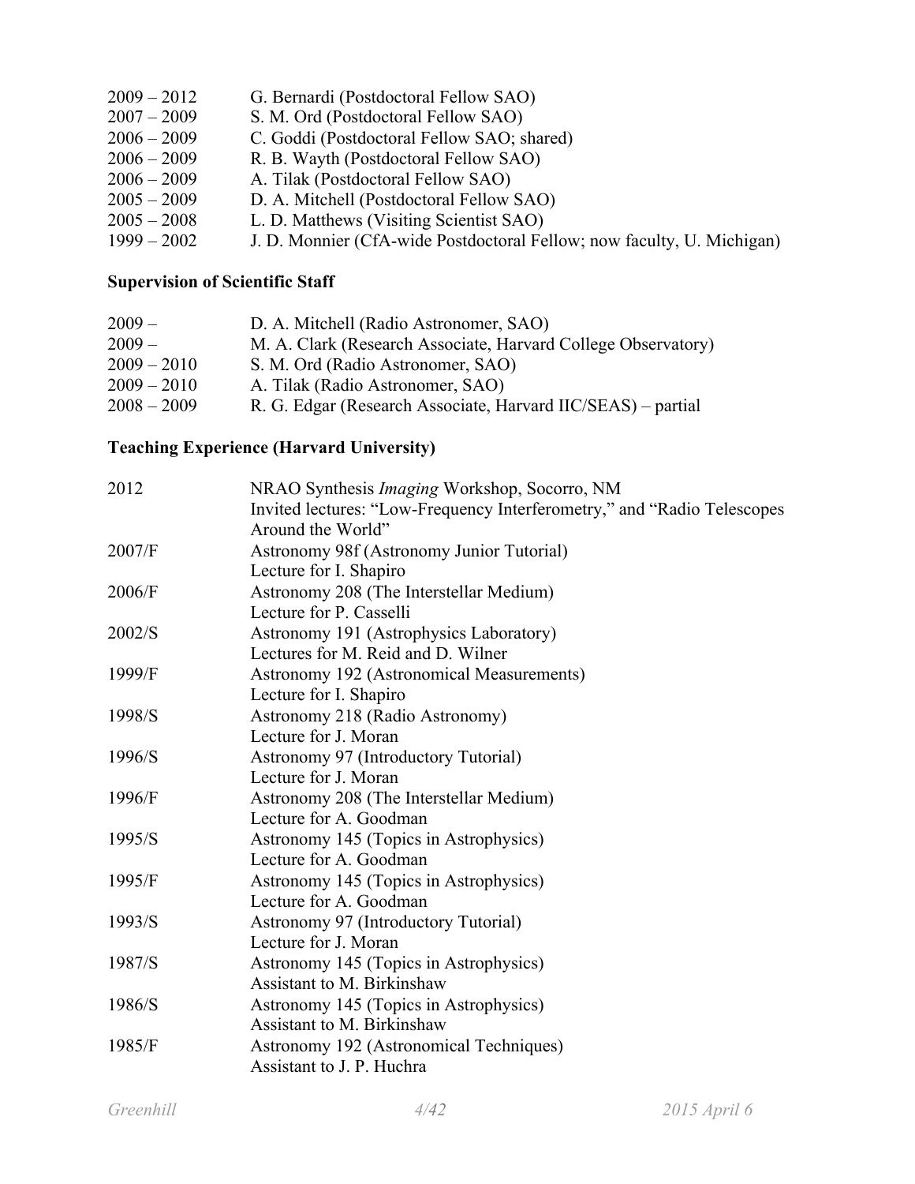| | |
|---|---|
| 2009 – 2012 | G. Bernardi (Postdoctoral Fellow SAO) |
| 2007 – 2009 | S. M. Ord (Postdoctoral Fellow SAO) |
| 2006 – 2009 | C. Goddi (Postdoctoral Fellow SAO; shared) |
| 2006 – 2009 | R. B. Wayth (Postdoctoral Fellow SAO) |
| 2006 – 2009 | A. Tilak (Postdoctoral Fellow SAO) |
| 2005 – 2009 | D. A. Mitchell (Postdoctoral Fellow SAO) |
| 2005 – 2008 | L. D. Matthews (Visiting Scientist SAO) |
| 1999 – 2002 | J. D. Monnier (CfA-wide Postdoctoral Fellow; now faculty, U. Michigan) |

## Supervision of Scientific Staff

| | |
|---|---|
| 2009 – | D. A. Mitchell (Radio Astronomer, SAO) |
| 2009 – | M. A. Clark (Research Associate, Harvard College Observatory) |
| 2009 – 2010 | S. M. Ord (Radio Astronomer, SAO) |
| 2009 – 2010 | A. Tilak (Radio Astronomer, SAO) |
| 2008 – 2009 | R. G. Edgar (Research Associate, Harvard IIC/SEAS) – partial |

## Teaching Experience (Harvard University)

| | |
|---|---|
| 2012 | NRAO Synthesis *Imaging* Workshop, Socorro, NM<br>Invited lectures: "Low-Frequency Interferometry," and "Radio Telescopes Around the World" |
| 2007/F | Astronomy 98f (Astronomy Junior Tutorial)<br>Lecture for I. Shapiro |
| 2006/F | Astronomy 208 (The Interstellar Medium)<br>Lecture for P. Casselli |
| 2002/S | Astronomy 191 (Astrophysics Laboratory)<br>Lectures for M. Reid and D. Wilner |
| 1999/F | Astronomy 192 (Astronomical Measurements)<br>Lecture for I. Shapiro |
| 1998/S | Astronomy 218 (Radio Astronomy)<br>Lecture for J. Moran |
| 1996/S | Astronomy 97 (Introductory Tutorial)<br>Lecture for J. Moran |
| 1996/F | Astronomy 208 (The Interstellar Medium)<br>Lecture for A. Goodman |
| 1995/S | Astronomy 145 (Topics in Astrophysics)<br>Lecture for A. Goodman |
| 1995/F | Astronomy 145 (Topics in Astrophysics)<br>Lecture for A. Goodman |
| 1993/S | Astronomy 97 (Introductory Tutorial)<br>Lecture for J. Moran |
| 1987/S | Astronomy 145 (Topics in Astrophysics)<br>Assistant to M. Birkinshaw |
| 1986/S | Astronomy 145 (Topics in Astrophysics)<br>Assistant to M. Birkinshaw |
| 1985/F | Astronomy 192 (Astronomical Techniques)<br>Assistant to J. P. Huchra |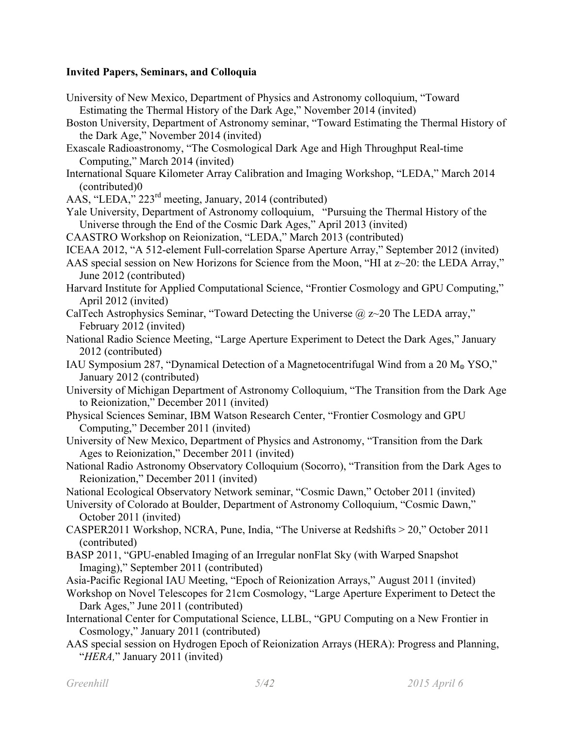**Invited Papers, Seminars, and Colloquia**

University of New Mexico, Department of Physics and Astronomy colloquium, "Toward Estimating the Thermal History of the Dark Age," November 2014 (invited)

Boston University, Department of Astronomy seminar, "Toward Estimating the Thermal History of the Dark Age," November 2014 (invited)

Exascale Radioastronomy, "The Cosmological Dark Age and High Throughput Real-time Computing," March 2014 (invited)

International Square Kilometer Array Calibration and Imaging Workshop, "LEDA," March 2014 (contributed)0

AAS, "LEDA," 223rd meeting, January, 2014 (contributed)

Yale University, Department of Astronomy colloquium, "Pursuing the Thermal History of the Universe through the End of the Cosmic Dark Ages," April 2013 (invited)

CAASTRO Workshop on Reionization, "LEDA," March 2013 (contributed)

ICEAA 2012, "A 512-element Full-correlation Sparse Aperture Array," September 2012 (invited)

AAS special session on New Horizons for Science from the Moon, "HI at z~20: the LEDA Array," June 2012 (contributed)

Harvard Institute for Applied Computational Science, "Frontier Cosmology and GPU Computing," April 2012 (invited)

CalTech Astrophysics Seminar, "Toward Detecting the Universe @ z~20 The LEDA array," February 2012 (invited)

National Radio Science Meeting, "Large Aperture Experiment to Detect the Dark Ages," January 2012 (contributed)

IAU Symposium 287, "Dynamical Detection of a Magnetocentrifugal Wind from a 20 $M_{\odot}$ YSO," January 2012 (contributed)

University of Michigan Department of Astronomy Colloquium, "The Transition from the Dark Age to Reionization," December 2011 (invited)

Physical Sciences Seminar, IBM Watson Research Center, "Frontier Cosmology and GPU Computing," December 2011 (invited)

University of New Mexico, Department of Physics and Astronomy, "Transition from the Dark Ages to Reionization," December 2011 (invited)

National Radio Astronomy Observatory Colloquium (Socorro), "Transition from the Dark Ages to Reionization," December 2011 (invited)

National Ecological Observatory Network seminar, "Cosmic Dawn," October 2011 (invited)

University of Colorado at Boulder, Department of Astronomy Colloquium, "Cosmic Dawn," October 2011 (invited)

CASPER2011 Workshop, NCRA, Pune, India, "The Universe at Redshifts > 20," October 2011 (contributed)

BASP 2011, "GPU-enabled Imaging of an Irregular nonFlat Sky (with Warped Snapshot Imaging)," September 2011 (contributed)

Asia-Pacific Regional IAU Meeting, "Epoch of Reionization Arrays," August 2011 (invited)

Workshop on Novel Telescopes for 21cm Cosmology, "Large Aperture Experiment to Detect the Dark Ages," June 2011 (contributed)

International Center for Computational Science, LLBL, "GPU Computing on a New Frontier in Cosmology," January 2011 (contributed)

AAS special session on Hydrogen Epoch of Reionization Arrays (HERA): Progress and Planning, "*HERA*," January 2011 (invited)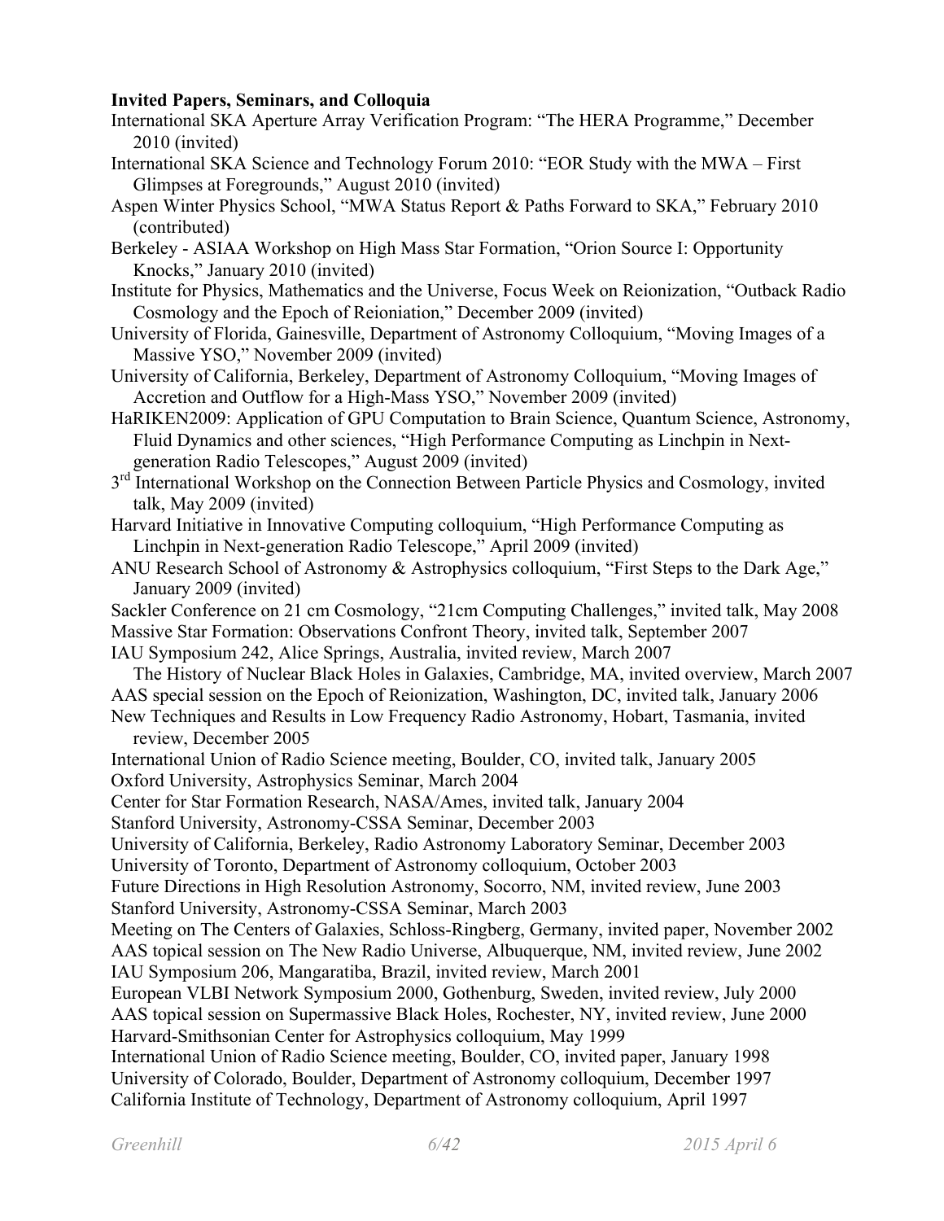**Invited Papers, Seminars, and Colloquia**

International SKA Aperture Array Verification Program: "The HERA Programme," December 2010 (invited)

International SKA Science and Technology Forum 2010: "EOR Study with the MWA – First Glimpses at Foregrounds," August 2010 (invited)

Aspen Winter Physics School, "MWA Status Report & Paths Forward to SKA," February 2010 (contributed)

Berkeley - ASIAA Workshop on High Mass Star Formation, "Orion Source I: Opportunity Knocks," January 2010 (invited)

Institute for Physics, Mathematics and the Universe, Focus Week on Reionization, "Outback Radio Cosmology and the Epoch of Reioniation," December 2009 (invited)

University of Florida, Gainesville, Department of Astronomy Colloquium, "Moving Images of a Massive YSO," November 2009 (invited)

University of California, Berkeley, Department of Astronomy Colloquium, "Moving Images of Accretion and Outflow for a High-Mass YSO," November 2009 (invited)

HaRIKEN2009: Application of GPU Computation to Brain Science, Quantum Science, Astronomy, Fluid Dynamics and other sciences, "High Performance Computing as Linchpin in Next-generation Radio Telescopes," August 2009 (invited)

3rd International Workshop on the Connection Between Particle Physics and Cosmology, invited talk, May 2009 (invited)

Harvard Initiative in Innovative Computing colloquium, "High Performance Computing as Linchpin in Next-generation Radio Telescope," April 2009 (invited)

ANU Research School of Astronomy & Astrophysics colloquium, "First Steps to the Dark Age," January 2009 (invited)

Sackler Conference on 21 cm Cosmology, "21cm Computing Challenges," invited talk, May 2008

Massive Star Formation: Observations Confront Theory, invited talk, September 2007

IAU Symposium 242, Alice Springs, Australia, invited review, March 2007

The History of Nuclear Black Holes in Galaxies, Cambridge, MA, invited overview, March 2007

AAS special session on the Epoch of Reionization, Washington, DC, invited talk, January 2006

New Techniques and Results in Low Frequency Radio Astronomy, Hobart, Tasmania, invited review, December 2005

International Union of Radio Science meeting, Boulder, CO, invited talk, January 2005

Oxford University, Astrophysics Seminar, March 2004

Center for Star Formation Research, NASA/Ames, invited talk, January 2004

Stanford University, Astronomy-CSSA Seminar, December 2003

University of California, Berkeley, Radio Astronomy Laboratory Seminar, December 2003

University of Toronto, Department of Astronomy colloquium, October 2003

Future Directions in High Resolution Astronomy, Socorro, NM, invited review, June 2003

Stanford University, Astronomy-CSSA Seminar, March 2003

Meeting on The Centers of Galaxies, Schloss-Ringberg, Germany, invited paper, November 2002

AAS topical session on The New Radio Universe, Albuquerque, NM, invited review, June 2002

IAU Symposium 206, Mangaratiba, Brazil, invited review, March 2001

European VLBI Network Symposium 2000, Gothenburg, Sweden, invited review, July 2000

AAS topical session on Supermassive Black Holes, Rochester, NY, invited review, June 2000

Harvard-Smithsonian Center for Astrophysics colloquium, May 1999

International Union of Radio Science meeting, Boulder, CO, invited paper, January 1998

University of Colorado, Boulder, Department of Astronomy colloquium, December 1997

California Institute of Technology, Department of Astronomy colloquium, April 1997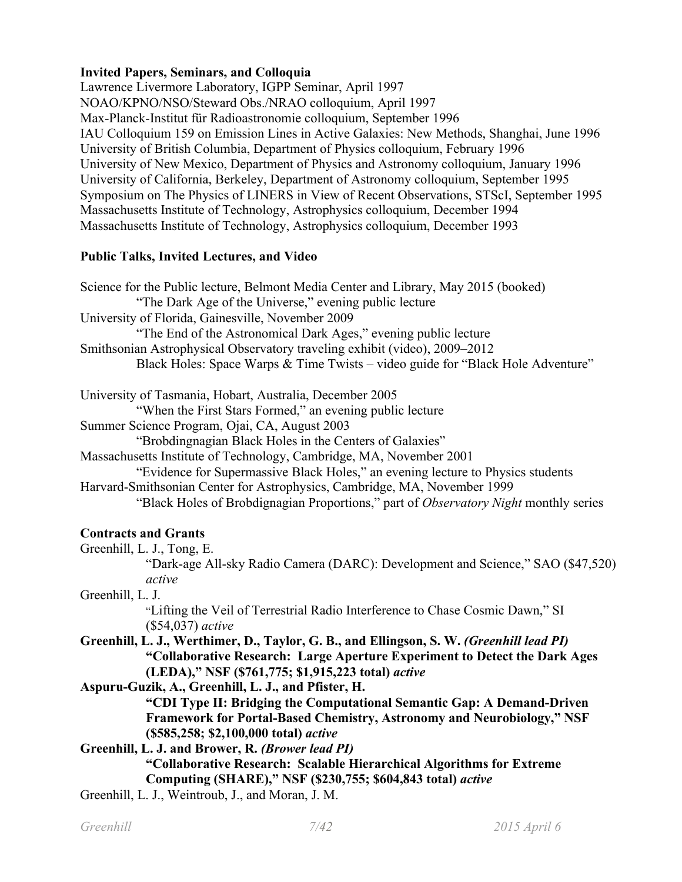**Invited Papers, Seminars, and Colloquia**

Lawrence Livermore Laboratory, IGPP Seminar, April 1997
NOAO/KPNO/NSO/Steward Obs./NRAO colloquium, April 1997
Max-Planck-Institut für Radioastronomie colloquium, September 1996
IAU Colloquium 159 on Emission Lines in Active Galaxies: New Methods, Shanghai, June 1996
University of British Columbia, Department of Physics colloquium, February 1996
University of New Mexico, Department of Physics and Astronomy colloquium, January 1996
University of California, Berkeley, Department of Astronomy colloquium, September 1995
Symposium on The Physics of LINERS in View of Recent Observations, STScI, September 1995
Massachusetts Institute of Technology, Astrophysics colloquium, December 1994
Massachusetts Institute of Technology, Astrophysics colloquium, December 1993

**Public Talks, Invited Lectures, and Video**

Science for the Public lecture, Belmont Media Center and Library, May 2015 (booked)
  "The Dark Age of the Universe," evening public lecture
University of Florida, Gainesville, November 2009
  "The End of the Astronomical Dark Ages," evening public lecture
Smithsonian Astrophysical Observatory traveling exhibit (video), 2009–2012
  Black Holes: Space Warps & Time Twists – video guide for "Black Hole Adventure"

University of Tasmania, Hobart, Australia, December 2005
  "When the First Stars Formed," an evening public lecture
Summer Science Program, Ojai, CA, August 2003
  "Brobdingnagian Black Holes in the Centers of Galaxies"
Massachusetts Institute of Technology, Cambridge, MA, November 2001
  "Evidence for Supermassive Black Holes," an evening lecture to Physics students
Harvard-Smithsonian Center for Astrophysics, Cambridge, MA, November 1999
  "Black Holes of Brobdignagian Proportions," part of *Observatory Night* monthly series

**Contracts and Grants**

Greenhill, L. J., Tong, E.
  "Dark-age All-sky Radio Camera (DARC): Development and Science," SAO ($47,520) *active*
Greenhill, L. J.
  "Lifting the Veil of Terrestrial Radio Interference to Chase Cosmic Dawn," SI ($54,037) *active*
**Greenhill, L. J., Werthimer, D., Taylor, G. B., and Ellingson, S. W. *(Greenhill lead PI)***
  **"Collaborative Research: Large Aperture Experiment to Detect the Dark Ages (LEDA)," NSF ($761,775; $1,915,223 total) *active***
**Aspuru-Guzik, A., Greenhill, L. J., and Pfister, H.**
  **"CDI Type II: Bridging the Computational Semantic Gap: A Demand-Driven Framework for Portal-Based Chemistry, Astronomy and Neurobiology," NSF ($585,258; $2,100,000 total) *active***
**Greenhill, L. J. and Brower, R. *(Brower lead PI)***
  **"Collaborative Research: Scalable Hierarchical Algorithms for Extreme Computing (SHARE)," NSF ($230,755; $604,843 total) *active***
Greenhill, L. J., Weintroub, J., and Moran, J. M.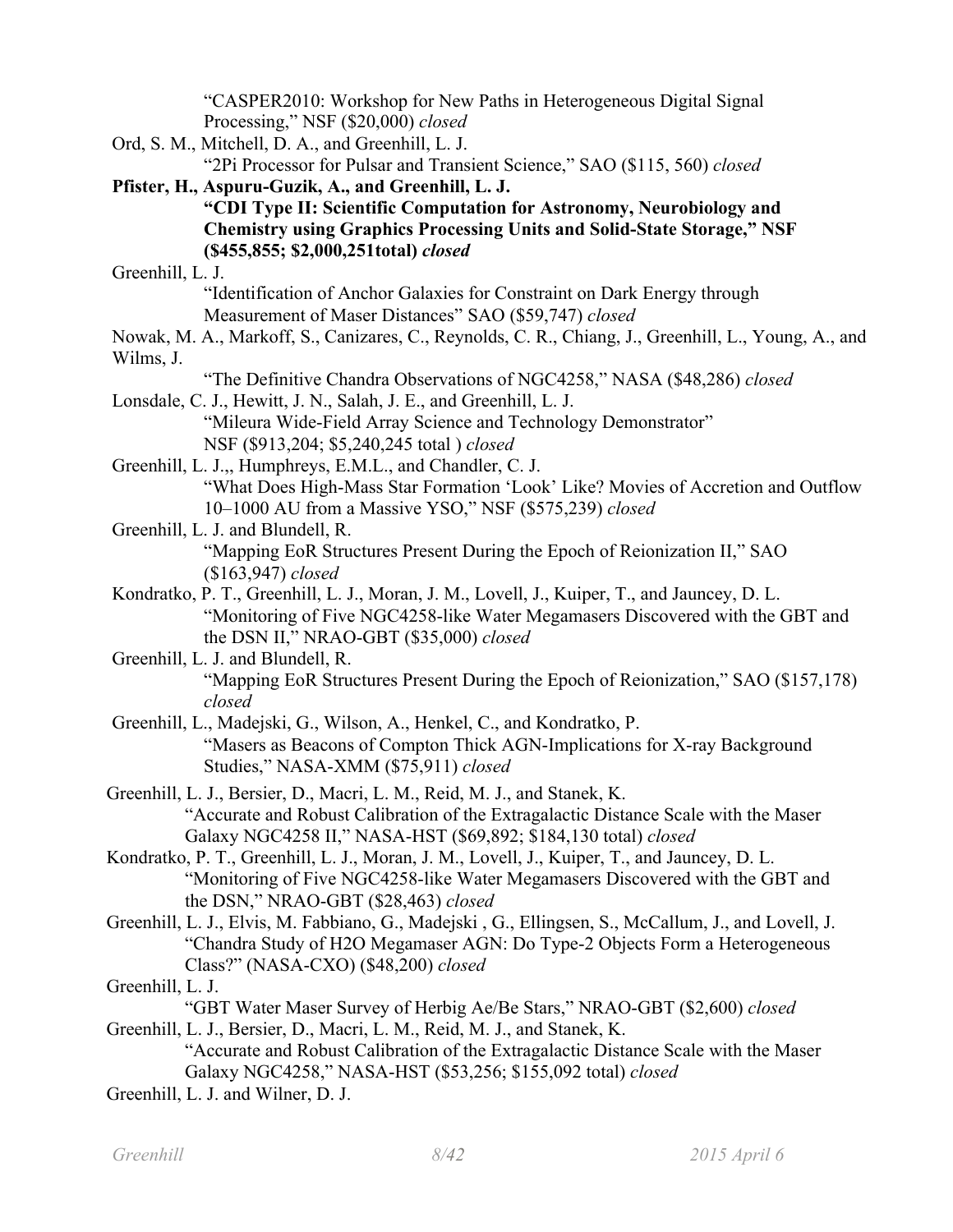"CASPER2010: Workshop for New Paths in Heterogeneous Digital Signal Processing," NSF ($20,000) *closed*

Ord, S. M., Mitchell, D. A., and Greenhill, L. J.
"2Pi Processor for Pulsar and Transient Science," SAO ($115, 560) *closed*

**Pfister, H., Aspuru-Guzik, A., and Greenhill, L. J.**
**"CDI Type II: Scientific Computation for Astronomy, Neurobiology and Chemistry using Graphics Processing Units and Solid-State Storage," NSF ($455,855; $2,000,251total)** ***closed***

Greenhill, L. J.
"Identification of Anchor Galaxies for Constraint on Dark Energy through Measurement of Maser Distances" SAO ($59,747) *closed*

Nowak, M. A., Markoff, S., Canizares, C., Reynolds, C. R., Chiang, J., Greenhill, L., Young, A., and Wilms, J.
"The Definitive Chandra Observations of NGC4258," NASA ($48,286) *closed*

Lonsdale, C. J., Hewitt, J. N., Salah, J. E., and Greenhill, L. J.
"Mileura Wide-Field Array Science and Technology Demonstrator" NSF ($913,204; $5,240,245 total ) *closed*

Greenhill, L. J.,, Humphreys, E.M.L., and Chandler, C. J.
"What Does High-Mass Star Formation 'Look' Like? Movies of Accretion and Outflow 10–1000 AU from a Massive YSO," NSF ($575,239) *closed*

Greenhill, L. J. and Blundell, R.
"Mapping EoR Structures Present During the Epoch of Reionization II," SAO ($163,947) *closed*

Kondratko, P. T., Greenhill, L. J., Moran, J. M., Lovell, J., Kuiper, T., and Jauncey, D. L.
"Monitoring of Five NGC4258-like Water Megamasers Discovered with the GBT and the DSN II," NRAO-GBT ($35,000) *closed*

Greenhill, L. J. and Blundell, R.
"Mapping EoR Structures Present During the Epoch of Reionization," SAO ($157,178) *closed*

Greenhill, L., Madejski, G., Wilson, A., Henkel, C., and Kondratko, P.
"Masers as Beacons of Compton Thick AGN-Implications for X-ray Background Studies," NASA-XMM ($75,911) *closed*

Greenhill, L. J., Bersier, D., Macri, L. M., Reid, M. J., and Stanek, K.
"Accurate and Robust Calibration of the Extragalactic Distance Scale with the Maser Galaxy NGC4258 II," NASA-HST ($69,892; $184,130 total) *closed*

Kondratko, P. T., Greenhill, L. J., Moran, J. M., Lovell, J., Kuiper, T., and Jauncey, D. L.
"Monitoring of Five NGC4258-like Water Megamasers Discovered with the GBT and the DSN," NRAO-GBT ($28,463) *closed*

Greenhill, L. J., Elvis, M. Fabbiano, G., Madejski , G., Ellingsen, S., McCallum, J., and Lovell, J.
"Chandra Study of H2O Megamaser AGN: Do Type-2 Objects Form a Heterogeneous Class?" (NASA-CXO) ($48,200) *closed*

Greenhill, L. J.
"GBT Water Maser Survey of Herbig Ae/Be Stars," NRAO-GBT ($2,600) *closed*

Greenhill, L. J., Bersier, D., Macri, L. M., Reid, M. J., and Stanek, K.
"Accurate and Robust Calibration of the Extragalactic Distance Scale with the Maser Galaxy NGC4258," NASA-HST ($53,256; $155,092 total) *closed*

Greenhill, L. J. and Wilner, D. J.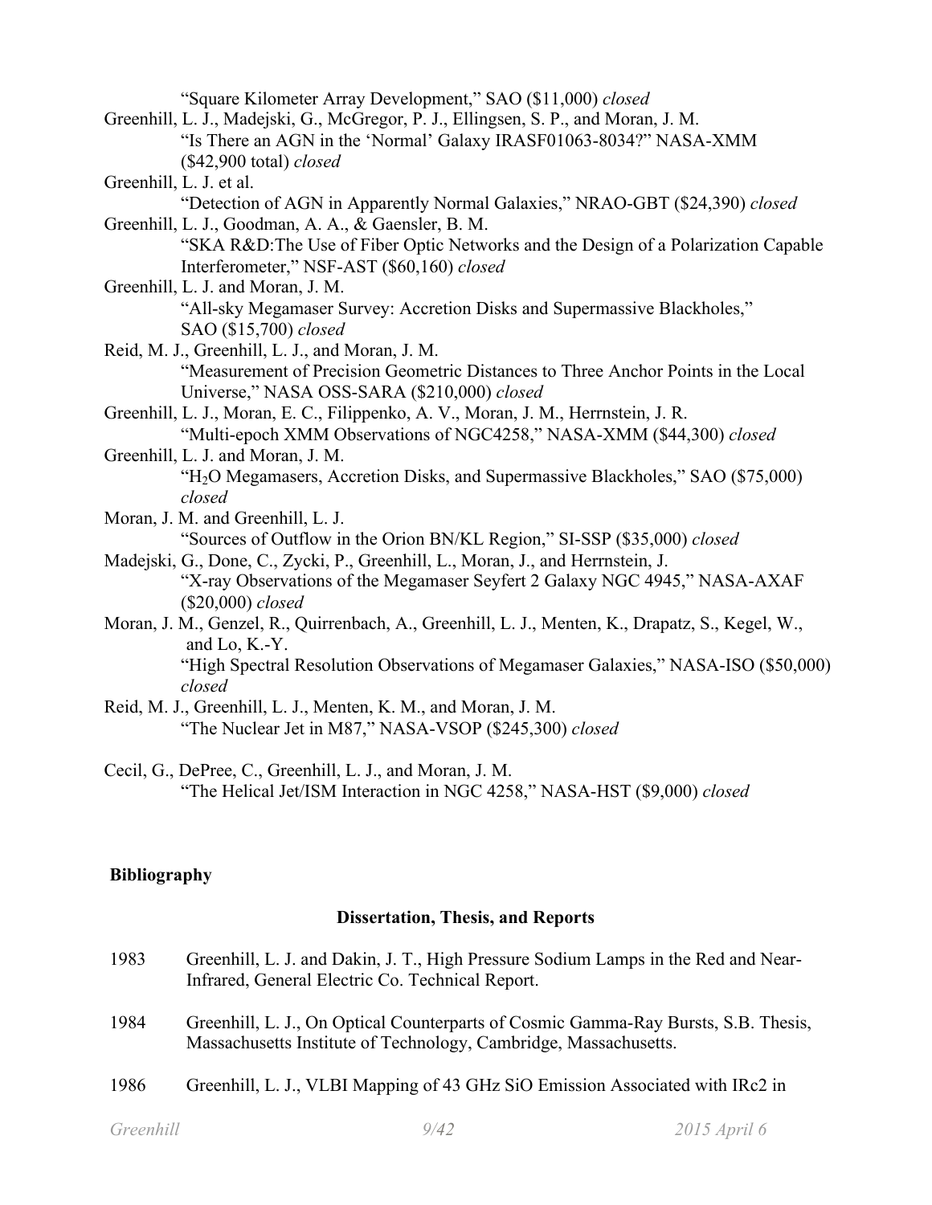"Square Kilometer Array Development," SAO ($11,000) *closed*

Greenhill, L. J., Madejski, G., McGregor, P. J., Ellingsen, S. P., and Moran, J. M.
"Is There an AGN in the 'Normal' Galaxy IRASF01063-8034?" NASA-XMM ($42,900 total) *closed*

Greenhill, L. J. et al.
"Detection of AGN in Apparently Normal Galaxies," NRAO-GBT ($24,390) *closed*

Greenhill, L. J., Goodman, A. A., & Gaensler, B. M.
"SKA R&D:The Use of Fiber Optic Networks and the Design of a Polarization Capable Interferometer," NSF-AST ($60,160) *closed*

Greenhill, L. J. and Moran, J. M.
"All-sky Megamaser Survey: Accretion Disks and Supermassive Blackholes," SAO ($15,700) *closed*

Reid, M. J., Greenhill, L. J., and Moran, J. M.
"Measurement of Precision Geometric Distances to Three Anchor Points in the Local Universe," NASA OSS-SARA ($210,000) *closed*

Greenhill, L. J., Moran, E. C., Filippenko, A. V., Moran, J. M., Herrnstein, J. R.
"Multi-epoch XMM Observations of NGC4258," NASA-XMM ($44,300) *closed*

Greenhill, L. J. and Moran, J. M.
"$H_2O$ Megamasers, Accretion Disks, and Supermassive Blackholes," SAO ($75,000) *closed*

Moran, J. M. and Greenhill, L. J.
"Sources of Outflow in the Orion BN/KL Region," SI-SSP ($35,000) *closed*

Madejski, G., Done, C., Zycki, P., Greenhill, L., Moran, J., and Herrnstein, J.
"X-ray Observations of the Megamaser Seyfert 2 Galaxy NGC 4945," NASA-AXAF ($20,000) *closed*

Moran, J. M., Genzel, R., Quirrenbach, A., Greenhill, L. J., Menten, K., Drapatz, S., Kegel, W., and Lo, K.-Y.
"High Spectral Resolution Observations of Megamaser Galaxies," NASA-ISO ($50,000) *closed*

Reid, M. J., Greenhill, L. J., Menten, K. M., and Moran, J. M.
"The Nuclear Jet in M87," NASA-VSOP ($245,300) *closed*

Cecil, G., DePree, C., Greenhill, L. J., and Moran, J. M.
"The Helical Jet/ISM Interaction in NGC 4258," NASA-HST ($9,000) *closed*

## Bibliography

### Dissertation, Thesis, and Reports

1983 Greenhill, L. J. and Dakin, J. T., High Pressure Sodium Lamps in the Red and Near-Infrared, General Electric Co. Technical Report.

1984 Greenhill, L. J., On Optical Counterparts of Cosmic Gamma-Ray Bursts, S.B. Thesis, Massachusetts Institute of Technology, Cambridge, Massachusetts.

1986 Greenhill, L. J., VLBI Mapping of 43 GHz SiO Emission Associated with IRc2 in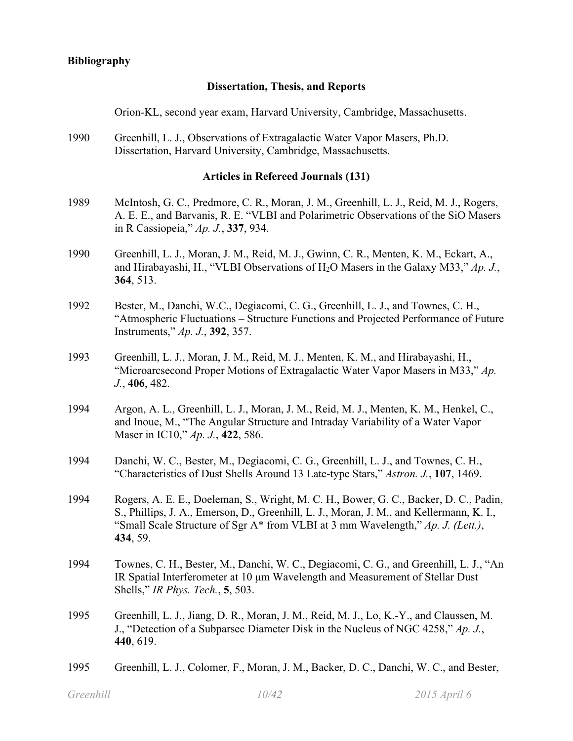**Bibliography**

## Dissertation, Thesis, and Reports

Orion-KL, second year exam, Harvard University, Cambridge, Massachusetts.

1990 Greenhill, L. J., Observations of Extragalactic Water Vapor Masers, Ph.D. Dissertation, Harvard University, Cambridge, Massachusetts.

## Articles in Refereed Journals (131)

1989 McIntosh, G. C., Predmore, C. R., Moran, J. M., Greenhill, L. J., Reid, M. J., Rogers, A. E. E., and Barvanis, R. E. "VLBI and Polarimetric Observations of the SiO Masers in R Cassiopeia," *Ap. J.*, **337**, 934.

1990 Greenhill, L. J., Moran, J. M., Reid, M. J., Gwinn, C. R., Menten, K. M., Eckart, A., and Hirabayashi, H., "VLBI Observations of $H_2O$ Masers in the Galaxy M33," *Ap. J.*, **364**, 513.

1992 Bester, M., Danchi, W.C., Degiacomi, C. G., Greenhill, L. J., and Townes, C. H., "Atmospheric Fluctuations – Structure Functions and Projected Performance of Future Instruments," *Ap. J.*, **392**, 357.

1993 Greenhill, L. J., Moran, J. M., Reid, M. J., Menten, K. M., and Hirabayashi, H., "Microarcsecond Proper Motions of Extragalactic Water Vapor Masers in M33," *Ap. J.*, **406**, 482.

1994 Argon, A. L., Greenhill, L. J., Moran, J. M., Reid, M. J., Menten, K. M., Henkel, C., and Inoue, M., "The Angular Structure and Intraday Variability of a Water Vapor Maser in IC10," *Ap. J.*, **422**, 586.

1994 Danchi, W. C., Bester, M., Degiacomi, C. G., Greenhill, L. J., and Townes, C. H., "Characteristics of Dust Shells Around 13 Late-type Stars," *Astron. J.*, **107**, 1469.

1994 Rogers, A. E. E., Doeleman, S., Wright, M. C. H., Bower, G. C., Backer, D. C., Padin, S., Phillips, J. A., Emerson, D., Greenhill, L. J., Moran, J. M., and Kellermann, K. I., "Small Scale Structure of Sgr A* from VLBI at 3 mm Wavelength," *Ap. J. (Lett.)*, **434**, 59.

1994 Townes, C. H., Bester, M., Danchi, W. C., Degiacomi, C. G., and Greenhill, L. J., "An IR Spatial Interferometer at 10 μm Wavelength and Measurement of Stellar Dust Shells," *IR Phys. Tech.*, **5**, 503.

1995 Greenhill, L. J., Jiang, D. R., Moran, J. M., Reid, M. J., Lo, K.-Y., and Claussen, M. J., "Detection of a Subparsec Diameter Disk in the Nucleus of NGC 4258," *Ap. J.*, **440**, 619.

1995 Greenhill, L. J., Colomer, F., Moran, J. M., Backer, D. C., Danchi, W. C., and Bester,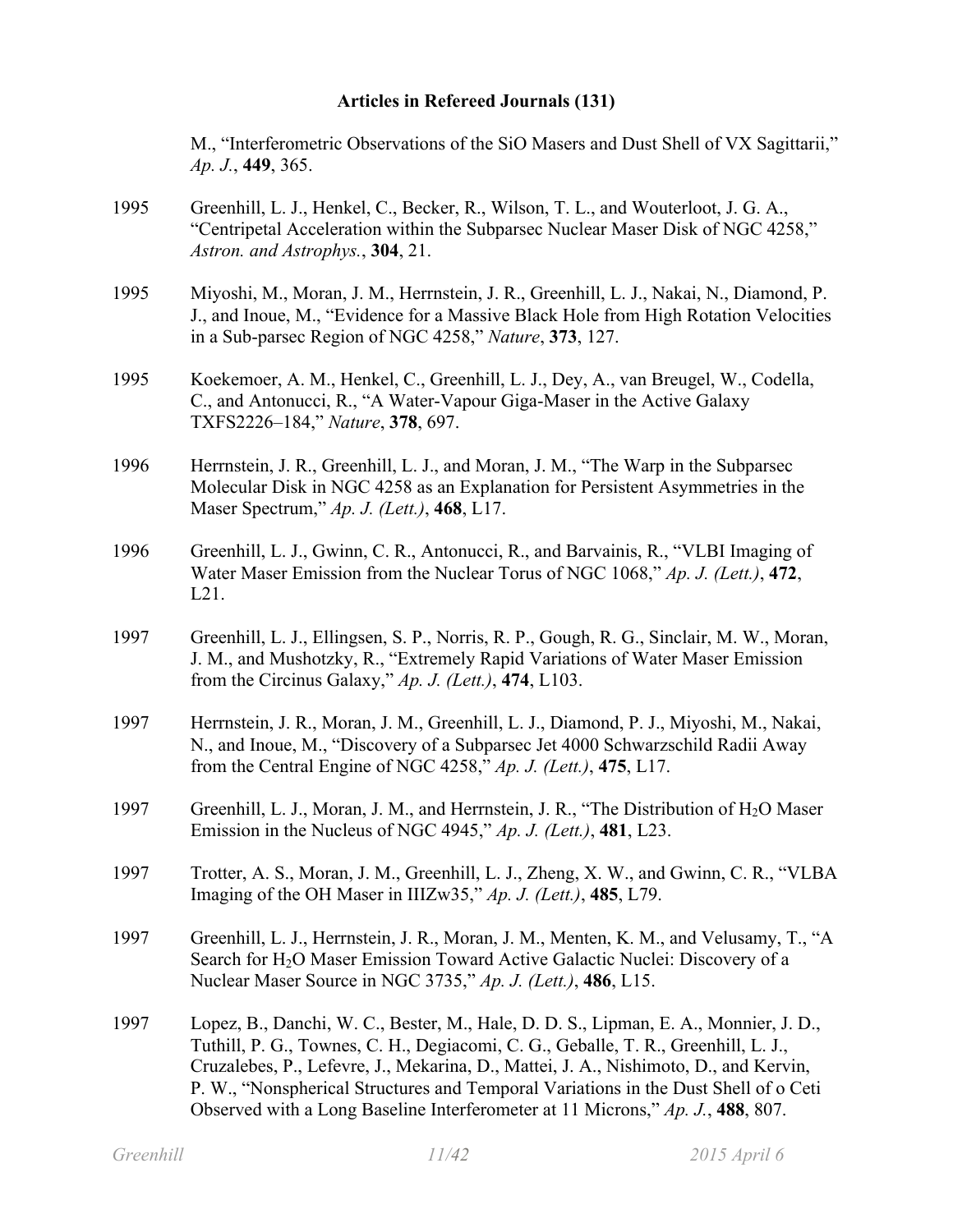## Articles in Refereed Journals (131)

M., "Interferometric Observations of the SiO Masers and Dust Shell of VX Sagittarii," *Ap. J.*, **449**, 365.

1995 Greenhill, L. J., Henkel, C., Becker, R., Wilson, T. L., and Wouterloot, J. G. A., "Centripetal Acceleration within the Subparsec Nuclear Maser Disk of NGC 4258," *Astron. and Astrophys.*, **304**, 21.

1995 Miyoshi, M., Moran, J. M., Herrnstein, J. R., Greenhill, L. J., Nakai, N., Diamond, P. J., and Inoue, M., "Evidence for a Massive Black Hole from High Rotation Velocities in a Sub-parsec Region of NGC 4258," *Nature*, **373**, 127.

1995 Koekemoer, A. M., Henkel, C., Greenhill, L. J., Dey, A., van Breugel, W., Codella, C., and Antonucci, R., "A Water-Vapour Giga-Maser in the Active Galaxy TXFS2226–184," *Nature*, **378**, 697.

1996 Herrnstein, J. R., Greenhill, L. J., and Moran, J. M., "The Warp in the Subparsec Molecular Disk in NGC 4258 as an Explanation for Persistent Asymmetries in the Maser Spectrum," *Ap. J. (Lett.)*, **468**, L17.

1996 Greenhill, L. J., Gwinn, C. R., Antonucci, R., and Barvainis, R., "VLBI Imaging of Water Maser Emission from the Nuclear Torus of NGC 1068," *Ap. J. (Lett.)*, **472**, L21.

1997 Greenhill, L. J., Ellingsen, S. P., Norris, R. P., Gough, R. G., Sinclair, M. W., Moran, J. M., and Mushotzky, R., "Extremely Rapid Variations of Water Maser Emission from the Circinus Galaxy," *Ap. J. (Lett.)*, **474**, L103.

1997 Herrnstein, J. R., Moran, J. M., Greenhill, L. J., Diamond, P. J., Miyoshi, M., Nakai, N., and Inoue, M., "Discovery of a Subparsec Jet 4000 Schwarzschild Radii Away from the Central Engine of NGC 4258," *Ap. J. (Lett.)*, **475**, L17.

1997 Greenhill, L. J., Moran, J. M., and Herrnstein, J. R., "The Distribution of $H_2O$ Maser Emission in the Nucleus of NGC 4945," *Ap. J. (Lett.)*, **481**, L23.

1997 Trotter, A. S., Moran, J. M., Greenhill, L. J., Zheng, X. W., and Gwinn, C. R., "VLBA Imaging of the OH Maser in IIIZw35," *Ap. J. (Lett.)*, **485**, L79.

1997 Greenhill, L. J., Herrnstein, J. R., Moran, J. M., Menten, K. M., and Velusamy, T., "A Search for $H_2O$ Maser Emission Toward Active Galactic Nuclei: Discovery of a Nuclear Maser Source in NGC 3735," *Ap. J. (Lett.)*, **486**, L15.

1997 Lopez, B., Danchi, W. C., Bester, M., Hale, D. D. S., Lipman, E. A., Monnier, J. D., Tuthill, P. G., Townes, C. H., Degiacomi, C. G., Geballe, T. R., Greenhill, L. J., Cruzalebes, P., Lefevre, J., Mekarina, D., Mattei, J. A., Nishimoto, D., and Kervin, P. W., "Nonspherical Structures and Temporal Variations in the Dust Shell of o Ceti Observed with a Long Baseline Interferometer at 11 Microns," *Ap. J.*, **488**, 807.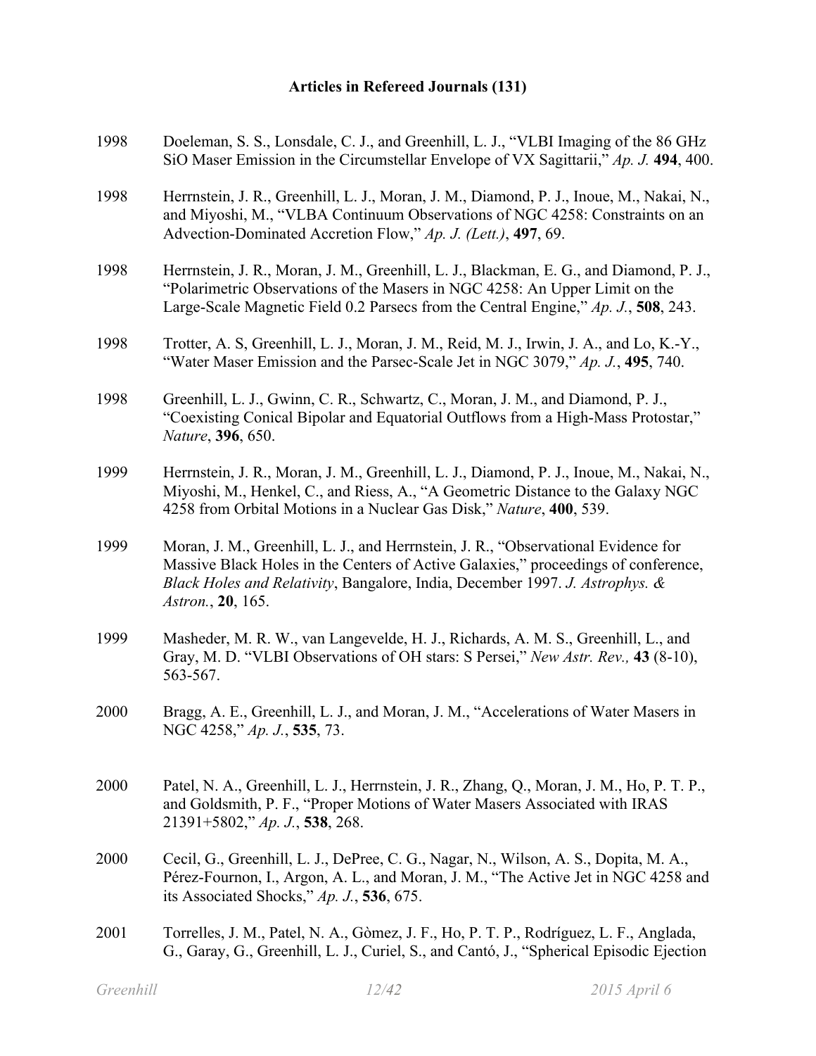### Articles in Refereed Journals (131)

1998 Doeleman, S. S., Lonsdale, C. J., and Greenhill, L. J., "VLBI Imaging of the 86 GHz SiO Maser Emission in the Circumstellar Envelope of VX Sagittarii," *Ap. J.* **494**, 400.

1998 Herrnstein, J. R., Greenhill, L. J., Moran, J. M., Diamond, P. J., Inoue, M., Nakai, N., and Miyoshi, M., "VLBA Continuum Observations of NGC 4258: Constraints on an Advection-Dominated Accretion Flow," *Ap. J. (Lett.)*, **497**, 69.

1998 Herrnstein, J. R., Moran, J. M., Greenhill, L. J., Blackman, E. G., and Diamond, P. J., "Polarimetric Observations of the Masers in NGC 4258: An Upper Limit on the Large-Scale Magnetic Field 0.2 Parsecs from the Central Engine," *Ap. J.*, **508**, 243.

1998 Trotter, A. S, Greenhill, L. J., Moran, J. M., Reid, M. J., Irwin, J. A., and Lo, K.-Y., "Water Maser Emission and the Parsec-Scale Jet in NGC 3079," *Ap. J.*, **495**, 740.

1998 Greenhill, L. J., Gwinn, C. R., Schwartz, C., Moran, J. M., and Diamond, P. J., "Coexisting Conical Bipolar and Equatorial Outflows from a High-Mass Protostar," *Nature*, **396**, 650.

1999 Herrnstein, J. R., Moran, J. M., Greenhill, L. J., Diamond, P. J., Inoue, M., Nakai, N., Miyoshi, M., Henkel, C., and Riess, A., "A Geometric Distance to the Galaxy NGC 4258 from Orbital Motions in a Nuclear Gas Disk," *Nature*, **400**, 539.

1999 Moran, J. M., Greenhill, L. J., and Herrnstein, J. R., "Observational Evidence for Massive Black Holes in the Centers of Active Galaxies," proceedings of conference, *Black Holes and Relativity*, Bangalore, India, December 1997. *J. Astrophys. & Astron.*, **20**, 165.

1999 Masheder, M. R. W., van Langevelde, H. J., Richards, A. M. S., Greenhill, L., and Gray, M. D. "VLBI Observations of OH stars: S Persei," *New Astr. Rev.,* **43** (8-10), 563-567.

2000 Bragg, A. E., Greenhill, L. J., and Moran, J. M., "Accelerations of Water Masers in NGC 4258," *Ap. J.*, **535**, 73.

2000 Patel, N. A., Greenhill, L. J., Herrnstein, J. R., Zhang, Q., Moran, J. M., Ho, P. T. P., and Goldsmith, P. F., "Proper Motions of Water Masers Associated with IRAS 21391+5802," *Ap. J.*, **538**, 268.

2000 Cecil, G., Greenhill, L. J., DePree, C. G., Nagar, N., Wilson, A. S., Dopita, M. A., Pérez-Fournon, I., Argon, A. L., and Moran, J. M., "The Active Jet in NGC 4258 and its Associated Shocks," *Ap. J.*, **536**, 675.

2001 Torrelles, J. M., Patel, N. A., Gòmez, J. F., Ho, P. T. P., Rodríguez, L. F., Anglada, G., Garay, G., Greenhill, L. J., Curiel, S., and Cantó, J., "Spherical Episodic Ejection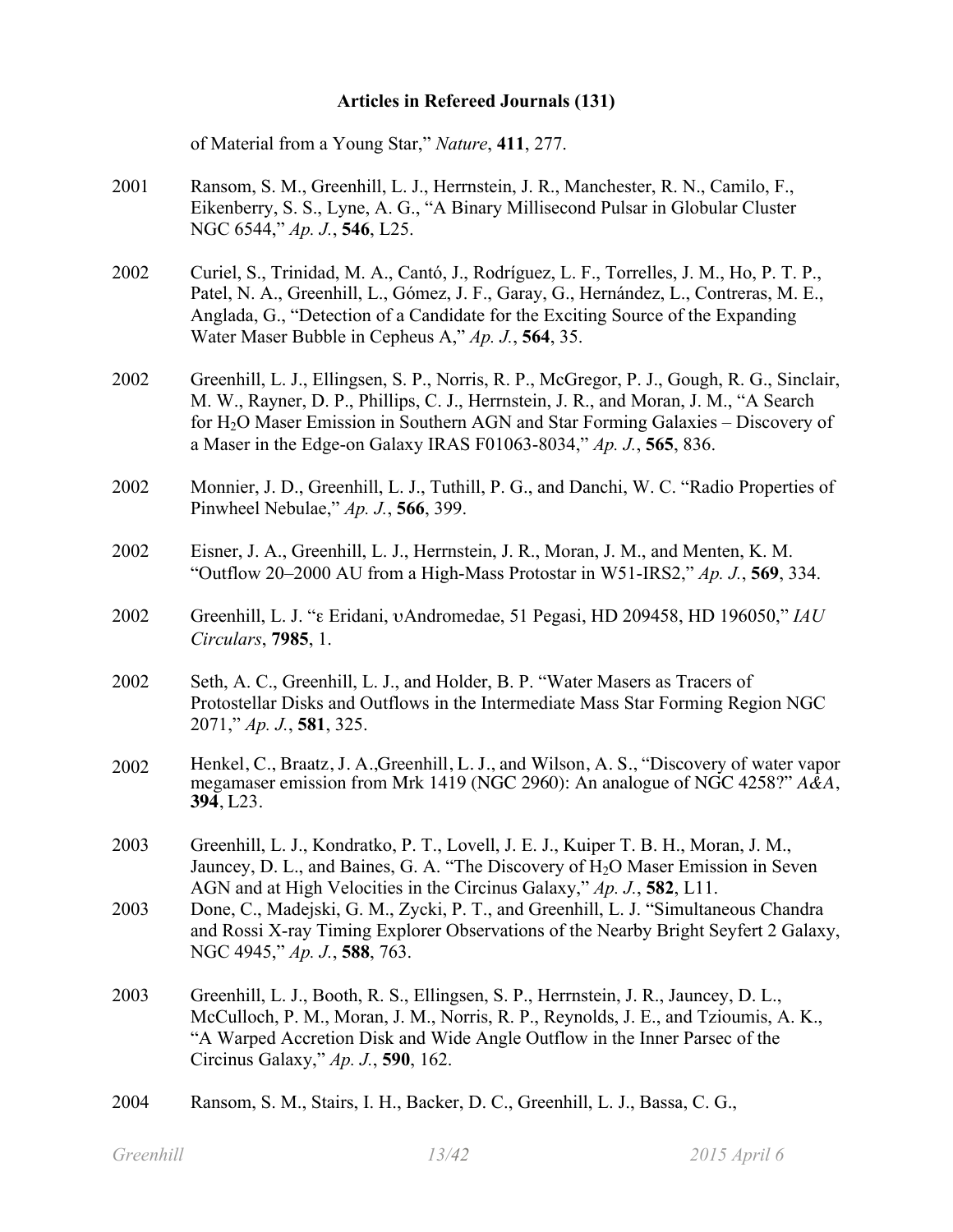**Articles in Refereed Journals (131)**

of Material from a Young Star," *Nature*, **411**, 277.

2001 Ransom, S. M., Greenhill, L. J., Herrnstein, J. R., Manchester, R. N., Camilo, F., Eikenberry, S. S., Lyne, A. G., "A Binary Millisecond Pulsar in Globular Cluster NGC 6544," *Ap. J.*, **546**, L25.

2002 Curiel, S., Trinidad, M. A., Cantó, J., Rodríguez, L. F., Torrelles, J. M., Ho, P. T. P., Patel, N. A., Greenhill, L., Gómez, J. F., Garay, G., Hernández, L., Contreras, M. E., Anglada, G., "Detection of a Candidate for the Exciting Source of the Expanding Water Maser Bubble in Cepheus A," *Ap. J.*, **564**, 35.

2002 Greenhill, L. J., Ellingsen, S. P., Norris, R. P., McGregor, P. J., Gough, R. G., Sinclair, M. W., Rayner, D. P., Phillips, C. J., Herrnstein, J. R., and Moran, J. M., "A Search for $H_2O$ Maser Emission in Southern AGN and Star Forming Galaxies – Discovery of a Maser in the Edge-on Galaxy IRAS F01063-8034," *Ap. J.*, **565**, 836.

2002 Monnier, J. D., Greenhill, L. J., Tuthill, P. G., and Danchi, W. C. "Radio Properties of Pinwheel Nebulae," *Ap. J.*, **566**, 399.

2002 Eisner, J. A., Greenhill, L. J., Herrnstein, J. R., Moran, J. M., and Menten, K. M. "Outflow 20–2000 AU from a High-Mass Protostar in W51-IRS2," *Ap. J.*, **569**, 334.

2002 Greenhill, L. J. "ε Eridani, υAndromedae, 51 Pegasi, HD 209458, HD 196050," *IAU Circulars*, **7985**, 1.

2002 Seth, A. C., Greenhill, L. J., and Holder, B. P. "Water Masers as Tracers of Protostellar Disks and Outflows in the Intermediate Mass Star Forming Region NGC 2071," *Ap. J.*, **581**, 325.

2002 Henkel, C., Braatz, J. A.,Greenhill, L. J., and Wilson, A. S., "Discovery of water vapor megamaser emission from Mrk 1419 (NGC 2960): An analogue of NGC 4258?" *A&A*, **394**, L23.

2003 Greenhill, L. J., Kondratko, P. T., Lovell, J. E. J., Kuiper T. B. H., Moran, J. M., Jauncey, D. L., and Baines, G. A. "The Discovery of $H_2O$ Maser Emission in Seven AGN and at High Velocities in the Circinus Galaxy," *Ap. J.*, **582**, L11.

2003 Done, C., Madejski, G. M., Zycki, P. T., and Greenhill, L. J. "Simultaneous Chandra and Rossi X-ray Timing Explorer Observations of the Nearby Bright Seyfert 2 Galaxy, NGC 4945," *Ap. J.*, **588**, 763.

2003 Greenhill, L. J., Booth, R. S., Ellingsen, S. P., Herrnstein, J. R., Jauncey, D. L., McCulloch, P. M., Moran, J. M., Norris, R. P., Reynolds, J. E., and Tzioumis, A. K., "A Warped Accretion Disk and Wide Angle Outflow in the Inner Parsec of the Circinus Galaxy," *Ap. J.*, **590**, 162.

2004 Ransom, S. M., Stairs, I. H., Backer, D. C., Greenhill, L. J., Bassa, C. G.,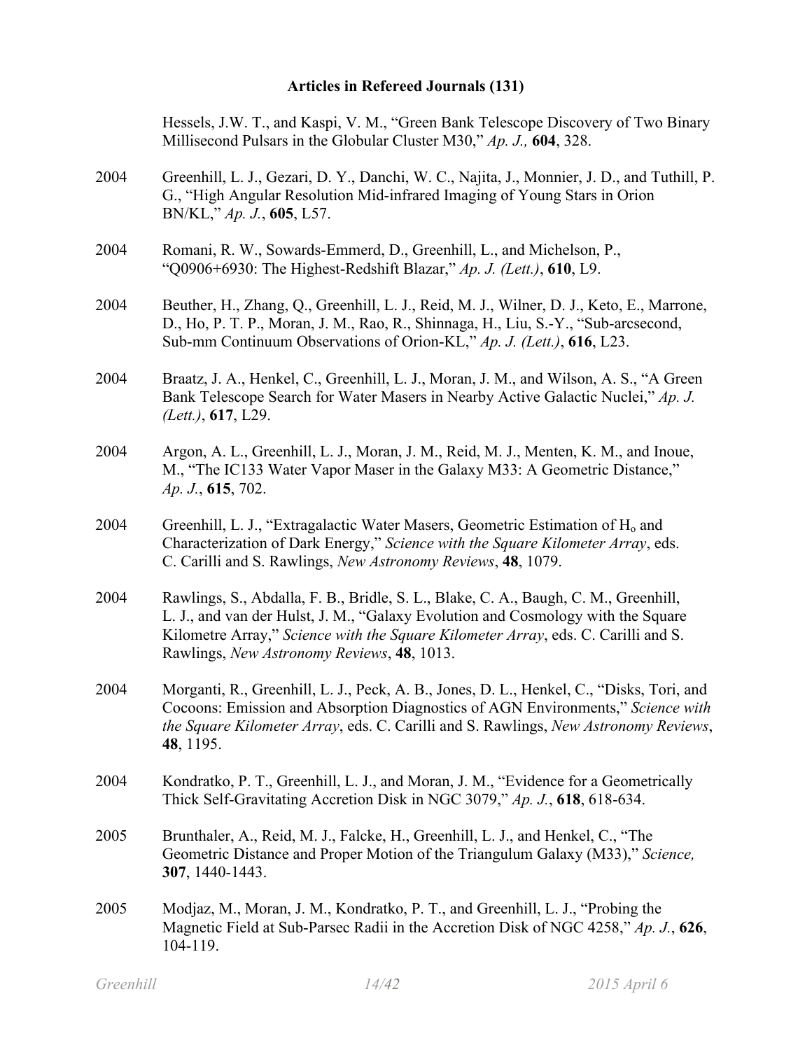**Articles in Refereed Journals (131)**

Hessels, J.W. T., and Kaspi, V. M., "Green Bank Telescope Discovery of Two Binary Millisecond Pulsars in the Globular Cluster M30," *Ap. J.,* **604**, 328.

2004 Greenhill, L. J., Gezari, D. Y., Danchi, W. C., Najita, J., Monnier, J. D., and Tuthill, P. G., "High Angular Resolution Mid-infrared Imaging of Young Stars in Orion BN/KL," *Ap. J.*, **605**, L57.

2004 Romani, R. W., Sowards-Emmerd, D., Greenhill, L., and Michelson, P., "Q0906+6930: The Highest-Redshift Blazar," *Ap. J. (Lett.)*, **610**, L9.

2004 Beuther, H., Zhang, Q., Greenhill, L. J., Reid, M. J., Wilner, D. J., Keto, E., Marrone, D., Ho, P. T. P., Moran, J. M., Rao, R., Shinnaga, H., Liu, S.-Y., "Sub-arcsecond, Sub-mm Continuum Observations of Orion-KL," *Ap. J. (Lett.)*, **616**, L23.

2004 Braatz, J. A., Henkel, C., Greenhill, L. J., Moran, J. M., and Wilson, A. S., "A Green Bank Telescope Search for Water Masers in Nearby Active Galactic Nuclei," *Ap. J. (Lett.)*, **617**, L29.

2004 Argon, A. L., Greenhill, L. J., Moran, J. M., Reid, M. J., Menten, K. M., and Inoue, M., "The IC133 Water Vapor Maser in the Galaxy M33: A Geometric Distance," *Ap. J.*, **615**, 702.

2004 Greenhill, L. J., "Extragalactic Water Masers, Geometric Estimation of $H_o$ and Characterization of Dark Energy," *Science with the Square Kilometer Array*, eds. C. Carilli and S. Rawlings, *New Astronomy Reviews*, **48**, 1079.

2004 Rawlings, S., Abdalla, F. B., Bridle, S. L., Blake, C. A., Baugh, C. M., Greenhill, L. J., and van der Hulst, J. M., "Galaxy Evolution and Cosmology with the Square Kilometre Array," *Science with the Square Kilometer Array*, eds. C. Carilli and S. Rawlings, *New Astronomy Reviews*, **48**, 1013.

2004 Morganti, R., Greenhill, L. J., Peck, A. B., Jones, D. L., Henkel, C., "Disks, Tori, and Cocoons: Emission and Absorption Diagnostics of AGN Environments," *Science with the Square Kilometer Array*, eds. C. Carilli and S. Rawlings, *New Astronomy Reviews*, **48**, 1195.

2004 Kondratko, P. T., Greenhill, L. J., and Moran, J. M., "Evidence for a Geometrically Thick Self-Gravitating Accretion Disk in NGC 3079," *Ap. J.*, **618**, 618-634.

2005 Brunthaler, A., Reid, M. J., Falcke, H., Greenhill, L. J., and Henkel, C., "The Geometric Distance and Proper Motion of the Triangulum Galaxy (M33)," *Science,* **307**, 1440-1443.

2005 Modjaz, M., Moran, J. M., Kondratko, P. T., and Greenhill, L. J., "Probing the Magnetic Field at Sub-Parsec Radii in the Accretion Disk of NGC 4258," *Ap. J.*, **626**, 104-119.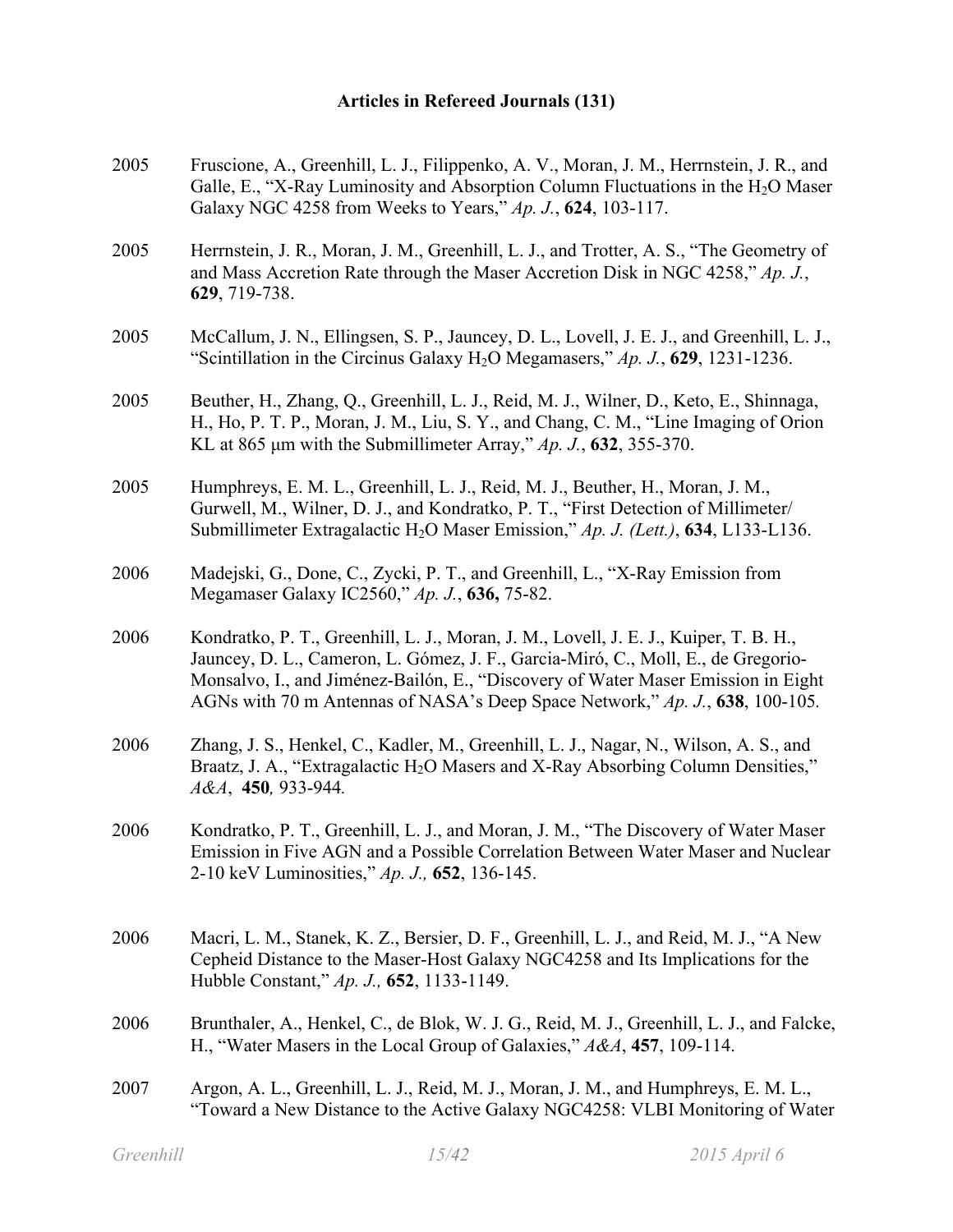## Articles in Refereed Journals (131)

2005 Fruscione, A., Greenhill, L. J., Filippenko, A. V., Moran, J. M., Herrnstein, J. R., and Galle, E., "X-Ray Luminosity and Absorption Column Fluctuations in the $H_2O$ Maser Galaxy NGC 4258 from Weeks to Years," *Ap. J.*, **624**, 103-117.

2005 Herrnstein, J. R., Moran, J. M., Greenhill, L. J., and Trotter, A. S., "The Geometry of and Mass Accretion Rate through the Maser Accretion Disk in NGC 4258," *Ap. J.*, **629**, 719-738.

2005 McCallum, J. N., Ellingsen, S. P., Jauncey, D. L., Lovell, J. E. J., and Greenhill, L. J., "Scintillation in the Circinus Galaxy $H_2O$ Megamasers," *Ap. J.*, **629**, 1231-1236.

2005 Beuther, H., Zhang, Q., Greenhill, L. J., Reid, M. J., Wilner, D., Keto, E., Shinnaga, H., Ho, P. T. P., Moran, J. M., Liu, S. Y., and Chang, C. M., "Line Imaging of Orion KL at 865 μm with the Submillimeter Array," *Ap. J.*, **632**, 355-370.

2005 Humphreys, E. M. L., Greenhill, L. J., Reid, M. J., Beuther, H., Moran, J. M., Gurwell, M., Wilner, D. J., and Kondratko, P. T., "First Detection of Millimeter/ Submillimeter Extragalactic $H_2O$ Maser Emission," *Ap. J. (Lett.)*, **634**, L133-L136.

2006 Madejski, G., Done, C., Zycki, P. T., and Greenhill, L., "X-Ray Emission from Megamaser Galaxy IC2560," *Ap. J.*, **636,** 75-82.

2006 Kondratko, P. T., Greenhill, L. J., Moran, J. M., Lovell, J. E. J., Kuiper, T. B. H., Jauncey, D. L., Cameron, L. Gómez, J. F., Garcia-Miró, C., Moll, E., de Gregorio-Monsalvo, I., and Jiménez-Bailón, E., "Discovery of Water Maser Emission in Eight AGNs with 70 m Antennas of NASA's Deep Space Network," *Ap. J.*, **638**, 100-105*.*

2006 Zhang, J. S., Henkel, C., Kadler, M., Greenhill, L. J., Nagar, N., Wilson, A. S., and Braatz, J. A., "Extragalactic $H_2O$ Masers and X-Ray Absorbing Column Densities," *A&A*, **450***,* 933-944*.*

2006 Kondratko, P. T., Greenhill, L. J., and Moran, J. M., "The Discovery of Water Maser Emission in Five AGN and a Possible Correlation Between Water Maser and Nuclear 2-10 keV Luminosities," *Ap. J.,* **652**, 136-145.

2006 Macri, L. M., Stanek, K. Z., Bersier, D. F., Greenhill, L. J., and Reid, M. J., "A New Cepheid Distance to the Maser-Host Galaxy NGC4258 and Its Implications for the Hubble Constant," *Ap. J.,* **652**, 1133-1149.

2006 Brunthaler, A., Henkel, C., de Blok, W. J. G., Reid, M. J., Greenhill, L. J., and Falcke, H., "Water Masers in the Local Group of Galaxies," *A&A*, **457**, 109-114.

2007 Argon, A. L., Greenhill, L. J., Reid, M. J., Moran, J. M., and Humphreys, E. M. L., "Toward a New Distance to the Active Galaxy NGC4258: VLBI Monitoring of Water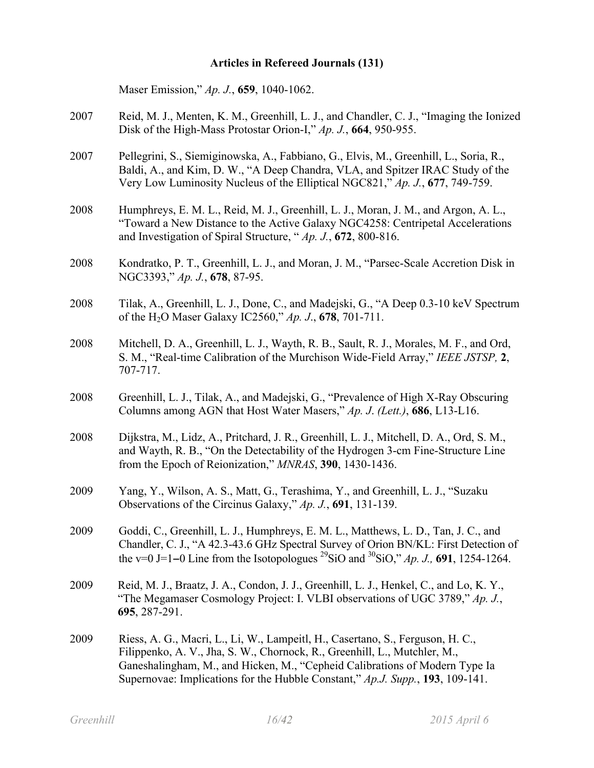**Articles in Refereed Journals (131)**

Maser Emission," *Ap. J.*, **659**, 1040-1062.

2007 Reid, M. J., Menten, K. M., Greenhill, L. J., and Chandler, C. J., "Imaging the Ionized Disk of the High-Mass Protostar Orion-I," *Ap. J.*, **664**, 950-955.

2007 Pellegrini, S., Siemiginowska, A., Fabbiano, G., Elvis, M., Greenhill, L., Soria, R., Baldi, A., and Kim, D. W., "A Deep Chandra, VLA, and Spitzer IRAC Study of the Very Low Luminosity Nucleus of the Elliptical NGC821," *Ap. J.*, **677**, 749-759.

2008 Humphreys, E. M. L., Reid, M. J., Greenhill, L. J., Moran, J. M., and Argon, A. L., "Toward a New Distance to the Active Galaxy NGC4258: Centripetal Accelerations and Investigation of Spiral Structure, " *Ap. J.*, **672**, 800-816.

2008 Kondratko, P. T., Greenhill, L. J., and Moran, J. M., "Parsec-Scale Accretion Disk in NGC3393," *Ap. J.*, **678**, 87-95.

2008 Tilak, A., Greenhill, L. J., Done, C., and Madejski, G., "A Deep 0.3-10 keV Spectrum of the $H_2O$ Maser Galaxy IC2560," *Ap. J.*, **678**, 701-711.

2008 Mitchell, D. A., Greenhill, L. J., Wayth, R. B., Sault, R. J., Morales, M. F., and Ord, S. M., "Real-time Calibration of the Murchison Wide-Field Array," *IEEE JSTSP,* **2**, 707-717.

2008 Greenhill, L. J., Tilak, A., and Madejski, G., "Prevalence of High X-Ray Obscuring Columns among AGN that Host Water Masers," *Ap. J. (Lett.)*, **686**, L13-L16.

2008 Dijkstra, M., Lidz, A., Pritchard, J. R., Greenhill, L. J., Mitchell, D. A., Ord, S. M., and Wayth, R. B., "On the Detectability of the Hydrogen 3-cm Fine-Structure Line from the Epoch of Reionization," *MNRAS*, **390**, 1430-1436.

2009 Yang, Y., Wilson, A. S., Matt, G., Terashima, Y., and Greenhill, L. J., "Suzaku Observations of the Circinus Galaxy," *Ap. J.*, **691**, 131-139.

2009 Goddi, C., Greenhill, L. J., Humphreys, E. M. L., Matthews, L. D., Tan, J. C., and Chandler, C. J., "A 42.3-43.6 GHz Spectral Survey of Orion BN/KL: First Detection of the v=0 J=1−0 Line from the Isotopologues $^{29}SiO$ and $^{30}SiO$," *Ap. J.,* **691**, 1254-1264.

2009 Reid, M. J., Braatz, J. A., Condon, J. J., Greenhill, L. J., Henkel, C., and Lo, K. Y., "The Megamaser Cosmology Project: I. VLBI observations of UGC 3789," *Ap. J.*, **695**, 287-291.

2009 Riess, A. G., Macri, L., Li, W., Lampeitl, H., Casertano, S., Ferguson, H. C., Filippenko, A. V., Jha, S. W., Chornock, R., Greenhill, L., Mutchler, M., Ganeshalingham, M., and Hicken, M., "Cepheid Calibrations of Modern Type Ia Supernovae: Implications for the Hubble Constant," *Ap.J. Supp.*, **193**, 109-141.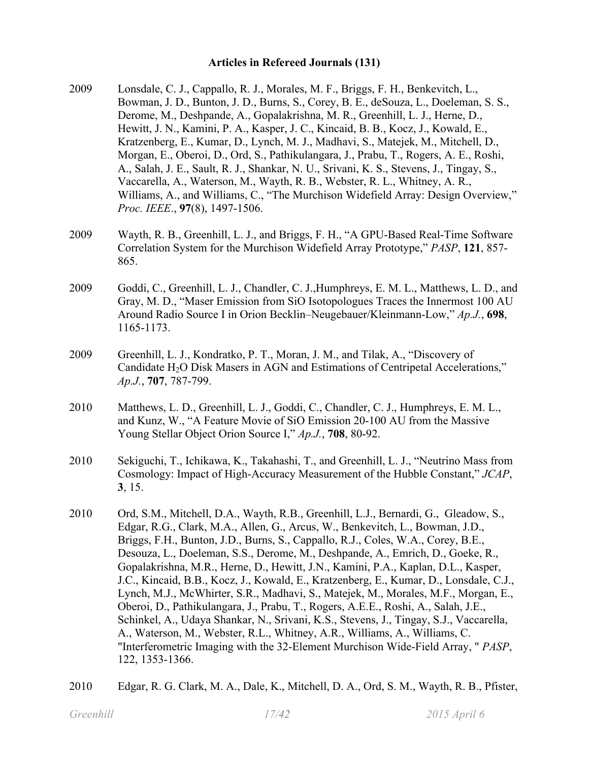## Articles in Refereed Journals (131)

2009 Lonsdale, C. J., Cappallo, R. J., Morales, M. F., Briggs, F. H., Benkevitch, L., Bowman, J. D., Bunton, J. D., Burns, S., Corey, B. E., deSouza, L., Doeleman, S. S., Derome, M., Deshpande, A., Gopalakrishna, M. R., Greenhill, L. J., Herne, D., Hewitt, J. N., Kamini, P. A., Kasper, J. C., Kincaid, B. B., Kocz, J., Kowald, E., Kratzenberg, E., Kumar, D., Lynch, M. J., Madhavi, S., Matejek, M., Mitchell, D., Morgan, E., Oberoi, D., Ord, S., Pathikulangara, J., Prabu, T., Rogers, A. E., Roshi, A., Salah, J. E., Sault, R. J., Shankar, N. U., Srivani, K. S., Stevens, J., Tingay, S., Vaccarella, A., Waterson, M., Wayth, R. B., Webster, R. L., Whitney, A. R., Williams, A., and Williams, C., "The Murchison Widefield Array: Design Overview," *Proc. IEEE.*, **97**(8), 1497-1506.

2009 Wayth, R. B., Greenhill, L. J., and Briggs, F. H., "A GPU-Based Real-Time Software Correlation System for the Murchison Widefield Array Prototype," *PASP*, **121**, 857-865.

2009 Goddi, C., Greenhill, L. J., Chandler, C. J.,Humphreys, E. M. L., Matthews, L. D., and Gray, M. D., "Maser Emission from SiO Isotopologues Traces the Innermost 100 AU Around Radio Source I in Orion Becklin–Neugebauer/Kleinmann-Low," *Ap.J.*, **698**, 1165-1173.

2009 Greenhill, L. J., Kondratko, P. T., Moran, J. M., and Tilak, A., "Discovery of Candidate $H_2O$ Disk Masers in AGN and Estimations of Centripetal Accelerations," *Ap.J.*, **707**, 787-799.

2010 Matthews, L. D., Greenhill, L. J., Goddi, C., Chandler, C. J., Humphreys, E. M. L., and Kunz, W., "A Feature Movie of SiO Emission 20-100 AU from the Massive Young Stellar Object Orion Source I," *Ap.J.*, **708**, 80-92.

2010 Sekiguchi, T., Ichikawa, K., Takahashi, T., and Greenhill, L. J., "Neutrino Mass from Cosmology: Impact of High-Accuracy Measurement of the Hubble Constant," *JCAP*, **3**, 15.

2010 Ord, S.M., Mitchell, D.A., Wayth, R.B., Greenhill, L.J., Bernardi, G., Gleadow, S., Edgar, R.G., Clark, M.A., Allen, G., Arcus, W., Benkevitch, L., Bowman, J.D., Briggs, F.H., Bunton, J.D., Burns, S., Cappallo, R.J., Coles, W.A., Corey, B.E., Desouza, L., Doeleman, S.S., Derome, M., Deshpande, A., Emrich, D., Goeke, R., Gopalakrishna, M.R., Herne, D., Hewitt, J.N., Kamini, P.A., Kaplan, D.L., Kasper, J.C., Kincaid, B.B., Kocz, J., Kowald, E., Kratzenberg, E., Kumar, D., Lonsdale, C.J., Lynch, M.J., McWhirter, S.R., Madhavi, S., Matejek, M., Morales, M.F., Morgan, E., Oberoi, D., Pathikulangara, J., Prabu, T., Rogers, A.E.E., Roshi, A., Salah, J.E., Schinkel, A., Udaya Shankar, N., Srivani, K.S., Stevens, J., Tingay, S.J., Vaccarella, A., Waterson, M., Webster, R.L., Whitney, A.R., Williams, A., Williams, C. "Interferometric Imaging with the 32-Element Murchison Wide-Field Array, " *PASP*, 122, 1353-1366.

2010 Edgar, R. G. Clark, M. A., Dale, K., Mitchell, D. A., Ord, S. M., Wayth, R. B., Pfister,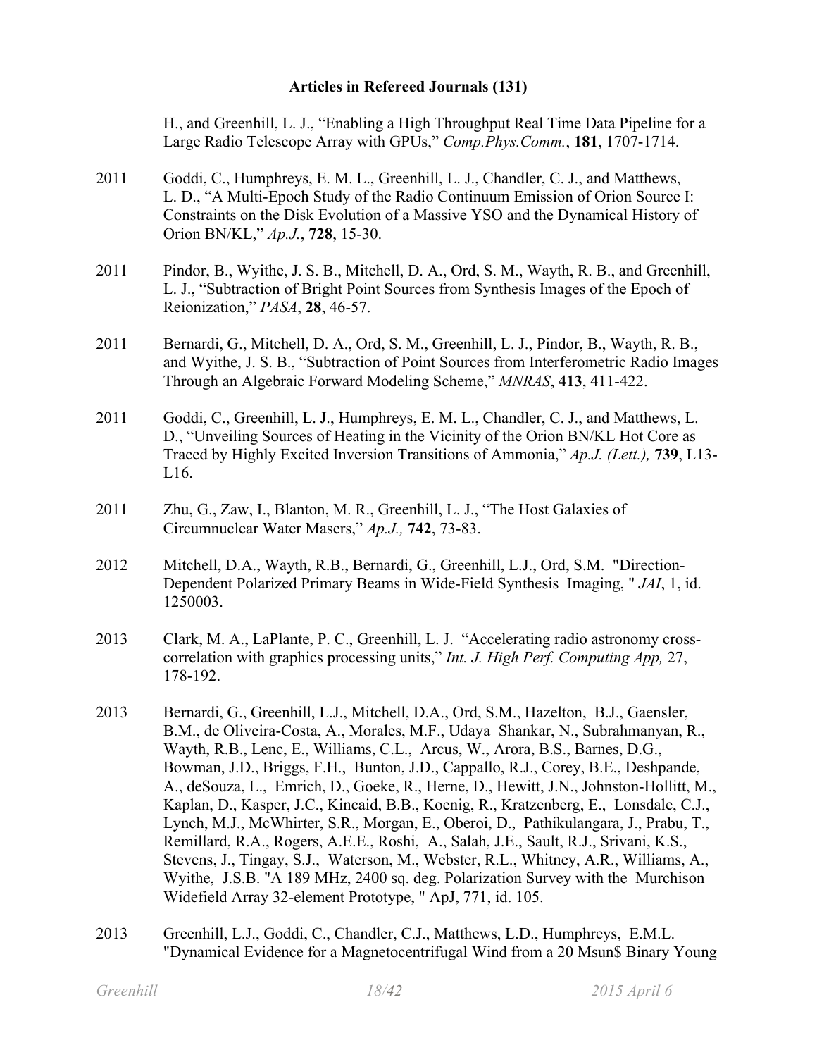**Articles in Refereed Journals (131)**

H., and Greenhill, L. J., "Enabling a High Throughput Real Time Data Pipeline for a Large Radio Telescope Array with GPUs," *Comp.Phys.Comm.*, **181**, 1707-1714.

2011 Goddi, C., Humphreys, E. M. L., Greenhill, L. J., Chandler, C. J., and Matthews, L. D., "A Multi-Epoch Study of the Radio Continuum Emission of Orion Source I: Constraints on the Disk Evolution of a Massive YSO and the Dynamical History of Orion BN/KL," *Ap.J.*, **728**, 15-30.

2011 Pindor, B., Wyithe, J. S. B., Mitchell, D. A., Ord, S. M., Wayth, R. B., and Greenhill, L. J., "Subtraction of Bright Point Sources from Synthesis Images of the Epoch of Reionization," *PASA*, **28**, 46-57.

2011 Bernardi, G., Mitchell, D. A., Ord, S. M., Greenhill, L. J., Pindor, B., Wayth, R. B., and Wyithe, J. S. B., "Subtraction of Point Sources from Interferometric Radio Images Through an Algebraic Forward Modeling Scheme," *MNRAS*, **413**, 411-422.

2011 Goddi, C., Greenhill, L. J., Humphreys, E. M. L., Chandler, C. J., and Matthews, L. D., "Unveiling Sources of Heating in the Vicinity of the Orion BN/KL Hot Core as Traced by Highly Excited Inversion Transitions of Ammonia," *Ap.J. (Lett.),* **739**, L13-L16.

2011 Zhu, G., Zaw, I., Blanton, M. R., Greenhill, L. J., "The Host Galaxies of Circumnuclear Water Masers," *Ap.J.,* **742**, 73-83.

2012 Mitchell, D.A., Wayth, R.B., Bernardi, G., Greenhill, L.J., Ord, S.M. "Direction-Dependent Polarized Primary Beams in Wide-Field Synthesis Imaging, " *JAI*, 1, id. 1250003.

2013 Clark, M. A., LaPlante, P. C., Greenhill, L. J. "Accelerating radio astronomy cross-correlation with graphics processing units," *Int. J. High Perf. Computing App,* 27, 178-192.

2013 Bernardi, G., Greenhill, L.J., Mitchell, D.A., Ord, S.M., Hazelton, B.J., Gaensler, B.M., de Oliveira-Costa, A., Morales, M.F., Udaya Shankar, N., Subrahmanyan, R., Wayth, R.B., Lenc, E., Williams, C.L., Arcus, W., Arora, B.S., Barnes, D.G., Bowman, J.D., Briggs, F.H., Bunton, J.D., Cappallo, R.J., Corey, B.E., Deshpande, A., deSouza, L., Emrich, D., Goeke, R., Herne, D., Hewitt, J.N., Johnston-Hollitt, M., Kaplan, D., Kasper, J.C., Kincaid, B.B., Koenig, R., Kratzenberg, E., Lonsdale, C.J., Lynch, M.J., McWhirter, S.R., Morgan, E., Oberoi, D., Pathikulangara, J., Prabu, T., Remillard, R.A., Rogers, A.E.E., Roshi, A., Salah, J.E., Sault, R.J., Srivani, K.S., Stevens, J., Tingay, S.J., Waterson, M., Webster, R.L., Whitney, A.R., Williams, A., Wyithe, J.S.B. "A 189 MHz, 2400 sq. deg. Polarization Survey with the Murchison Widefield Array 32-element Prototype, " ApJ, 771, id. 105.

2013 Greenhill, L.J., Goddi, C., Chandler, C.J., Matthews, L.D., Humphreys, E.M.L. "Dynamical Evidence for a Magnetocentrifugal Wind from a 20 Msun$ Binary Young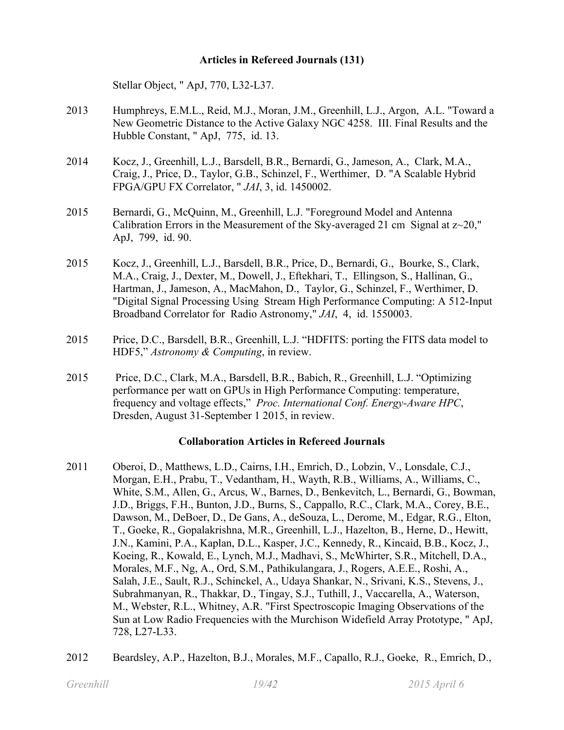**Articles in Refereed Journals (131)**

Stellar Object, " ApJ, 770, L32-L37.

2013 Humphreys, E.M.L., Reid, M.J., Moran, J.M., Greenhill, L.J., Argon, A.L. "Toward a New Geometric Distance to the Active Galaxy NGC 4258. III. Final Results and the Hubble Constant, " ApJ, 775, id. 13.

2014 Kocz, J., Greenhill, L.J., Barsdell, B.R., Bernardi, G., Jameson, A., Clark, M.A., Craig, J., Price, D., Taylor, G.B., Schinzel, F., Werthimer, D. "A Scalable Hybrid FPGA/GPU FX Correlator, " *JAI*, 3, id. 1450002.

2015 Bernardi, G., McQuinn, M., Greenhill, L.J. "Foreground Model and Antenna Calibration Errors in the Measurement of the Sky-averaged 21 cm Signal at z~20," ApJ, 799, id. 90.

2015 Kocz, J., Greenhill, L.J., Barsdell, B.R., Price, D., Bernardi, G., Bourke, S., Clark, M.A., Craig, J., Dexter, M., Dowell, J., Eftekhari, T., Ellingson, S., Hallinan, G., Hartman, J., Jameson, A., MacMahon, D., Taylor, G., Schinzel, F., Werthimer, D. "Digital Signal Processing Using Stream High Performance Computing: A 512-Input Broadband Correlator for Radio Astronomy," *JAI*, 4, id. 1550003.

2015 Price, D.C., Barsdell, B.R., Greenhill, L.J. "HDFITS: porting the FITS data model to HDF5," *Astronomy & Computing*, in review.

2015 Price, D.C., Clark, M.A., Barsdell, B.R., Babich, R., Greenhill, L.J. "Optimizing performance per watt on GPUs in High Performance Computing: temperature, frequency and voltage effects," *Proc. International Conf. Energy-Aware HPC*, Dresden, August 31-September 1 2015, in review.

**Collaboration Articles in Refereed Journals**

2011 Oberoi, D., Matthews, L.D., Cairns, I.H., Emrich, D., Lobzin, V., Lonsdale, C.J., Morgan, E.H., Prabu, T., Vedantham, H., Wayth, R.B., Williams, A., Williams, C., White, S.M., Allen, G., Arcus, W., Barnes, D., Benkevitch, L., Bernardi, G., Bowman, J.D., Briggs, F.H., Bunton, J.D., Burns, S., Cappallo, R.C., Clark, M.A., Corey, B.E., Dawson, M., DeBoer, D., De Gans, A., deSouza, L., Derome, M., Edgar, R.G., Elton, T., Goeke, R., Gopalakrishna, M.R., Greenhill, L.J., Hazelton, B., Herne, D., Hewitt, J.N., Kamini, P.A., Kaplan, D.L., Kasper, J.C., Kennedy, R., Kincaid, B.B., Kocz, J., Koeing, R., Kowald, E., Lynch, M.J., Madhavi, S., McWhirter, S.R., Mitchell, D.A., Morales, M.F., Ng, A., Ord, S.M., Pathikulangara, J., Rogers, A.E.E., Roshi, A., Salah, J.E., Sault, R.J., Schinckel, A., Udaya Shankar, N., Srivani, K.S., Stevens, J., Subrahmanyan, R., Thakkar, D., Tingay, S.J., Tuthill, J., Vaccarella, A., Waterson, M., Webster, R.L., Whitney, A.R. "First Spectroscopic Imaging Observations of the Sun at Low Radio Frequencies with the Murchison Widefield Array Prototype, " ApJ, 728, L27-L33.

2012 Beardsley, A.P., Hazelton, B.J., Morales, M.F., Capallo, R.J., Goeke, R., Emrich, D.,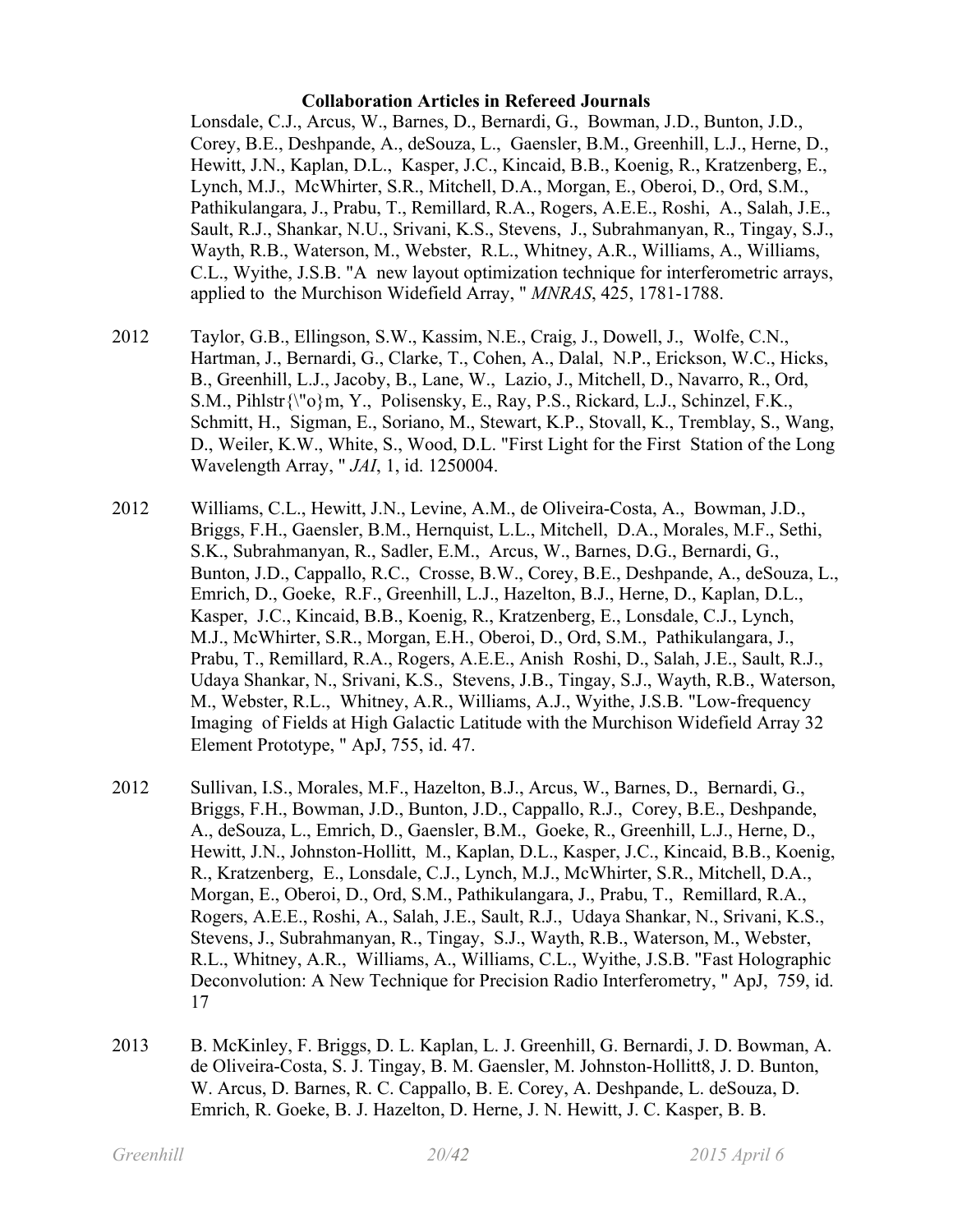**Collaboration Articles in Refereed Journals**

Lonsdale, C.J., Arcus, W., Barnes, D., Bernardi, G., Bowman, J.D., Bunton, J.D., Corey, B.E., Deshpande, A., deSouza, L., Gaensler, B.M., Greenhill, L.J., Herne, D., Hewitt, J.N., Kaplan, D.L., Kasper, J.C., Kincaid, B.B., Koenig, R., Kratzenberg, E., Lynch, M.J., McWhirter, S.R., Mitchell, D.A., Morgan, E., Oberoi, D., Ord, S.M., Pathikulangara, J., Prabu, T., Remillard, R.A., Rogers, A.E.E., Roshi, A., Salah, J.E., Sault, R.J., Shankar, N.U., Srivani, K.S., Stevens, J., Subrahmanyan, R., Tingay, S.J., Wayth, R.B., Waterson, M., Webster, R.L., Whitney, A.R., Williams, A., Williams, C.L., Wyithe, J.S.B. "A new layout optimization technique for interferometric arrays, applied to the Murchison Widefield Array, " *MNRAS*, 425, 1781-1788.

2012 Taylor, G.B., Ellingson, S.W., Kassim, N.E., Craig, J., Dowell, J., Wolfe, C.N., Hartman, J., Bernardi, G., Clarke, T., Cohen, A., Dalal, N.P., Erickson, W.C., Hicks, B., Greenhill, L.J., Jacoby, B., Lane, W., Lazio, J., Mitchell, D., Navarro, R., Ord, S.M., Pihlstr{\"o}m, Y., Polisensky, E., Ray, P.S., Rickard, L.J., Schinzel, F.K., Schmitt, H., Sigman, E., Soriano, M., Stewart, K.P., Stovall, K., Tremblay, S., Wang, D., Weiler, K.W., White, S., Wood, D.L. "First Light for the First Station of the Long Wavelength Array, " *JAI*, 1, id. 1250004.

2012 Williams, C.L., Hewitt, J.N., Levine, A.M., de Oliveira-Costa, A., Bowman, J.D., Briggs, F.H., Gaensler, B.M., Hernquist, L.L., Mitchell, D.A., Morales, M.F., Sethi, S.K., Subrahmanyan, R., Sadler, E.M., Arcus, W., Barnes, D.G., Bernardi, G., Bunton, J.D., Cappallo, R.C., Crosse, B.W., Corey, B.E., Deshpande, A., deSouza, L., Emrich, D., Goeke, R.F., Greenhill, L.J., Hazelton, B.J., Herne, D., Kaplan, D.L., Kasper, J.C., Kincaid, B.B., Koenig, R., Kratzenberg, E., Lonsdale, C.J., Lynch, M.J., McWhirter, S.R., Morgan, E.H., Oberoi, D., Ord, S.M., Pathikulangara, J., Prabu, T., Remillard, R.A., Rogers, A.E.E., Anish Roshi, D., Salah, J.E., Sault, R.J., Udaya Shankar, N., Srivani, K.S., Stevens, J.B., Tingay, S.J., Wayth, R.B., Waterson, M., Webster, R.L., Whitney, A.R., Williams, A.J., Wyithe, J.S.B. "Low-frequency Imaging of Fields at High Galactic Latitude with the Murchison Widefield Array 32 Element Prototype, " ApJ, 755, id. 47.

2012 Sullivan, I.S., Morales, M.F., Hazelton, B.J., Arcus, W., Barnes, D., Bernardi, G., Briggs, F.H., Bowman, J.D., Bunton, J.D., Cappallo, R.J., Corey, B.E., Deshpande, A., deSouza, L., Emrich, D., Gaensler, B.M., Goeke, R., Greenhill, L.J., Herne, D., Hewitt, J.N., Johnston-Hollitt, M., Kaplan, D.L., Kasper, J.C., Kincaid, B.B., Koenig, R., Kratzenberg, E., Lonsdale, C.J., Lynch, M.J., McWhirter, S.R., Mitchell, D.A., Morgan, E., Oberoi, D., Ord, S.M., Pathikulangara, J., Prabu, T., Remillard, R.A., Rogers, A.E.E., Roshi, A., Salah, J.E., Sault, R.J., Udaya Shankar, N., Srivani, K.S., Stevens, J., Subrahmanyan, R., Tingay, S.J., Wayth, R.B., Waterson, M., Webster, R.L., Whitney, A.R., Williams, A., Williams, C.L., Wyithe, J.S.B. "Fast Holographic Deconvolution: A New Technique for Precision Radio Interferometry, " ApJ, 759, id. 17

2013 B. McKinley, F. Briggs, D. L. Kaplan, L. J. Greenhill, G. Bernardi, J. D. Bowman, A. de Oliveira-Costa, S. J. Tingay, B. M. Gaensler, M. Johnston-Hollitt8, J. D. Bunton, W. Arcus, D. Barnes, R. C. Cappallo, B. E. Corey, A. Deshpande, L. deSouza, D. Emrich, R. Goeke, B. J. Hazelton, D. Herne, J. N. Hewitt, J. C. Kasper, B. B.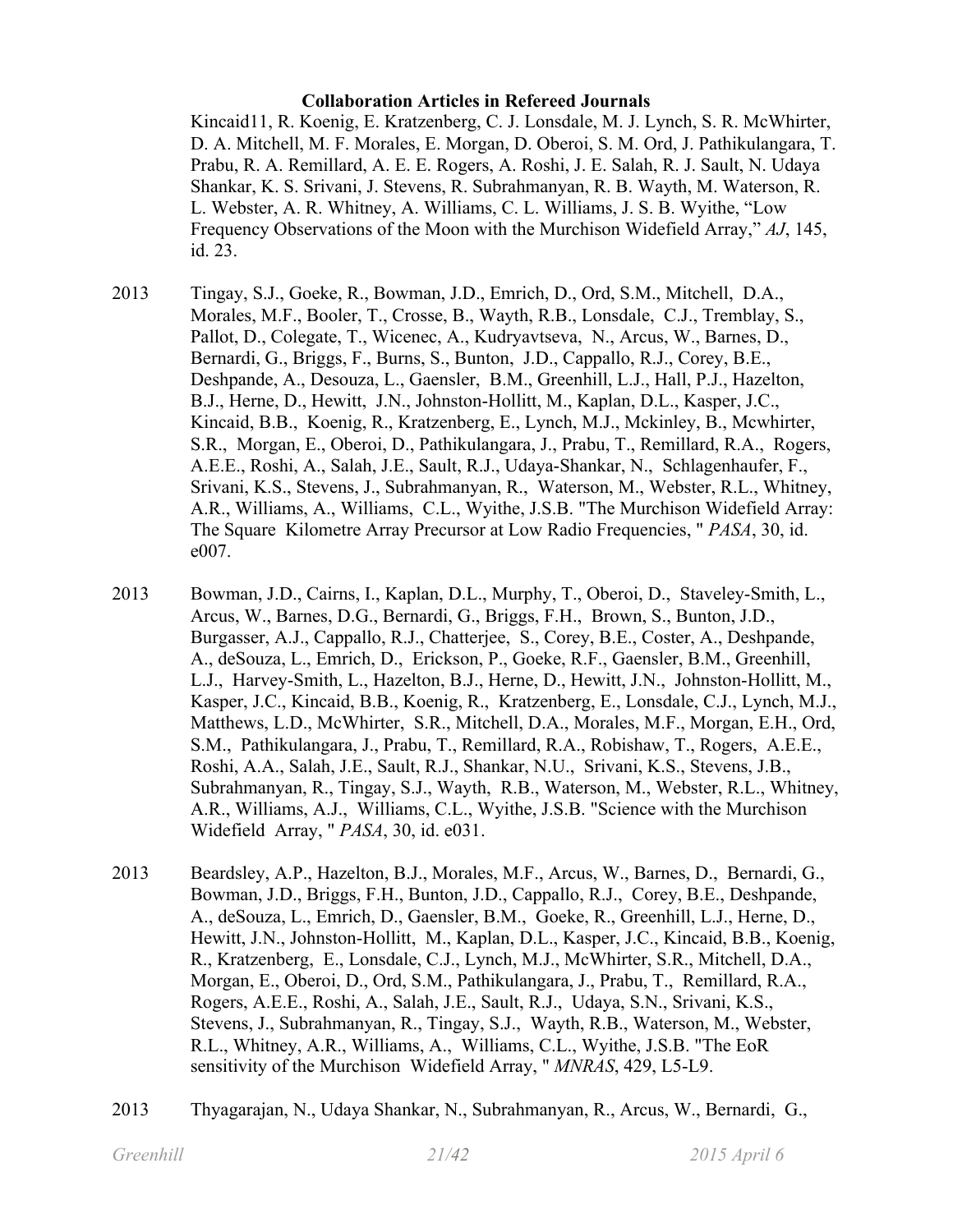**Collaboration Articles in Refereed Journals**

Kincaid11, R. Koenig, E. Kratzenberg, C. J. Lonsdale, M. J. Lynch, S. R. McWhirter, D. A. Mitchell, M. F. Morales, E. Morgan, D. Oberoi, S. M. Ord, J. Pathikulangara, T. Prabu, R. A. Remillard, A. E. E. Rogers, A. Roshi, J. E. Salah, R. J. Sault, N. Udaya Shankar, K. S. Srivani, J. Stevens, R. Subrahmanyan, R. B. Wayth, M. Waterson, R. L. Webster, A. R. Whitney, A. Williams, C. L. Williams, J. S. B. Wyithe, "Low Frequency Observations of the Moon with the Murchison Widefield Array," *AJ*, 145, id. 23.

2013 Tingay, S.J., Goeke, R., Bowman, J.D., Emrich, D., Ord, S.M., Mitchell, D.A., Morales, M.F., Booler, T., Crosse, B., Wayth, R.B., Lonsdale, C.J., Tremblay, S., Pallot, D., Colegate, T., Wicenec, A., Kudryavtseva, N., Arcus, W., Barnes, D., Bernardi, G., Briggs, F., Burns, S., Bunton, J.D., Cappallo, R.J., Corey, B.E., Deshpande, A., Desouza, L., Gaensler, B.M., Greenhill, L.J., Hall, P.J., Hazelton, B.J., Herne, D., Hewitt, J.N., Johnston-Hollitt, M., Kaplan, D.L., Kasper, J.C., Kincaid, B.B., Koenig, R., Kratzenberg, E., Lynch, M.J., Mckinley, B., Mcwhirter, S.R., Morgan, E., Oberoi, D., Pathikulangara, J., Prabu, T., Remillard, R.A., Rogers, A.E.E., Roshi, A., Salah, J.E., Sault, R.J., Udaya-Shankar, N., Schlagenhaufer, F., Srivani, K.S., Stevens, J., Subrahmanyan, R., Waterson, M., Webster, R.L., Whitney, A.R., Williams, A., Williams, C.L., Wyithe, J.S.B. "The Murchison Widefield Array: The Square Kilometre Array Precursor at Low Radio Frequencies, " *PASA*, 30, id. e007.

2013 Bowman, J.D., Cairns, I., Kaplan, D.L., Murphy, T., Oberoi, D., Staveley-Smith, L., Arcus, W., Barnes, D.G., Bernardi, G., Briggs, F.H., Brown, S., Bunton, J.D., Burgasser, A.J., Cappallo, R.J., Chatterjee, S., Corey, B.E., Coster, A., Deshpande, A., deSouza, L., Emrich, D., Erickson, P., Goeke, R.F., Gaensler, B.M., Greenhill, L.J., Harvey-Smith, L., Hazelton, B.J., Herne, D., Hewitt, J.N., Johnston-Hollitt, M., Kasper, J.C., Kincaid, B.B., Koenig, R., Kratzenberg, E., Lonsdale, C.J., Lynch, M.J., Matthews, L.D., McWhirter, S.R., Mitchell, D.A., Morales, M.F., Morgan, E.H., Ord, S.M., Pathikulangara, J., Prabu, T., Remillard, R.A., Robishaw, T., Rogers, A.E.E., Roshi, A.A., Salah, J.E., Sault, R.J., Shankar, N.U., Srivani, K.S., Stevens, J.B., Subrahmanyan, R., Tingay, S.J., Wayth, R.B., Waterson, M., Webster, R.L., Whitney, A.R., Williams, A.J., Williams, C.L., Wyithe, J.S.B. "Science with the Murchison Widefield Array, " *PASA*, 30, id. e031.

2013 Beardsley, A.P., Hazelton, B.J., Morales, M.F., Arcus, W., Barnes, D., Bernardi, G., Bowman, J.D., Briggs, F.H., Bunton, J.D., Cappallo, R.J., Corey, B.E., Deshpande, A., deSouza, L., Emrich, D., Gaensler, B.M., Goeke, R., Greenhill, L.J., Herne, D., Hewitt, J.N., Johnston-Hollitt, M., Kaplan, D.L., Kasper, J.C., Kincaid, B.B., Koenig, R., Kratzenberg, E., Lonsdale, C.J., Lynch, M.J., McWhirter, S.R., Mitchell, D.A., Morgan, E., Oberoi, D., Ord, S.M., Pathikulangara, J., Prabu, T., Remillard, R.A., Rogers, A.E.E., Roshi, A., Salah, J.E., Sault, R.J., Udaya, S.N., Srivani, K.S., Stevens, J., Subrahmanyan, R., Tingay, S.J., Wayth, R.B., Waterson, M., Webster, R.L., Whitney, A.R., Williams, A., Williams, C.L., Wyithe, J.S.B. "The EoR sensitivity of the Murchison Widefield Array, " *MNRAS*, 429, L5-L9.

2013 Thyagarajan, N., Udaya Shankar, N., Subrahmanyan, R., Arcus, W., Bernardi, G.,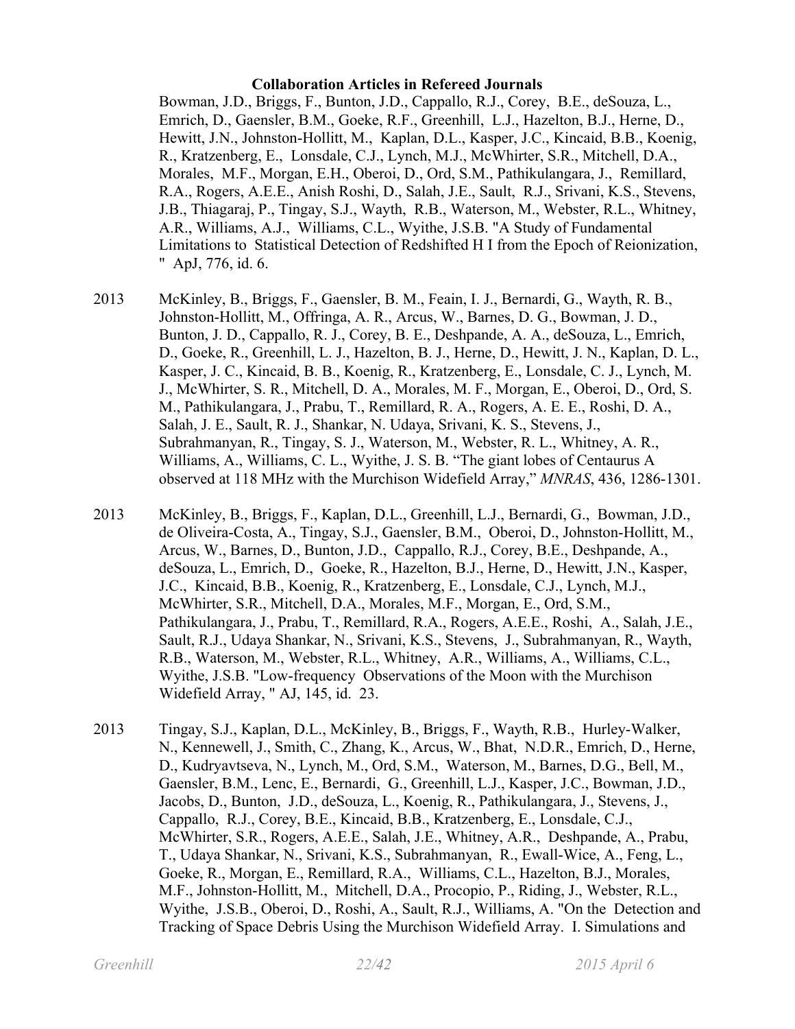**Collaboration Articles in Refereed Journals**

Bowman, J.D., Briggs, F., Bunton, J.D., Cappallo, R.J., Corey, B.E., deSouza, L., Emrich, D., Gaensler, B.M., Goeke, R.F., Greenhill, L.J., Hazelton, B.J., Herne, D., Hewitt, J.N., Johnston-Hollitt, M., Kaplan, D.L., Kasper, J.C., Kincaid, B.B., Koenig, R., Kratzenberg, E., Lonsdale, C.J., Lynch, M.J., McWhirter, S.R., Mitchell, D.A., Morales, M.F., Morgan, E.H., Oberoi, D., Ord, S.M., Pathikulangara, J., Remillard, R.A., Rogers, A.E.E., Anish Roshi, D., Salah, J.E., Sault, R.J., Srivani, K.S., Stevens, J.B., Thiagaraj, P., Tingay, S.J., Wayth, R.B., Waterson, M., Webster, R.L., Whitney, A.R., Williams, A.J., Williams, C.L., Wyithe, J.S.B. "A Study of Fundamental Limitations to Statistical Detection of Redshifted H I from the Epoch of Reionization, " ApJ, 776, id. 6.

2013 McKinley, B., Briggs, F., Gaensler, B. M., Feain, I. J., Bernardi, G., Wayth, R. B., Johnston-Hollitt, M., Offringa, A. R., Arcus, W., Barnes, D. G., Bowman, J. D., Bunton, J. D., Cappallo, R. J., Corey, B. E., Deshpande, A. A., deSouza, L., Emrich, D., Goeke, R., Greenhill, L. J., Hazelton, B. J., Herne, D., Hewitt, J. N., Kaplan, D. L., Kasper, J. C., Kincaid, B. B., Koenig, R., Kratzenberg, E., Lonsdale, C. J., Lynch, M. J., McWhirter, S. R., Mitchell, D. A., Morales, M. F., Morgan, E., Oberoi, D., Ord, S. M., Pathikulangara, J., Prabu, T., Remillard, R. A., Rogers, A. E. E., Roshi, D. A., Salah, J. E., Sault, R. J., Shankar, N. Udaya, Srivani, K. S., Stevens, J., Subrahmanyan, R., Tingay, S. J., Waterson, M., Webster, R. L., Whitney, A. R., Williams, A., Williams, C. L., Wyithe, J. S. B. "The giant lobes of Centaurus A observed at 118 MHz with the Murchison Widefield Array," *MNRAS*, 436, 1286-1301.

2013 McKinley, B., Briggs, F., Kaplan, D.L., Greenhill, L.J., Bernardi, G., Bowman, J.D., de Oliveira-Costa, A., Tingay, S.J., Gaensler, B.M., Oberoi, D., Johnston-Hollitt, M., Arcus, W., Barnes, D., Bunton, J.D., Cappallo, R.J., Corey, B.E., Deshpande, A., deSouza, L., Emrich, D., Goeke, R., Hazelton, B.J., Herne, D., Hewitt, J.N., Kasper, J.C., Kincaid, B.B., Koenig, R., Kratzenberg, E., Lonsdale, C.J., Lynch, M.J., McWhirter, S.R., Mitchell, D.A., Morales, M.F., Morgan, E., Ord, S.M., Pathikulangara, J., Prabu, T., Remillard, R.A., Rogers, A.E.E., Roshi, A., Salah, J.E., Sault, R.J., Udaya Shankar, N., Srivani, K.S., Stevens, J., Subrahmanyan, R., Wayth, R.B., Waterson, M., Webster, R.L., Whitney, A.R., Williams, A., Williams, C.L., Wyithe, J.S.B. "Low-frequency Observations of the Moon with the Murchison Widefield Array, " AJ, 145, id. 23.

2013 Tingay, S.J., Kaplan, D.L., McKinley, B., Briggs, F., Wayth, R.B., Hurley-Walker, N., Kennewell, J., Smith, C., Zhang, K., Arcus, W., Bhat, N.D.R., Emrich, D., Herne, D., Kudryavtseva, N., Lynch, M., Ord, S.M., Waterson, M., Barnes, D.G., Bell, M., Gaensler, B.M., Lenc, E., Bernardi, G., Greenhill, L.J., Kasper, J.C., Bowman, J.D., Jacobs, D., Bunton, J.D., deSouza, L., Koenig, R., Pathikulangara, J., Stevens, J., Cappallo, R.J., Corey, B.E., Kincaid, B.B., Kratzenberg, E., Lonsdale, C.J., McWhirter, S.R., Rogers, A.E.E., Salah, J.E., Whitney, A.R., Deshpande, A., Prabu, T., Udaya Shankar, N., Srivani, K.S., Subrahmanyan, R., Ewall-Wice, A., Feng, L., Goeke, R., Morgan, E., Remillard, R.A., Williams, C.L., Hazelton, B.J., Morales, M.F., Johnston-Hollitt, M., Mitchell, D.A., Procopio, P., Riding, J., Webster, R.L., Wyithe, J.S.B., Oberoi, D., Roshi, A., Sault, R.J., Williams, A. "On the Detection and Tracking of Space Debris Using the Murchison Widefield Array. I. Simulations and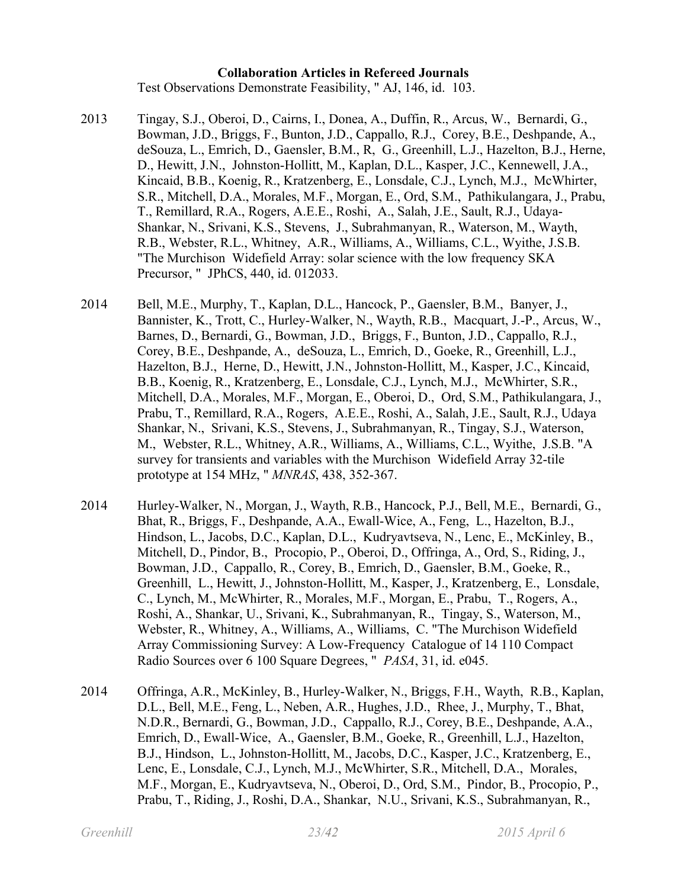**Collaboration Articles in Refereed Journals**

Test Observations Demonstrate Feasibility, " AJ, 146, id. 103.

2013 Tingay, S.J., Oberoi, D., Cairns, I., Donea, A., Duffin, R., Arcus, W., Bernardi, G., Bowman, J.D., Briggs, F., Bunton, J.D., Cappallo, R.J., Corey, B.E., Deshpande, A., deSouza, L., Emrich, D., Gaensler, B.M., R, G., Greenhill, L.J., Hazelton, B.J., Herne, D., Hewitt, J.N., Johnston-Hollitt, M., Kaplan, D.L., Kasper, J.C., Kennewell, J.A., Kincaid, B.B., Koenig, R., Kratzenberg, E., Lonsdale, C.J., Lynch, M.J., McWhirter, S.R., Mitchell, D.A., Morales, M.F., Morgan, E., Ord, S.M., Pathikulangara, J., Prabu, T., Remillard, R.A., Rogers, A.E.E., Roshi, A., Salah, J.E., Sault, R.J., Udaya-Shankar, N., Srivani, K.S., Stevens, J., Subrahmanyan, R., Waterson, M., Wayth, R.B., Webster, R.L., Whitney, A.R., Williams, A., Williams, C.L., Wyithe, J.S.B. "The Murchison Widefield Array: solar science with the low frequency SKA Precursor, " JPhCS, 440, id. 012033.

2014 Bell, M.E., Murphy, T., Kaplan, D.L., Hancock, P., Gaensler, B.M., Banyer, J., Bannister, K., Trott, C., Hurley-Walker, N., Wayth, R.B., Macquart, J.-P., Arcus, W., Barnes, D., Bernardi, G., Bowman, J.D., Briggs, F., Bunton, J.D., Cappallo, R.J., Corey, B.E., Deshpande, A., deSouza, L., Emrich, D., Goeke, R., Greenhill, L.J., Hazelton, B.J., Herne, D., Hewitt, J.N., Johnston-Hollitt, M., Kasper, J.C., Kincaid, B.B., Koenig, R., Kratzenberg, E., Lonsdale, C.J., Lynch, M.J., McWhirter, S.R., Mitchell, D.A., Morales, M.F., Morgan, E., Oberoi, D., Ord, S.M., Pathikulangara, J., Prabu, T., Remillard, R.A., Rogers, A.E.E., Roshi, A., Salah, J.E., Sault, R.J., Udaya Shankar, N., Srivani, K.S., Stevens, J., Subrahmanyan, R., Tingay, S.J., Waterson, M., Webster, R.L., Whitney, A.R., Williams, A., Williams, C.L., Wyithe, J.S.B. "A survey for transients and variables with the Murchison Widefield Array 32-tile prototype at 154 MHz, " *MNRAS*, 438, 352-367.

2014 Hurley-Walker, N., Morgan, J., Wayth, R.B., Hancock, P.J., Bell, M.E., Bernardi, G., Bhat, R., Briggs, F., Deshpande, A.A., Ewall-Wice, A., Feng, L., Hazelton, B.J., Hindson, L., Jacobs, D.C., Kaplan, D.L., Kudryavtseva, N., Lenc, E., McKinley, B., Mitchell, D., Pindor, B., Procopio, P., Oberoi, D., Offringa, A., Ord, S., Riding, J., Bowman, J.D., Cappallo, R., Corey, B., Emrich, D., Gaensler, B.M., Goeke, R., Greenhill, L., Hewitt, J., Johnston-Hollitt, M., Kasper, J., Kratzenberg, E., Lonsdale, C., Lynch, M., McWhirter, R., Morales, M.F., Morgan, E., Prabu, T., Rogers, A., Roshi, A., Shankar, U., Srivani, K., Subrahmanyan, R., Tingay, S., Waterson, M., Webster, R., Whitney, A., Williams, A., Williams, C. "The Murchison Widefield Array Commissioning Survey: A Low-Frequency Catalogue of 14 110 Compact Radio Sources over 6 100 Square Degrees, " *PASA*, 31, id. e045.

2014 Offringa, A.R., McKinley, B., Hurley-Walker, N., Briggs, F.H., Wayth, R.B., Kaplan, D.L., Bell, M.E., Feng, L., Neben, A.R., Hughes, J.D., Rhee, J., Murphy, T., Bhat, N.D.R., Bernardi, G., Bowman, J.D., Cappallo, R.J., Corey, B.E., Deshpande, A.A., Emrich, D., Ewall-Wice, A., Gaensler, B.M., Goeke, R., Greenhill, L.J., Hazelton, B.J., Hindson, L., Johnston-Hollitt, M., Jacobs, D.C., Kasper, J.C., Kratzenberg, E., Lenc, E., Lonsdale, C.J., Lynch, M.J., McWhirter, S.R., Mitchell, D.A., Morales, M.F., Morgan, E., Kudryavtseva, N., Oberoi, D., Ord, S.M., Pindor, B., Procopio, P., Prabu, T., Riding, J., Roshi, D.A., Shankar, N.U., Srivani, K.S., Subrahmanyan, R.,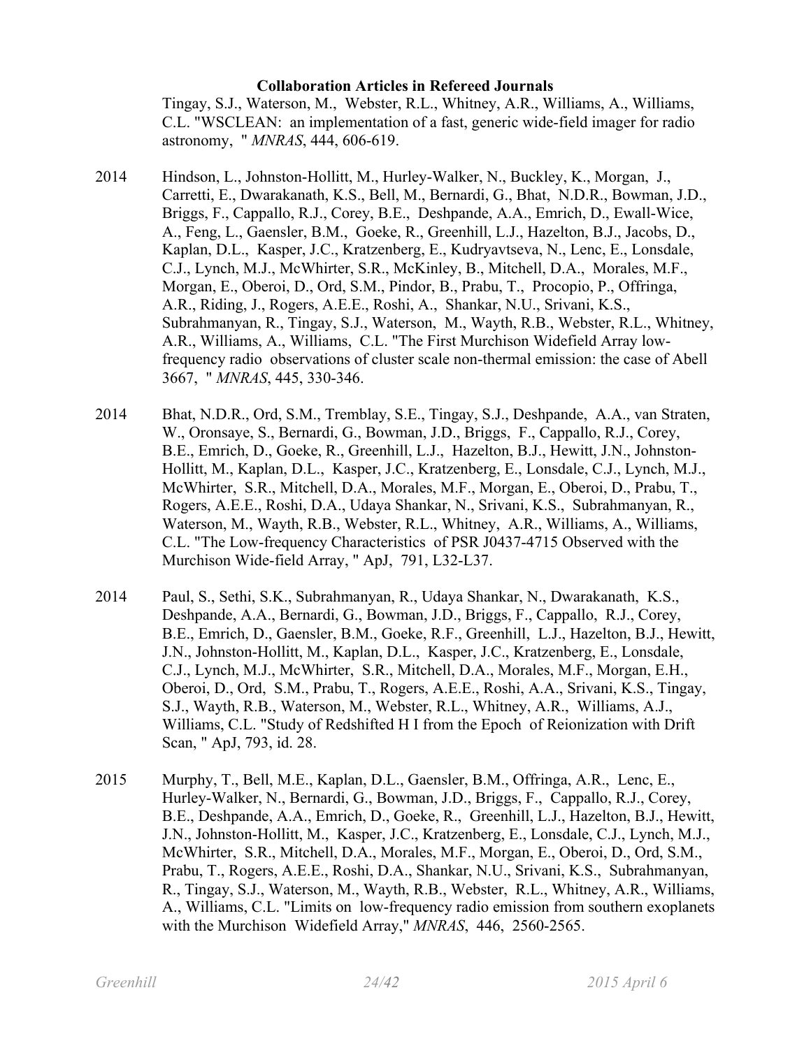**Collaboration Articles in Refereed Journals**

Tingay, S.J., Waterson, M., Webster, R.L., Whitney, A.R., Williams, A., Williams, C.L. "WSCLEAN: an implementation of a fast, generic wide-field imager for radio astronomy, " *MNRAS*, 444, 606-619.

2014 Hindson, L., Johnston-Hollitt, M., Hurley-Walker, N., Buckley, K., Morgan, J., Carretti, E., Dwarakanath, K.S., Bell, M., Bernardi, G., Bhat, N.D.R., Bowman, J.D., Briggs, F., Cappallo, R.J., Corey, B.E., Deshpande, A.A., Emrich, D., Ewall-Wice, A., Feng, L., Gaensler, B.M., Goeke, R., Greenhill, L.J., Hazelton, B.J., Jacobs, D., Kaplan, D.L., Kasper, J.C., Kratzenberg, E., Kudryavtseva, N., Lenc, E., Lonsdale, C.J., Lynch, M.J., McWhirter, S.R., McKinley, B., Mitchell, D.A., Morales, M.F., Morgan, E., Oberoi, D., Ord, S.M., Pindor, B., Prabu, T., Procopio, P., Offringa, A.R., Riding, J., Rogers, A.E.E., Roshi, A., Shankar, N.U., Srivani, K.S., Subrahmanyan, R., Tingay, S.J., Waterson, M., Wayth, R.B., Webster, R.L., Whitney, A.R., Williams, A., Williams, C.L. "The First Murchison Widefield Array low-frequency radio observations of cluster scale non-thermal emission: the case of Abell 3667, " *MNRAS*, 445, 330-346.

2014 Bhat, N.D.R., Ord, S.M., Tremblay, S.E., Tingay, S.J., Deshpande, A.A., van Straten, W., Oronsaye, S., Bernardi, G., Bowman, J.D., Briggs, F., Cappallo, R.J., Corey, B.E., Emrich, D., Goeke, R., Greenhill, L.J., Hazelton, B.J., Hewitt, J.N., Johnston-Hollitt, M., Kaplan, D.L., Kasper, J.C., Kratzenberg, E., Lonsdale, C.J., Lynch, M.J., McWhirter, S.R., Mitchell, D.A., Morales, M.F., Morgan, E., Oberoi, D., Prabu, T., Rogers, A.E.E., Roshi, D.A., Udaya Shankar, N., Srivani, K.S., Subrahmanyan, R., Waterson, M., Wayth, R.B., Webster, R.L., Whitney, A.R., Williams, A., Williams, C.L. "The Low-frequency Characteristics of PSR J0437-4715 Observed with the Murchison Wide-field Array, " ApJ, 791, L32-L37.

2014 Paul, S., Sethi, S.K., Subrahmanyan, R., Udaya Shankar, N., Dwarakanath, K.S., Deshpande, A.A., Bernardi, G., Bowman, J.D., Briggs, F., Cappallo, R.J., Corey, B.E., Emrich, D., Gaensler, B.M., Goeke, R.F., Greenhill, L.J., Hazelton, B.J., Hewitt, J.N., Johnston-Hollitt, M., Kaplan, D.L., Kasper, J.C., Kratzenberg, E., Lonsdale, C.J., Lynch, M.J., McWhirter, S.R., Mitchell, D.A., Morales, M.F., Morgan, E.H., Oberoi, D., Ord, S.M., Prabu, T., Rogers, A.E.E., Roshi, A.A., Srivani, K.S., Tingay, S.J., Wayth, R.B., Waterson, M., Webster, R.L., Whitney, A.R., Williams, A.J., Williams, C.L. "Study of Redshifted H I from the Epoch of Reionization with Drift Scan, " ApJ, 793, id. 28.

2015 Murphy, T., Bell, M.E., Kaplan, D.L., Gaensler, B.M., Offringa, A.R., Lenc, E., Hurley-Walker, N., Bernardi, G., Bowman, J.D., Briggs, F., Cappallo, R.J., Corey, B.E., Deshpande, A.A., Emrich, D., Goeke, R., Greenhill, L.J., Hazelton, B.J., Hewitt, J.N., Johnston-Hollitt, M., Kasper, J.C., Kratzenberg, E., Lonsdale, C.J., Lynch, M.J., McWhirter, S.R., Mitchell, D.A., Morales, M.F., Morgan, E., Oberoi, D., Ord, S.M., Prabu, T., Rogers, A.E.E., Roshi, D.A., Shankar, N.U., Srivani, K.S., Subrahmanyan, R., Tingay, S.J., Waterson, M., Wayth, R.B., Webster, R.L., Whitney, A.R., Williams, A., Williams, C.L. "Limits on low-frequency radio emission from southern exoplanets with the Murchison Widefield Array," *MNRAS*, 446, 2560-2565.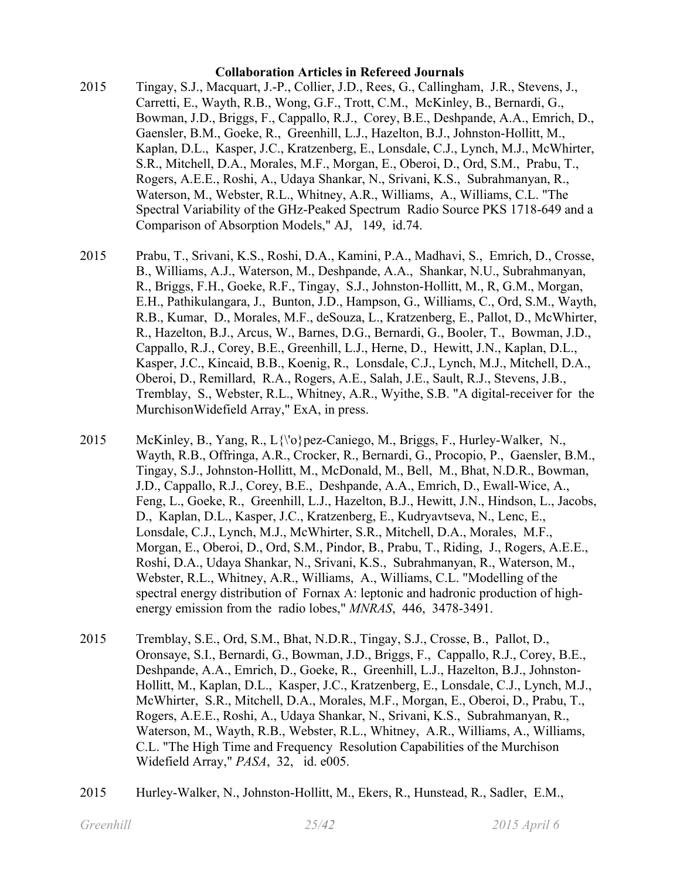**Collaboration Articles in Refereed Journals**

2015 Tingay, S.J., Macquart, J.-P., Collier, J.D., Rees, G., Callingham, J.R., Stevens, J., Carretti, E., Wayth, R.B., Wong, G.F., Trott, C.M., McKinley, B., Bernardi, G., Bowman, J.D., Briggs, F., Cappallo, R.J., Corey, B.E., Deshpande, A.A., Emrich, D., Gaensler, B.M., Goeke, R., Greenhill, L.J., Hazelton, B.J., Johnston-Hollitt, M., Kaplan, D.L., Kasper, J.C., Kratzenberg, E., Lonsdale, C.J., Lynch, M.J., McWhirter, S.R., Mitchell, D.A., Morales, M.F., Morgan, E., Oberoi, D., Ord, S.M., Prabu, T., Rogers, A.E.E., Roshi, A., Udaya Shankar, N., Srivani, K.S., Subrahmanyan, R., Waterson, M., Webster, R.L., Whitney, A.R., Williams, A., Williams, C.L. "The Spectral Variability of the GHz-Peaked Spectrum Radio Source PKS 1718-649 and a Comparison of Absorption Models," AJ, 149, id.74.

2015 Prabu, T., Srivani, K.S., Roshi, D.A., Kamini, P.A., Madhavi, S., Emrich, D., Crosse, B., Williams, A.J., Waterson, M., Deshpande, A.A., Shankar, N.U., Subrahmanyan, R., Briggs, F.H., Goeke, R.F., Tingay, S.J., Johnston-Hollitt, M., R, G.M., Morgan, E.H., Pathikulangara, J., Bunton, J.D., Hampson, G., Williams, C., Ord, S.M., Wayth, R.B., Kumar, D., Morales, M.F., deSouza, L., Kratzenberg, E., Pallot, D., McWhirter, R., Hazelton, B.J., Arcus, W., Barnes, D.G., Bernardi, G., Booler, T., Bowman, J.D., Cappallo, R.J., Corey, B.E., Greenhill, L.J., Herne, D., Hewitt, J.N., Kaplan, D.L., Kasper, J.C., Kincaid, B.B., Koenig, R., Lonsdale, C.J., Lynch, M.J., Mitchell, D.A., Oberoi, D., Remillard, R.A., Rogers, A.E., Salah, J.E., Sault, R.J., Stevens, J.B., Tremblay, S., Webster, R.L., Whitney, A.R., Wyithe, S.B. "A digital-receiver for the MurchisonWidefield Array," ExA, in press.

2015 McKinley, B., Yang, R., L{\'o}pez-Caniego, M., Briggs, F., Hurley-Walker, N., Wayth, R.B., Offringa, A.R., Crocker, R., Bernardi, G., Procopio, P., Gaensler, B.M., Tingay, S.J., Johnston-Hollitt, M., McDonald, M., Bell, M., Bhat, N.D.R., Bowman, J.D., Cappallo, R.J., Corey, B.E., Deshpande, A.A., Emrich, D., Ewall-Wice, A., Feng, L., Goeke, R., Greenhill, L.J., Hazelton, B.J., Hewitt, J.N., Hindson, L., Jacobs, D., Kaplan, D.L., Kasper, J.C., Kratzenberg, E., Kudryavtseva, N., Lenc, E., Lonsdale, C.J., Lynch, M.J., McWhirter, S.R., Mitchell, D.A., Morales, M.F., Morgan, E., Oberoi, D., Ord, S.M., Pindor, B., Prabu, T., Riding, J., Rogers, A.E.E., Roshi, D.A., Udaya Shankar, N., Srivani, K.S., Subrahmanyan, R., Waterson, M., Webster, R.L., Whitney, A.R., Williams, A., Williams, C.L. "Modelling of the spectral energy distribution of Fornax A: leptonic and hadronic production of high-energy emission from the radio lobes," *MNRAS*, 446, 3478-3491.

2015 Tremblay, S.E., Ord, S.M., Bhat, N.D.R., Tingay, S.J., Crosse, B., Pallot, D., Oronsaye, S.I., Bernardi, G., Bowman, J.D., Briggs, F., Cappallo, R.J., Corey, B.E., Deshpande, A.A., Emrich, D., Goeke, R., Greenhill, L.J., Hazelton, B.J., Johnston-Hollitt, M., Kaplan, D.L., Kasper, J.C., Kratzenberg, E., Lonsdale, C.J., Lynch, M.J., McWhirter, S.R., Mitchell, D.A., Morales, M.F., Morgan, E., Oberoi, D., Prabu, T., Rogers, A.E.E., Roshi, A., Udaya Shankar, N., Srivani, K.S., Subrahmanyan, R., Waterson, M., Wayth, R.B., Webster, R.L., Whitney, A.R., Williams, A., Williams, C.L. "The High Time and Frequency Resolution Capabilities of the Murchison Widefield Array," *PASA*, 32, id. e005.

2015 Hurley-Walker, N., Johnston-Hollitt, M., Ekers, R., Hunstead, R., Sadler, E.M.,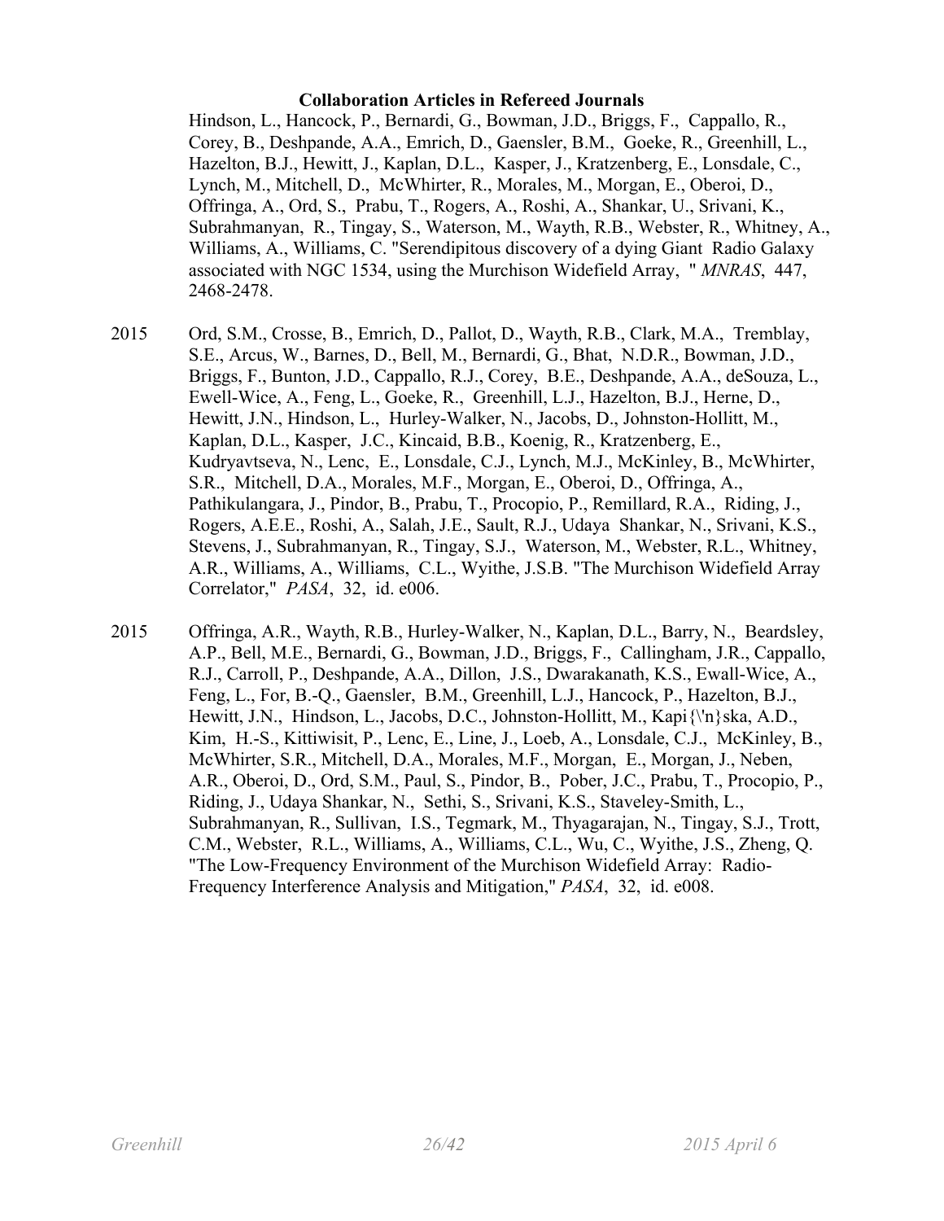**Collaboration Articles in Refereed Journals**

Hindson, L., Hancock, P., Bernardi, G., Bowman, J.D., Briggs, F., Cappallo, R., Corey, B., Deshpande, A.A., Emrich, D., Gaensler, B.M., Goeke, R., Greenhill, L., Hazelton, B.J., Hewitt, J., Kaplan, D.L., Kasper, J., Kratzenberg, E., Lonsdale, C., Lynch, M., Mitchell, D., McWhirter, R., Morales, M., Morgan, E., Oberoi, D., Offringa, A., Ord, S., Prabu, T., Rogers, A., Roshi, A., Shankar, U., Srivani, K., Subrahmanyan, R., Tingay, S., Waterson, M., Wayth, R.B., Webster, R., Whitney, A., Williams, A., Williams, C. "Serendipitous discovery of a dying Giant Radio Galaxy associated with NGC 1534, using the Murchison Widefield Array, " *MNRAS*, 447, 2468-2478.

2015 Ord, S.M., Crosse, B., Emrich, D., Pallot, D., Wayth, R.B., Clark, M.A., Tremblay, S.E., Arcus, W., Barnes, D., Bell, M., Bernardi, G., Bhat, N.D.R., Bowman, J.D., Briggs, F., Bunton, J.D., Cappallo, R.J., Corey, B.E., Deshpande, A.A., deSouza, L., Ewell-Wice, A., Feng, L., Goeke, R., Greenhill, L.J., Hazelton, B.J., Herne, D., Hewitt, J.N., Hindson, L., Hurley-Walker, N., Jacobs, D., Johnston-Hollitt, M., Kaplan, D.L., Kasper, J.C., Kincaid, B.B., Koenig, R., Kratzenberg, E., Kudryavtseva, N., Lenc, E., Lonsdale, C.J., Lynch, M.J., McKinley, B., McWhirter, S.R., Mitchell, D.A., Morales, M.F., Morgan, E., Oberoi, D., Offringa, A., Pathikulangara, J., Pindor, B., Prabu, T., Procopio, P., Remillard, R.A., Riding, J., Rogers, A.E.E., Roshi, A., Salah, J.E., Sault, R.J., Udaya Shankar, N., Srivani, K.S., Stevens, J., Subrahmanyan, R., Tingay, S.J., Waterson, M., Webster, R.L., Whitney, A.R., Williams, A., Williams, C.L., Wyithe, J.S.B. "The Murchison Widefield Array Correlator," *PASA*, 32, id. e006.

2015 Offringa, A.R., Wayth, R.B., Hurley-Walker, N., Kaplan, D.L., Barry, N., Beardsley, A.P., Bell, M.E., Bernardi, G., Bowman, J.D., Briggs, F., Callingham, J.R., Cappallo, R.J., Carroll, P., Deshpande, A.A., Dillon, J.S., Dwarakanath, K.S., Ewall-Wice, A., Feng, L., For, B.-Q., Gaensler, B.M., Greenhill, L.J., Hancock, P., Hazelton, B.J., Hewitt, J.N., Hindson, L., Jacobs, D.C., Johnston-Hollitt, M., Kapi{\'n}ska, A.D., Kim, H.-S., Kittiwisit, P., Lenc, E., Line, J., Loeb, A., Lonsdale, C.J., McKinley, B., McWhirter, S.R., Mitchell, D.A., Morales, M.F., Morgan, E., Morgan, J., Neben, A.R., Oberoi, D., Ord, S.M., Paul, S., Pindor, B., Pober, J.C., Prabu, T., Procopio, P., Riding, J., Udaya Shankar, N., Sethi, S., Srivani, K.S., Staveley-Smith, L., Subrahmanyan, R., Sullivan, I.S., Tegmark, M., Thyagarajan, N., Tingay, S.J., Trott, C.M., Webster, R.L., Williams, A., Williams, C.L., Wu, C., Wyithe, J.S., Zheng, Q. "The Low-Frequency Environment of the Murchison Widefield Array: Radio-Frequency Interference Analysis and Mitigation," *PASA*, 32, id. e008.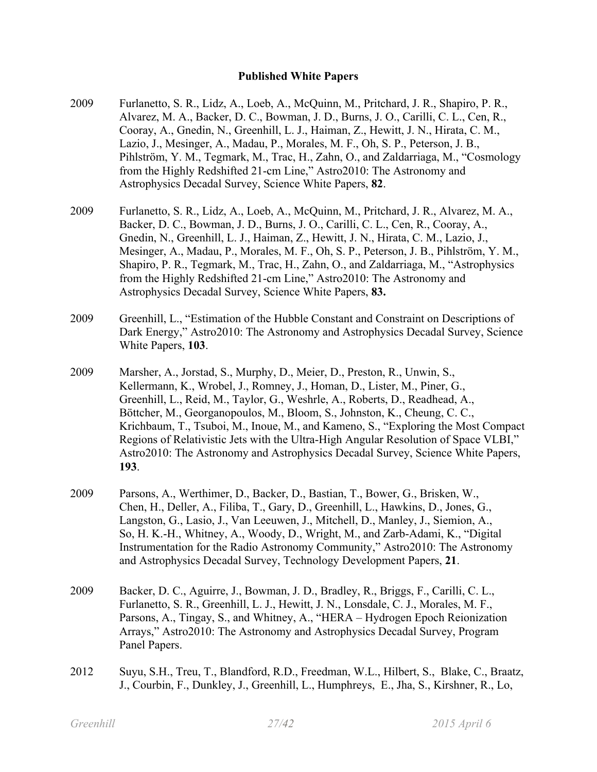**Published White Papers**

2009 Furlanetto, S. R., Lidz, A., Loeb, A., McQuinn, M., Pritchard, J. R., Shapiro, P. R., Alvarez, M. A., Backer, D. C., Bowman, J. D., Burns, J. O., Carilli, C. L., Cen, R., Cooray, A., Gnedin, N., Greenhill, L. J., Haiman, Z., Hewitt, J. N., Hirata, C. M., Lazio, J., Mesinger, A., Madau, P., Morales, M. F., Oh, S. P., Peterson, J. B., Pihlström, Y. M., Tegmark, M., Trac, H., Zahn, O., and Zaldarriaga, M., "Cosmology from the Highly Redshifted 21-cm Line," Astro2010: The Astronomy and Astrophysics Decadal Survey, Science White Papers, **82**.

2009 Furlanetto, S. R., Lidz, A., Loeb, A., McQuinn, M., Pritchard, J. R., Alvarez, M. A., Backer, D. C., Bowman, J. D., Burns, J. O., Carilli, C. L., Cen, R., Cooray, A., Gnedin, N., Greenhill, L. J., Haiman, Z., Hewitt, J. N., Hirata, C. M., Lazio, J., Mesinger, A., Madau, P., Morales, M. F., Oh, S. P., Peterson, J. B., Pihlström, Y. M., Shapiro, P. R., Tegmark, M., Trac, H., Zahn, O., and Zaldarriaga, M., "Astrophysics from the Highly Redshifted 21-cm Line," Astro2010: The Astronomy and Astrophysics Decadal Survey, Science White Papers, **83.**

2009 Greenhill, L., "Estimation of the Hubble Constant and Constraint on Descriptions of Dark Energy," Astro2010: The Astronomy and Astrophysics Decadal Survey, Science White Papers, **103**.

2009 Marsher, A., Jorstad, S., Murphy, D., Meier, D., Preston, R., Unwin, S., Kellermann, K., Wrobel, J., Romney, J., Homan, D., Lister, M., Piner, G., Greenhill, L., Reid, M., Taylor, G., Weshrle, A., Roberts, D., Readhead, A., Böttcher, M., Georganopoulos, M., Bloom, S., Johnston, K., Cheung, C. C., Krichbaum, T., Tsuboi, M., Inoue, M., and Kameno, S., "Exploring the Most Compact Regions of Relativistic Jets with the Ultra-High Angular Resolution of Space VLBI," Astro2010: The Astronomy and Astrophysics Decadal Survey, Science White Papers, **193**.

2009 Parsons, A., Werthimer, D., Backer, D., Bastian, T., Bower, G., Brisken, W., Chen, H., Deller, A., Filiba, T., Gary, D., Greenhill, L., Hawkins, D., Jones, G., Langston, G., Lasio, J., Van Leeuwen, J., Mitchell, D., Manley, J., Siemion, A., So, H. K.-H., Whitney, A., Woody, D., Wright, M., and Zarb-Adami, K., "Digital Instrumentation for the Radio Astronomy Community," Astro2010: The Astronomy and Astrophysics Decadal Survey, Technology Development Papers, **21**.

2009 Backer, D. C., Aguirre, J., Bowman, J. D., Bradley, R., Briggs, F., Carilli, C. L., Furlanetto, S. R., Greenhill, L. J., Hewitt, J. N., Lonsdale, C. J., Morales, M. F., Parsons, A., Tingay, S., and Whitney, A., "HERA – Hydrogen Epoch Reionization Arrays," Astro2010: The Astronomy and Astrophysics Decadal Survey, Program Panel Papers.

2012 Suyu, S.H., Treu, T., Blandford, R.D., Freedman, W.L., Hilbert, S., Blake, C., Braatz, J., Courbin, F., Dunkley, J., Greenhill, L., Humphreys, E., Jha, S., Kirshner, R., Lo,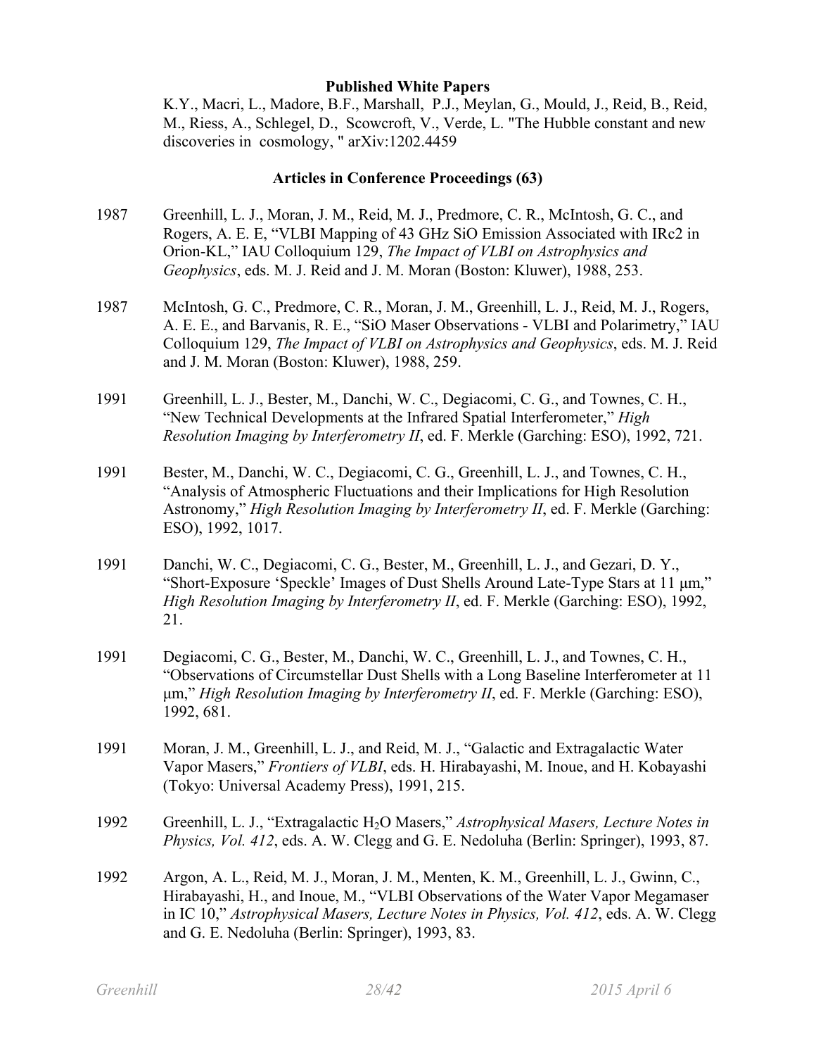### Published White Papers

K.Y., Macri, L., Madore, B.F., Marshall, P.J., Meylan, G., Mould, J., Reid, B., Reid, M., Riess, A., Schlegel, D., Scowcroft, V., Verde, L. "The Hubble constant and new discoveries in cosmology, " arXiv:1202.4459

### Articles in Conference Proceedings (63)

1987 Greenhill, L. J., Moran, J. M., Reid, M. J., Predmore, C. R., McIntosh, G. C., and Rogers, A. E. E, "VLBI Mapping of 43 GHz SiO Emission Associated with IRc2 in Orion-KL," IAU Colloquium 129, *The Impact of VLBI on Astrophysics and Geophysics*, eds. M. J. Reid and J. M. Moran (Boston: Kluwer), 1988, 253.

1987 McIntosh, G. C., Predmore, C. R., Moran, J. M., Greenhill, L. J., Reid, M. J., Rogers, A. E. E., and Barvanis, R. E., "SiO Maser Observations - VLBI and Polarimetry," IAU Colloquium 129, *The Impact of VLBI on Astrophysics and Geophysics*, eds. M. J. Reid and J. M. Moran (Boston: Kluwer), 1988, 259.

1991 Greenhill, L. J., Bester, M., Danchi, W. C., Degiacomi, C. G., and Townes, C. H., "New Technical Developments at the Infrared Spatial Interferometer," *High Resolution Imaging by Interferometry II*, ed. F. Merkle (Garching: ESO), 1992, 721.

1991 Bester, M., Danchi, W. C., Degiacomi, C. G., Greenhill, L. J., and Townes, C. H., "Analysis of Atmospheric Fluctuations and their Implications for High Resolution Astronomy," *High Resolution Imaging by Interferometry II*, ed. F. Merkle (Garching: ESO), 1992, 1017.

1991 Danchi, W. C., Degiacomi, C. G., Bester, M., Greenhill, L. J., and Gezari, D. Y., "Short-Exposure 'Speckle' Images of Dust Shells Around Late-Type Stars at 11 μm," *High Resolution Imaging by Interferometry II*, ed. F. Merkle (Garching: ESO), 1992, 21.

1991 Degiacomi, C. G., Bester, M., Danchi, W. C., Greenhill, L. J., and Townes, C. H., "Observations of Circumstellar Dust Shells with a Long Baseline Interferometer at 11 μm," *High Resolution Imaging by Interferometry II*, ed. F. Merkle (Garching: ESO), 1992, 681.

1991 Moran, J. M., Greenhill, L. J., and Reid, M. J., "Galactic and Extragalactic Water Vapor Masers," *Frontiers of VLBI*, eds. H. Hirabayashi, M. Inoue, and H. Kobayashi (Tokyo: Universal Academy Press), 1991, 215.

1992 Greenhill, L. J., "Extragalactic $H_2O$ Masers," *Astrophysical Masers, Lecture Notes in Physics, Vol. 412*, eds. A. W. Clegg and G. E. Nedoluha (Berlin: Springer), 1993, 87.

1992 Argon, A. L., Reid, M. J., Moran, J. M., Menten, K. M., Greenhill, L. J., Gwinn, C., Hirabayashi, H., and Inoue, M., "VLBI Observations of the Water Vapor Megamaser in IC 10," *Astrophysical Masers, Lecture Notes in Physics, Vol. 412*, eds. A. W. Clegg and G. E. Nedoluha (Berlin: Springer), 1993, 83.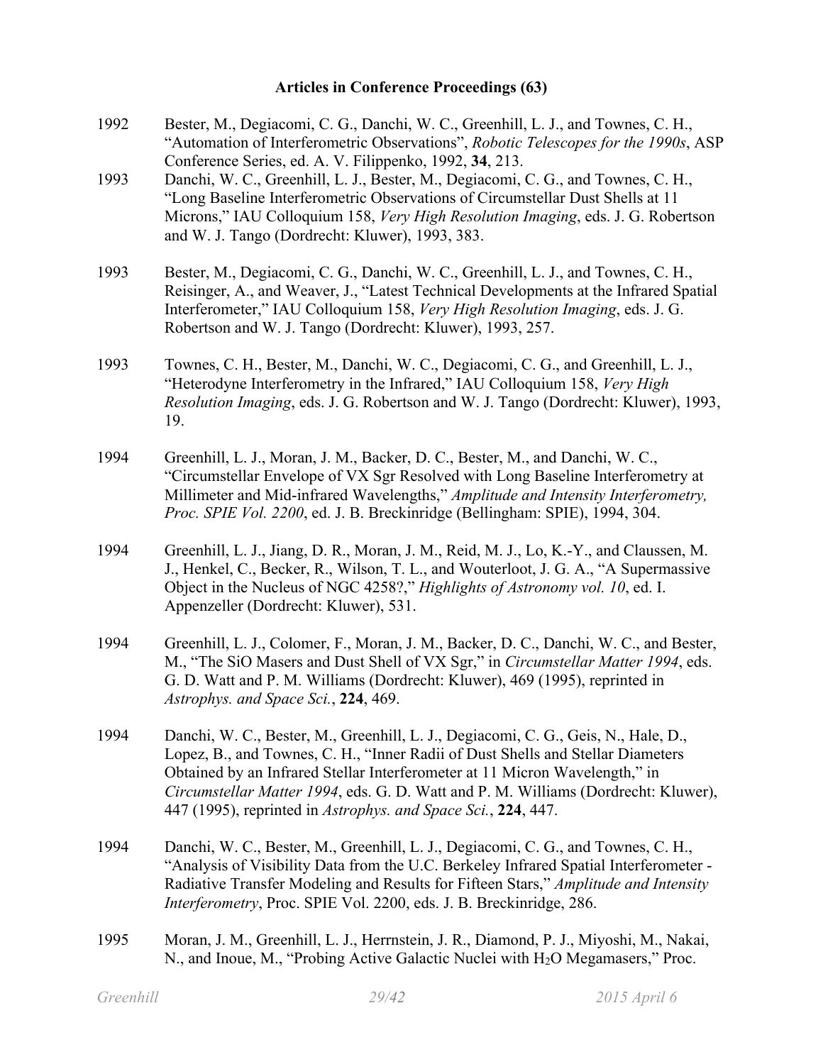## Articles in Conference Proceedings (63)

1992 Bester, M., Degiacomi, C. G., Danchi, W. C., Greenhill, L. J., and Townes, C. H., "Automation of Interferometric Observations", *Robotic Telescopes for the 1990s*, ASP Conference Series, ed. A. V. Filippenko, 1992, **34**, 213.

1993 Danchi, W. C., Greenhill, L. J., Bester, M., Degiacomi, C. G., and Townes, C. H., "Long Baseline Interferometric Observations of Circumstellar Dust Shells at 11 Microns," IAU Colloquium 158, *Very High Resolution Imaging*, eds. J. G. Robertson and W. J. Tango (Dordrecht: Kluwer), 1993, 383.

1993 Bester, M., Degiacomi, C. G., Danchi, W. C., Greenhill, L. J., and Townes, C. H., Reisinger, A., and Weaver, J., "Latest Technical Developments at the Infrared Spatial Interferometer," IAU Colloquium 158, *Very High Resolution Imaging*, eds. J. G. Robertson and W. J. Tango (Dordrecht: Kluwer), 1993, 257.

1993 Townes, C. H., Bester, M., Danchi, W. C., Degiacomi, C. G., and Greenhill, L. J., "Heterodyne Interferometry in the Infrared," IAU Colloquium 158, *Very High Resolution Imaging*, eds. J. G. Robertson and W. J. Tango (Dordrecht: Kluwer), 1993, 19.

1994 Greenhill, L. J., Moran, J. M., Backer, D. C., Bester, M., and Danchi, W. C., "Circumstellar Envelope of VX Sgr Resolved with Long Baseline Interferometry at Millimeter and Mid-infrared Wavelengths," *Amplitude and Intensity Interferometry, Proc. SPIE Vol. 2200*, ed. J. B. Breckinridge (Bellingham: SPIE), 1994, 304.

1994 Greenhill, L. J., Jiang, D. R., Moran, J. M., Reid, M. J., Lo, K.-Y., and Claussen, M. J., Henkel, C., Becker, R., Wilson, T. L., and Wouterloot, J. G. A., "A Supermassive Object in the Nucleus of NGC 4258?," *Highlights of Astronomy vol. 10*, ed. I. Appenzeller (Dordrecht: Kluwer), 531.

1994 Greenhill, L. J., Colomer, F., Moran, J. M., Backer, D. C., Danchi, W. C., and Bester, M., "The SiO Masers and Dust Shell of VX Sgr," in *Circumstellar Matter 1994*, eds. G. D. Watt and P. M. Williams (Dordrecht: Kluwer), 469 (1995), reprinted in *Astrophys. and Space Sci.*, **224**, 469.

1994 Danchi, W. C., Bester, M., Greenhill, L. J., Degiacomi, C. G., Geis, N., Hale, D., Lopez, B., and Townes, C. H., "Inner Radii of Dust Shells and Stellar Diameters Obtained by an Infrared Stellar Interferometer at 11 Micron Wavelength," in *Circumstellar Matter 1994*, eds. G. D. Watt and P. M. Williams (Dordrecht: Kluwer), 447 (1995), reprinted in *Astrophys. and Space Sci.*, **224**, 447.

1994 Danchi, W. C., Bester, M., Greenhill, L. J., Degiacomi, C. G., and Townes, C. H., "Analysis of Visibility Data from the U.C. Berkeley Infrared Spatial Interferometer - Radiative Transfer Modeling and Results for Fifteen Stars," *Amplitude and Intensity Interferometry*, Proc. SPIE Vol. 2200, eds. J. B. Breckinridge, 286.

1995 Moran, J. M., Greenhill, L. J., Herrnstein, J. R., Diamond, P. J., Miyoshi, M., Nakai, N., and Inoue, M., "Probing Active Galactic Nuclei with $H_2O$ Megamasers," Proc.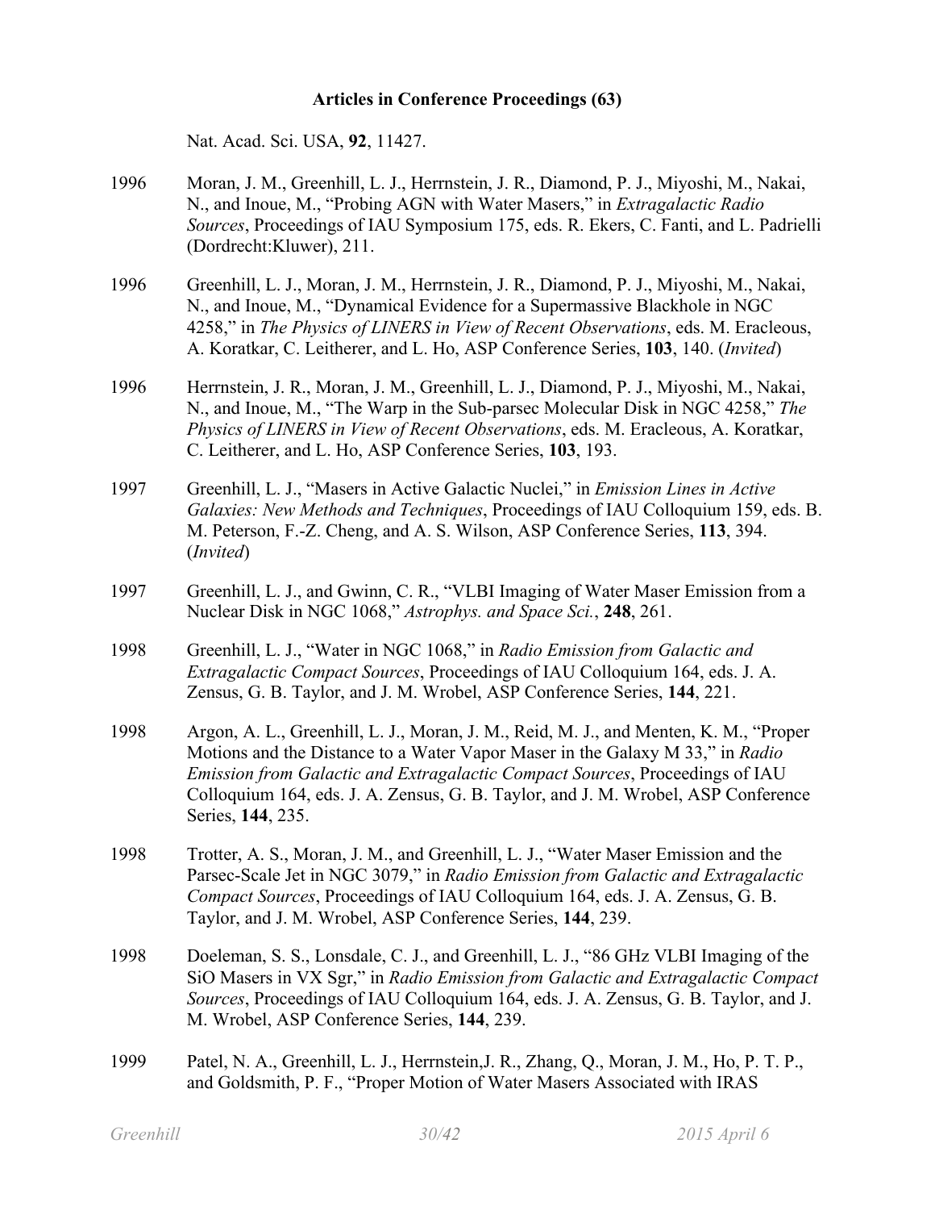**Articles in Conference Proceedings (63)**

Nat. Acad. Sci. USA, **92**, 11427.

1996 Moran, J. M., Greenhill, L. J., Herrnstein, J. R., Diamond, P. J., Miyoshi, M., Nakai, N., and Inoue, M., "Probing AGN with Water Masers," in *Extragalactic Radio Sources*, Proceedings of IAU Symposium 175, eds. R. Ekers, C. Fanti, and L. Padrielli (Dordrecht:Kluwer), 211.

1996 Greenhill, L. J., Moran, J. M., Herrnstein, J. R., Diamond, P. J., Miyoshi, M., Nakai, N., and Inoue, M., "Dynamical Evidence for a Supermassive Blackhole in NGC 4258," in *The Physics of LINERS in View of Recent Observations*, eds. M. Eracleous, A. Koratkar, C. Leitherer, and L. Ho, ASP Conference Series, **103**, 140. (*Invited*)

1996 Herrnstein, J. R., Moran, J. M., Greenhill, L. J., Diamond, P. J., Miyoshi, M., Nakai, N., and Inoue, M., "The Warp in the Sub-parsec Molecular Disk in NGC 4258," *The Physics of LINERS in View of Recent Observations*, eds. M. Eracleous, A. Koratkar, C. Leitherer, and L. Ho, ASP Conference Series, **103**, 193.

1997 Greenhill, L. J., "Masers in Active Galactic Nuclei," in *Emission Lines in Active Galaxies: New Methods and Techniques*, Proceedings of IAU Colloquium 159, eds. B. M. Peterson, F.-Z. Cheng, and A. S. Wilson, ASP Conference Series, **113**, 394. (*Invited*)

1997 Greenhill, L. J., and Gwinn, C. R., "VLBI Imaging of Water Maser Emission from a Nuclear Disk in NGC 1068," *Astrophys. and Space Sci.*, **248**, 261.

1998 Greenhill, L. J., "Water in NGC 1068," in *Radio Emission from Galactic and Extragalactic Compact Sources*, Proceedings of IAU Colloquium 164, eds. J. A. Zensus, G. B. Taylor, and J. M. Wrobel, ASP Conference Series, **144**, 221.

1998 Argon, A. L., Greenhill, L. J., Moran, J. M., Reid, M. J., and Menten, K. M., "Proper Motions and the Distance to a Water Vapor Maser in the Galaxy M 33," in *Radio Emission from Galactic and Extragalactic Compact Sources*, Proceedings of IAU Colloquium 164, eds. J. A. Zensus, G. B. Taylor, and J. M. Wrobel, ASP Conference Series, **144**, 235.

1998 Trotter, A. S., Moran, J. M., and Greenhill, L. J., "Water Maser Emission and the Parsec-Scale Jet in NGC 3079," in *Radio Emission from Galactic and Extragalactic Compact Sources*, Proceedings of IAU Colloquium 164, eds. J. A. Zensus, G. B. Taylor, and J. M. Wrobel, ASP Conference Series, **144**, 239.

1998 Doeleman, S. S., Lonsdale, C. J., and Greenhill, L. J., "86 GHz VLBI Imaging of the SiO Masers in VX Sgr," in *Radio Emission from Galactic and Extragalactic Compact Sources*, Proceedings of IAU Colloquium 164, eds. J. A. Zensus, G. B. Taylor, and J. M. Wrobel, ASP Conference Series, **144**, 239.

1999 Patel, N. A., Greenhill, L. J., Herrnstein,J. R., Zhang, Q., Moran, J. M., Ho, P. T. P., and Goldsmith, P. F., "Proper Motion of Water Masers Associated with IRAS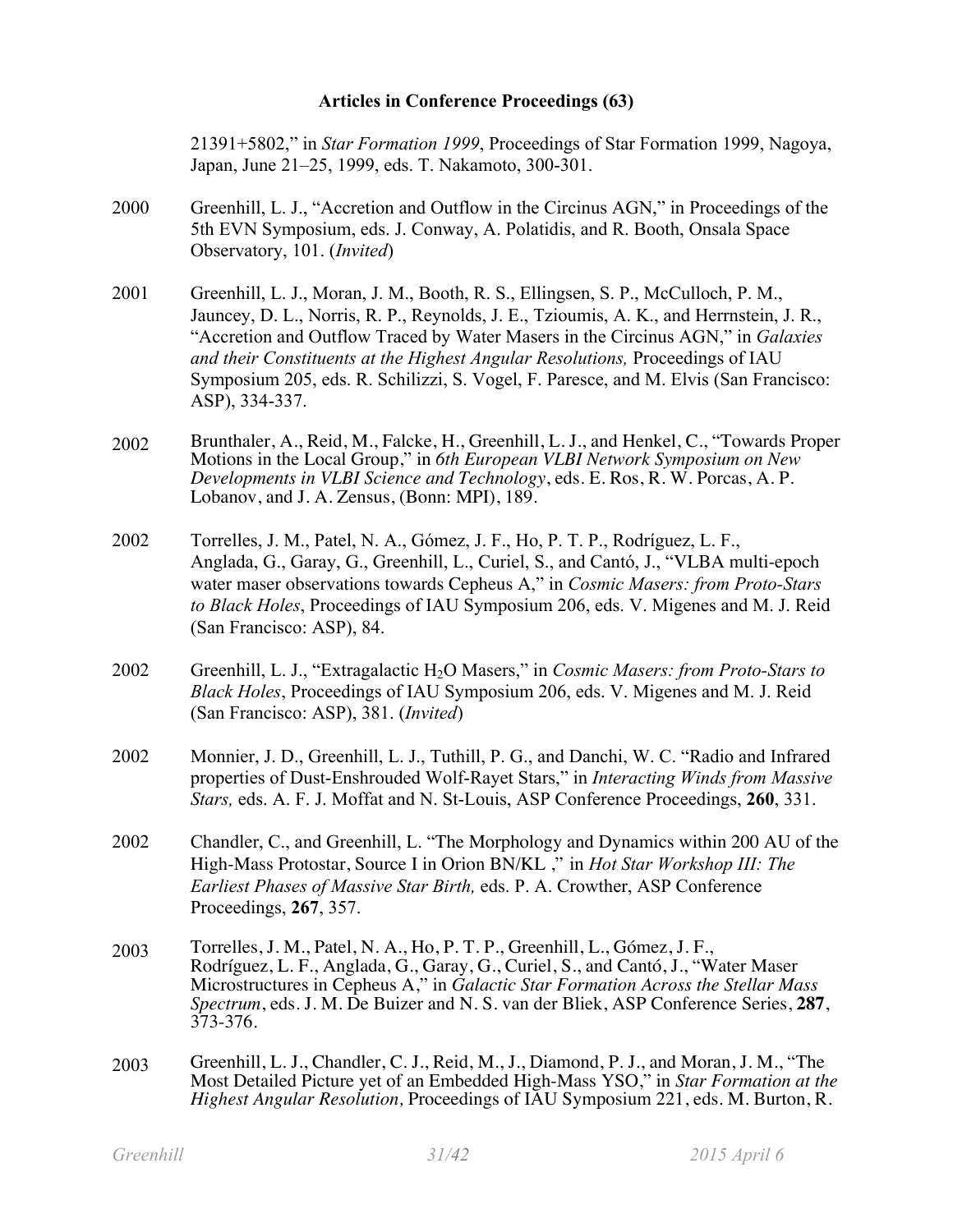**Articles in Conference Proceedings (63)**

21391+5802," in *Star Formation 1999*, Proceedings of Star Formation 1999, Nagoya, Japan, June 21–25, 1999, eds. T. Nakamoto, 300-301.

2000 Greenhill, L. J., "Accretion and Outflow in the Circinus AGN," in Proceedings of the 5th EVN Symposium, eds. J. Conway, A. Polatidis, and R. Booth, Onsala Space Observatory, 101. (*Invited*)

2001 Greenhill, L. J., Moran, J. M., Booth, R. S., Ellingsen, S. P., McCulloch, P. M., Jauncey, D. L., Norris, R. P., Reynolds, J. E., Tzioumis, A. K., and Herrnstein, J. R., "Accretion and Outflow Traced by Water Masers in the Circinus AGN," in *Galaxies and their Constituents at the Highest Angular Resolutions,* Proceedings of IAU Symposium 205, eds. R. Schilizzi, S. Vogel, F. Paresce, and M. Elvis (San Francisco: ASP), 334-337.

2002 Brunthaler, A., Reid, M., Falcke, H., Greenhill, L. J., and Henkel, C., "Towards Proper Motions in the Local Group," in *6th European VLBI Network Symposium on New Developments in VLBI Science and Technology*, eds. E. Ros, R. W. Porcas, A. P. Lobanov, and J. A. Zensus, (Bonn: MPI), 189.

2002 Torrelles, J. M., Patel, N. A., Gómez, J. F., Ho, P. T. P., Rodríguez, L. F., Anglada, G., Garay, G., Greenhill, L., Curiel, S., and Cantó, J., "VLBA multi-epoch water maser observations towards Cepheus A," in *Cosmic Masers: from Proto-Stars to Black Holes*, Proceedings of IAU Symposium 206, eds. V. Migenes and M. J. Reid (San Francisco: ASP), 84.

2002 Greenhill, L. J., "Extragalactic $H_2O$ Masers," in *Cosmic Masers: from Proto-Stars to Black Holes*, Proceedings of IAU Symposium 206, eds. V. Migenes and M. J. Reid (San Francisco: ASP), 381. (*Invited*)

2002 Monnier, J. D., Greenhill, L. J., Tuthill, P. G., and Danchi, W. C. "Radio and Infrared properties of Dust-Enshrouded Wolf-Rayet Stars," in *Interacting Winds from Massive Stars,* eds. A. F. J. Moffat and N. St-Louis, ASP Conference Proceedings, **260**, 331.

2002 Chandler, C., and Greenhill, L. "The Morphology and Dynamics within 200 AU of the High-Mass Protostar, Source I in Orion BN/KL ," in *Hot Star Workshop III: The Earliest Phases of Massive Star Birth,* eds. P. A. Crowther, ASP Conference Proceedings, **267**, 357.

2003 Torrelles, J. M., Patel, N. A., Ho, P. T. P., Greenhill, L., Gómez, J. F., Rodríguez, L. F., Anglada, G., Garay, G., Curiel, S., and Cantó, J., "Water Maser Microstructures in Cepheus A," in *Galactic Star Formation Across the Stellar Mass Spectrum*, eds. J. M. De Buizer and N. S. van der Bliek, ASP Conference Series, **287**, 373-376.

2003 Greenhill, L. J., Chandler, C. J., Reid, M., J., Diamond, P. J., and Moran, J. M., "The Most Detailed Picture yet of an Embedded High-Mass YSO," in *Star Formation at the Highest Angular Resolution,* Proceedings of IAU Symposium 221, eds. M. Burton, R.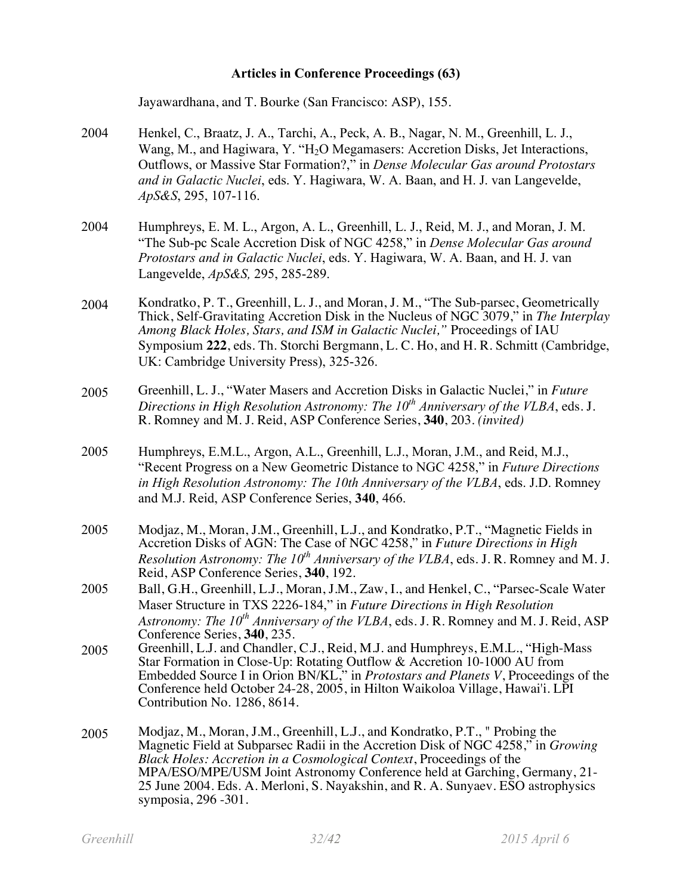**Articles in Conference Proceedings (63)**

Jayawardhana, and T. Bourke (San Francisco: ASP), 155.

2004 Henkel, C., Braatz, J. A., Tarchi, A., Peck, A. B., Nagar, N. M., Greenhill, L. J., Wang, M., and Hagiwara, Y. "$H_2O$ Megamasers: Accretion Disks, Jet Interactions, Outflows, or Massive Star Formation?," in *Dense Molecular Gas around Protostars and in Galactic Nuclei*, eds. Y. Hagiwara, W. A. Baan, and H. J. van Langevelde, *ApS&S*, 295, 107-116.

2004 Humphreys, E. M. L., Argon, A. L., Greenhill, L. J., Reid, M. J., and Moran, J. M. "The Sub-pc Scale Accretion Disk of NGC 4258," in *Dense Molecular Gas around Protostars and in Galactic Nuclei*, eds. Y. Hagiwara, W. A. Baan, and H. J. van Langevelde, *ApS&S,* 295, 285-289.

2004 Kondratko, P. T., Greenhill, L. J., and Moran, J. M., "The Sub-parsec, Geometrically Thick, Self-Gravitating Accretion Disk in the Nucleus of NGC 3079," in *The Interplay Among Black Holes, Stars, and ISM in Galactic Nuclei,"* Proceedings of IAU Symposium **222**, eds. Th. Storchi Bergmann, L. C. Ho, and H. R. Schmitt (Cambridge, UK: Cambridge University Press), 325-326.

2005 Greenhill, L. J., "Water Masers and Accretion Disks in Galactic Nuclei," in *Future Directions in High Resolution Astronomy: The $10^{th}$ Anniversary of the VLBA*, eds. J. R. Romney and M. J. Reid, ASP Conference Series, **340**, 203. *(invited)*

2005 Humphreys, E.M.L., Argon, A.L., Greenhill, L.J., Moran, J.M., and Reid, M.J., "Recent Progress on a New Geometric Distance to NGC 4258," in *Future Directions in High Resolution Astronomy: The 10th Anniversary of the VLBA*, eds. J.D. Romney and M.J. Reid, ASP Conference Series, **340**, 466.

2005 Modjaz, M., Moran, J.M., Greenhill, L.J., and Kondratko, P.T., "Magnetic Fields in Accretion Disks of AGN: The Case of NGC 4258," in *Future Directions in High Resolution Astronomy: The $10^{th}$ Anniversary of the VLBA*, eds. J. R. Romney and M. J. Reid, ASP Conference Series, **340**, 192.

2005 Ball, G.H., Greenhill, L.J., Moran, J.M., Zaw, I., and Henkel, C., "Parsec-Scale Water Maser Structure in TXS 2226-184," in *Future Directions in High Resolution Astronomy: The $10^{th}$ Anniversary of the VLBA*, eds. J. R. Romney and M. J. Reid, ASP Conference Series, **340**, 235.

2005 Greenhill, L.J. and Chandler, C.J., Reid, M.J. and Humphreys, E.M.L., "High-Mass Star Formation in Close-Up: Rotating Outflow & Accretion 10-1000 AU from Embedded Source I in Orion BN/KL," in *Protostars and Planets V*, Proceedings of the Conference held October 24-28, 2005, in Hilton Waikoloa Village, Hawai'i. LPI Contribution No. 1286, 8614.

2005 Modjaz, M., Moran, J.M., Greenhill, L.J., and Kondratko, P.T., " Probing the Magnetic Field at Subparsec Radii in the Accretion Disk of NGC 4258," in *Growing Black Holes: Accretion in a Cosmological Context*, Proceedings of the MPA/ESO/MPE/USM Joint Astronomy Conference held at Garching, Germany, 21-25 June 2004. Eds. A. Merloni, S. Nayakshin, and R. A. Sunyaev. ESO astrophysics symposia, 296 -301.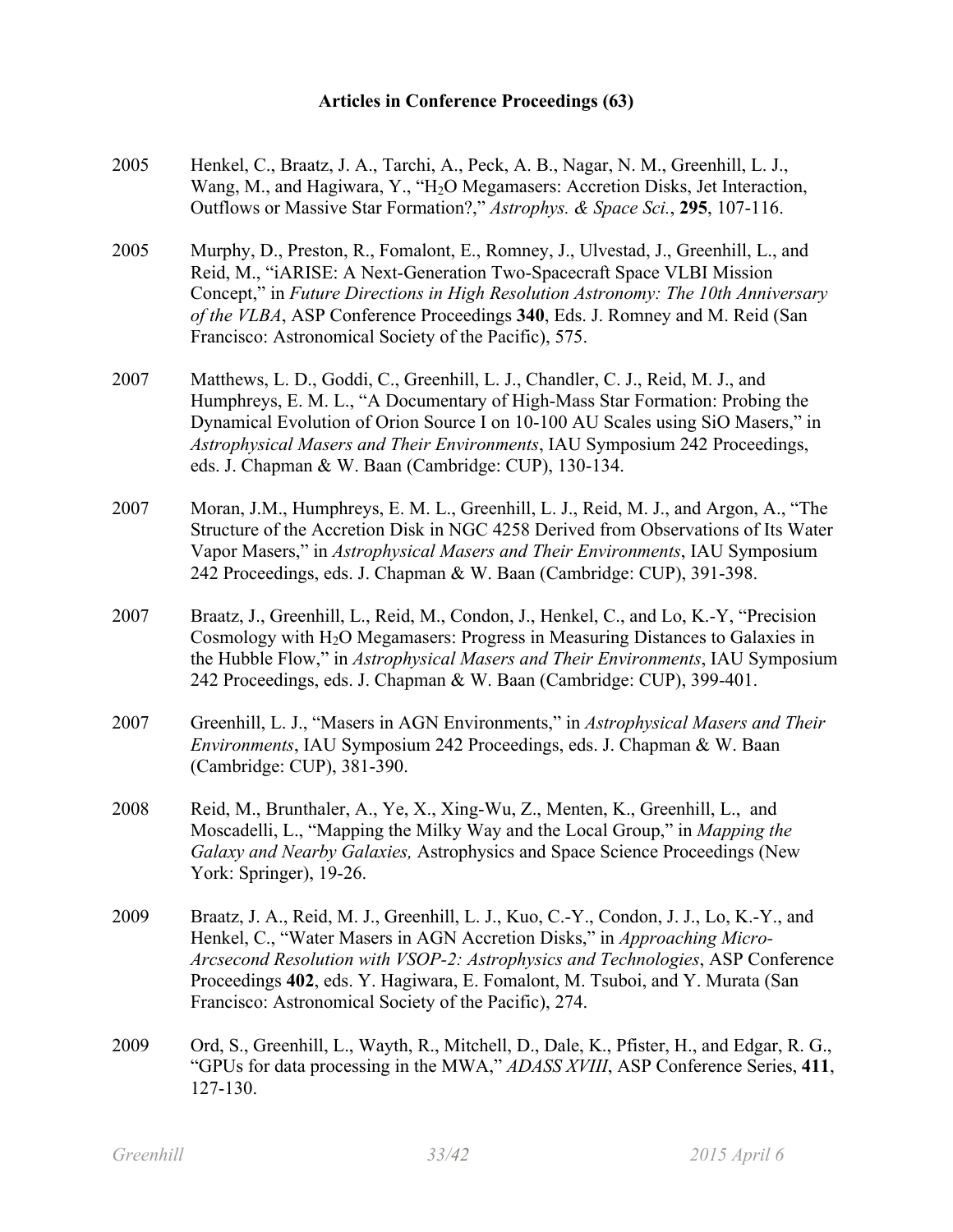**Articles in Conference Proceedings (63)**

2005 Henkel, C., Braatz, J. A., Tarchi, A., Peck, A. B., Nagar, N. M., Greenhill, L. J., Wang, M., and Hagiwara, Y., "$H_2O$ Megamasers: Accretion Disks, Jet Interaction, Outflows or Massive Star Formation?," *Astrophys. & Space Sci.*, **295**, 107-116.

2005 Murphy, D., Preston, R., Fomalont, E., Romney, J., Ulvestad, J., Greenhill, L., and Reid, M., "iARISE: A Next-Generation Two-Spacecraft Space VLBI Mission Concept," in *Future Directions in High Resolution Astronomy: The 10th Anniversary of the VLBA*, ASP Conference Proceedings **340**, Eds. J. Romney and M. Reid (San Francisco: Astronomical Society of the Pacific), 575.

2007 Matthews, L. D., Goddi, C., Greenhill, L. J., Chandler, C. J., Reid, M. J., and Humphreys, E. M. L., "A Documentary of High-Mass Star Formation: Probing the Dynamical Evolution of Orion Source I on 10-100 AU Scales using SiO Masers," in *Astrophysical Masers and Their Environments*, IAU Symposium 242 Proceedings, eds. J. Chapman & W. Baan (Cambridge: CUP), 130-134.

2007 Moran, J.M., Humphreys, E. M. L., Greenhill, L. J., Reid, M. J., and Argon, A., "The Structure of the Accretion Disk in NGC 4258 Derived from Observations of Its Water Vapor Masers," in *Astrophysical Masers and Their Environments*, IAU Symposium 242 Proceedings, eds. J. Chapman & W. Baan (Cambridge: CUP), 391-398.

2007 Braatz, J., Greenhill, L., Reid, M., Condon, J., Henkel, C., and Lo, K.-Y, "Precision Cosmology with $H_2O$ Megamasers: Progress in Measuring Distances to Galaxies in the Hubble Flow," in *Astrophysical Masers and Their Environments*, IAU Symposium 242 Proceedings, eds. J. Chapman & W. Baan (Cambridge: CUP), 399-401.

2007 Greenhill, L. J., "Masers in AGN Environments," in *Astrophysical Masers and Their Environments*, IAU Symposium 242 Proceedings, eds. J. Chapman & W. Baan (Cambridge: CUP), 381-390.

2008 Reid, M., Brunthaler, A., Ye, X., Xing-Wu, Z., Menten, K., Greenhill, L., and Moscadelli, L., "Mapping the Milky Way and the Local Group," in *Mapping the Galaxy and Nearby Galaxies,* Astrophysics and Space Science Proceedings (New York: Springer), 19-26.

2009 Braatz, J. A., Reid, M. J., Greenhill, L. J., Kuo, C.-Y., Condon, J. J., Lo, K.-Y., and Henkel, C., "Water Masers in AGN Accretion Disks," in *Approaching Micro-Arcsecond Resolution with VSOP-2: Astrophysics and Technologies*, ASP Conference Proceedings **402**, eds. Y. Hagiwara, E. Fomalont, M. Tsuboi, and Y. Murata (San Francisco: Astronomical Society of the Pacific), 274.

2009 Ord, S., Greenhill, L., Wayth, R., Mitchell, D., Dale, K., Pfister, H., and Edgar, R. G., "GPUs for data processing in the MWA," *ADASS XVIII*, ASP Conference Series, **411**, 127-130.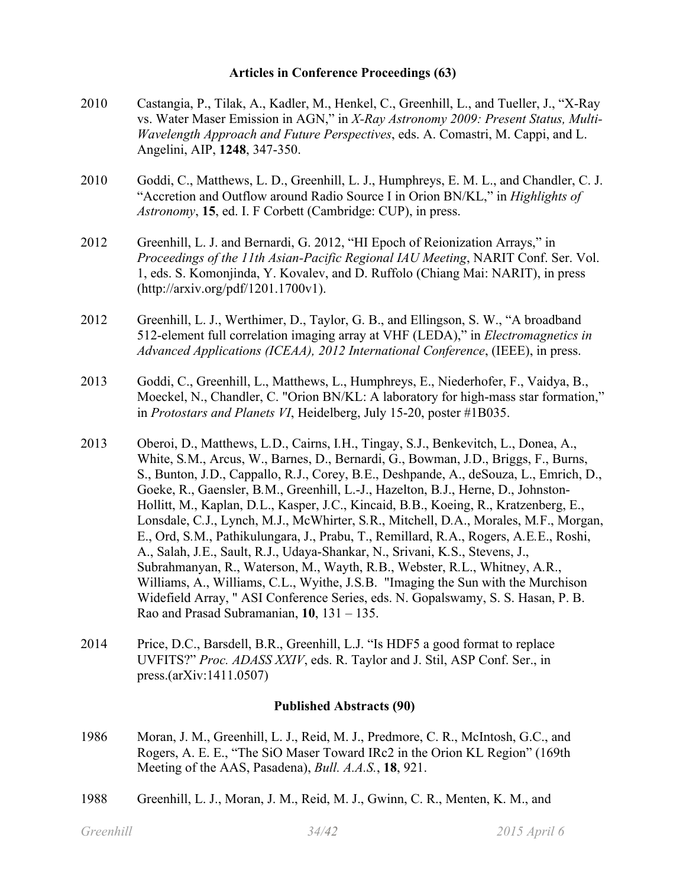## Articles in Conference Proceedings (63)

2010 Castangia, P., Tilak, A., Kadler, M., Henkel, C., Greenhill, L., and Tueller, J., "X-Ray vs. Water Maser Emission in AGN," in *X-Ray Astronomy 2009: Present Status, Multi-Wavelength Approach and Future Perspectives*, eds. A. Comastri, M. Cappi, and L. Angelini, AIP, **1248**, 347-350.

2010 Goddi, C., Matthews, L. D., Greenhill, L. J., Humphreys, E. M. L., and Chandler, C. J. "Accretion and Outflow around Radio Source I in Orion BN/KL," in *Highlights of Astronomy*, **15**, ed. I. F Corbett (Cambridge: CUP), in press.

2012 Greenhill, L. J. and Bernardi, G. 2012, "HI Epoch of Reionization Arrays," in *Proceedings of the 11th Asian-Pacific Regional IAU Meeting*, NARIT Conf. Ser. Vol. 1, eds. S. Komonjinda, Y. Kovalev, and D. Ruffolo (Chiang Mai: NARIT), in press (http://arxiv.org/pdf/1201.1700v1).

2012 Greenhill, L. J., Werthimer, D., Taylor, G. B., and Ellingson, S. W., "A broadband 512-element full correlation imaging array at VHF (LEDA)," in *Electromagnetics in Advanced Applications (ICEAA), 2012 International Conference*, (IEEE), in press.

2013 Goddi, C., Greenhill, L., Matthews, L., Humphreys, E., Niederhofer, F., Vaidya, B., Moeckel, N., Chandler, C. "Orion BN/KL: A laboratory for high-mass star formation," in *Protostars and Planets VI*, Heidelberg, July 15-20, poster #1B035.

2013 Oberoi, D., Matthews, L.D., Cairns, I.H., Tingay, S.J., Benkevitch, L., Donea, A., White, S.M., Arcus, W., Barnes, D., Bernardi, G., Bowman, J.D., Briggs, F., Burns, S., Bunton, J.D., Cappallo, R.J., Corey, B.E., Deshpande, A., deSouza, L., Emrich, D., Goeke, R., Gaensler, B.M., Greenhill, L.-J., Hazelton, B.J., Herne, D., Johnston-Hollitt, M., Kaplan, D.L., Kasper, J.C., Kincaid, B.B., Koeing, R., Kratzenberg, E., Lonsdale, C.J., Lynch, M.J., McWhirter, S.R., Mitchell, D.A., Morales, M.F., Morgan, E., Ord, S.M., Pathikulungara, J., Prabu, T., Remillard, R.A., Rogers, A.E.E., Roshi, A., Salah, J.E., Sault, R.J., Udaya-Shankar, N., Srivani, K.S., Stevens, J., Subrahmanyan, R., Waterson, M., Wayth, R.B., Webster, R.L., Whitney, A.R., Williams, A., Williams, C.L., Wyithe, J.S.B. "Imaging the Sun with the Murchison Widefield Array, " ASI Conference Series, eds. N. Gopalswamy, S. S. Hasan, P. B. Rao and Prasad Subramanian, **10**, 131 – 135.

2014 Price, D.C., Barsdell, B.R., Greenhill, L.J. "Is HDF5 a good format to replace UVFITS?" *Proc. ADASS XXIV*, eds. R. Taylor and J. Stil, ASP Conf. Ser., in press.(arXiv:1411.0507)

## Published Abstracts (90)

1986 Moran, J. M., Greenhill, L. J., Reid, M. J., Predmore, C. R., McIntosh, G.C., and Rogers, A. E. E., "The SiO Maser Toward IRc2 in the Orion KL Region" (169th Meeting of the AAS, Pasadena), *Bull. A.A.S.*, **18**, 921.

1988 Greenhill, L. J., Moran, J. M., Reid, M. J., Gwinn, C. R., Menten, K. M., and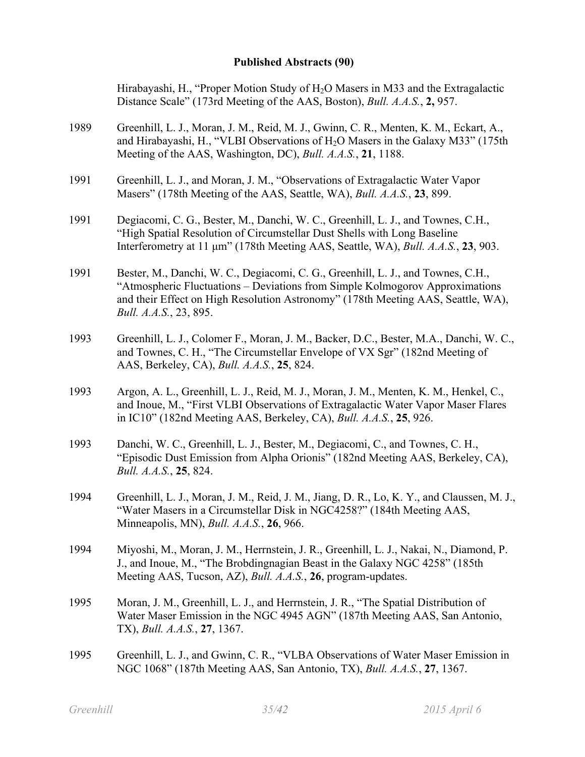**Published Abstracts (90)**

Hirabayashi, H., "Proper Motion Study of $H_2O$ Masers in M33 and the Extragalactic Distance Scale" (173rd Meeting of the AAS, Boston), *Bull. A.A.S.*, **2,** 957.

1989 Greenhill, L. J., Moran, J. M., Reid, M. J., Gwinn, C. R., Menten, K. M., Eckart, A., and Hirabayashi, H., "VLBI Observations of $H_2O$ Masers in the Galaxy M33" (175th Meeting of the AAS, Washington, DC), *Bull. A.A.S.*, **21**, 1188.

1991 Greenhill, L. J., and Moran, J. M., "Observations of Extragalactic Water Vapor Masers" (178th Meeting of the AAS, Seattle, WA), *Bull. A.A.S.*, **23**, 899.

1991 Degiacomi, C. G., Bester, M., Danchi, W. C., Greenhill, L. J., and Townes, C.H., "High Spatial Resolution of Circumstellar Dust Shells with Long Baseline Interferometry at 11 μm" (178th Meeting AAS, Seattle, WA), *Bull. A.A.S.*, **23**, 903.

1991 Bester, M., Danchi, W. C., Degiacomi, C. G., Greenhill, L. J., and Townes, C.H., "Atmospheric Fluctuations – Deviations from Simple Kolmogorov Approximations and their Effect on High Resolution Astronomy" (178th Meeting AAS, Seattle, WA), *Bull. A.A.S.*, 23, 895.

1993 Greenhill, L. J., Colomer F., Moran, J. M., Backer, D.C., Bester, M.A., Danchi, W. C., and Townes, C. H., "The Circumstellar Envelope of VX Sgr" (182nd Meeting of AAS, Berkeley, CA), *Bull. A.A.S.*, **25**, 824.

1993 Argon, A. L., Greenhill, L. J., Reid, M. J., Moran, J. M., Menten, K. M., Henkel, C., and Inoue, M., "First VLBI Observations of Extragalactic Water Vapor Maser Flares in IC10" (182nd Meeting AAS, Berkeley, CA), *Bull. A.A.S.*, **25**, 926.

1993 Danchi, W. C., Greenhill, L. J., Bester, M., Degiacomi, C., and Townes, C. H., "Episodic Dust Emission from Alpha Orionis" (182nd Meeting AAS, Berkeley, CA), *Bull. A.A.S.*, **25**, 824.

1994 Greenhill, L. J., Moran, J. M., Reid, J. M., Jiang, D. R., Lo, K. Y., and Claussen, M. J., "Water Masers in a Circumstellar Disk in NGC4258?" (184th Meeting AAS, Minneapolis, MN), *Bull. A.A.S.*, **26**, 966.

1994 Miyoshi, M., Moran, J. M., Herrnstein, J. R., Greenhill, L. J., Nakai, N., Diamond, P. J., and Inoue, M., "The Brobdingnagian Beast in the Galaxy NGC 4258" (185th Meeting AAS, Tucson, AZ), *Bull. A.A.S.*, **26**, program-updates.

1995 Moran, J. M., Greenhill, L. J., and Herrnstein, J. R., "The Spatial Distribution of Water Maser Emission in the NGC 4945 AGN" (187th Meeting AAS, San Antonio, TX), *Bull. A.A.S.*, **27**, 1367.

1995 Greenhill, L. J., and Gwinn, C. R., "VLBA Observations of Water Maser Emission in NGC 1068" (187th Meeting AAS, San Antonio, TX), *Bull. A.A.S.*, **27**, 1367.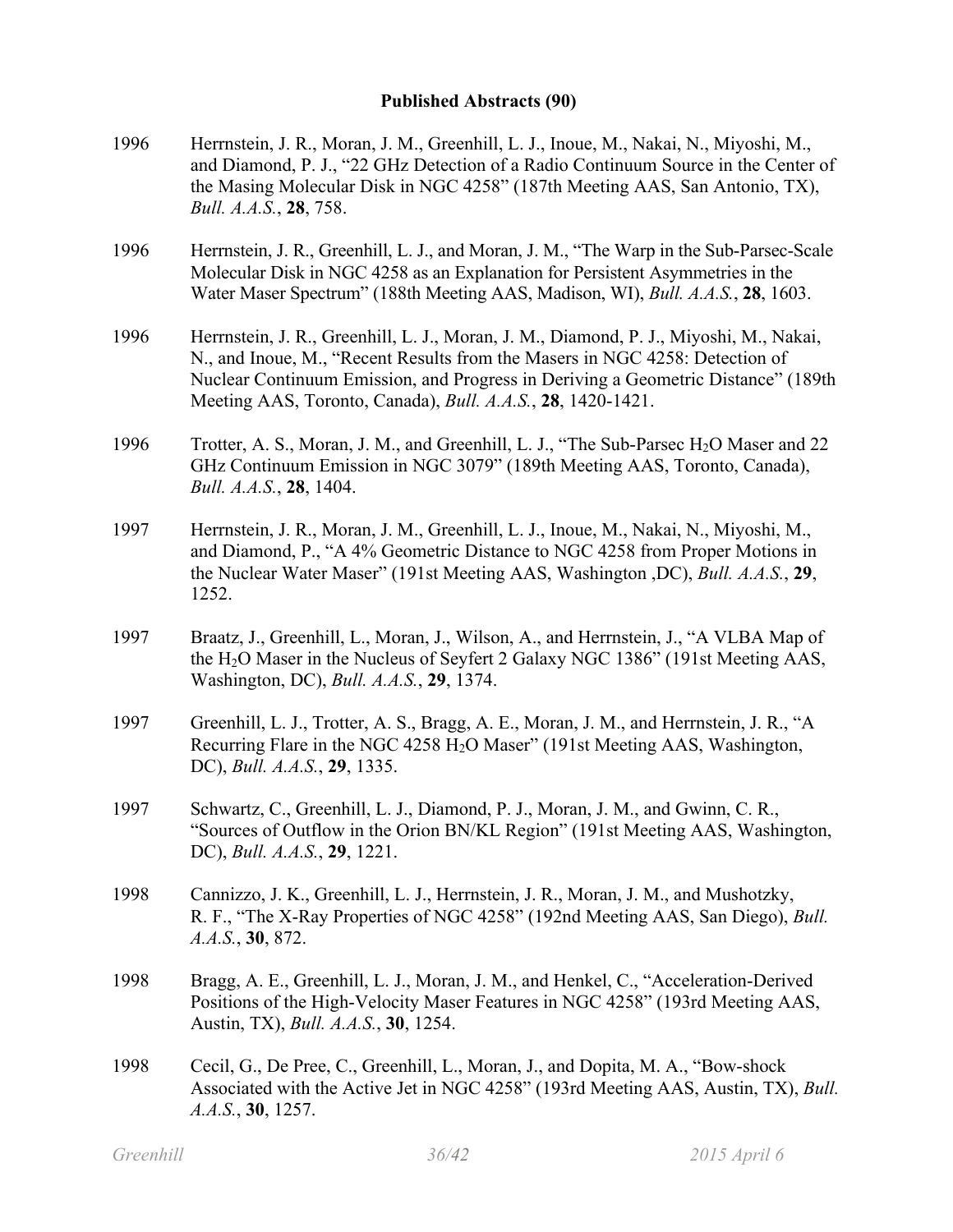## Published Abstracts (90)

1996 Herrnstein, J. R., Moran, J. M., Greenhill, L. J., Inoue, M., Nakai, N., Miyoshi, M., and Diamond, P. J., "22 GHz Detection of a Radio Continuum Source in the Center of the Masing Molecular Disk in NGC 4258" (187th Meeting AAS, San Antonio, TX), *Bull. A.A.S.*, **28**, 758.

1996 Herrnstein, J. R., Greenhill, L. J., and Moran, J. M., "The Warp in the Sub-Parsec-Scale Molecular Disk in NGC 4258 as an Explanation for Persistent Asymmetries in the Water Maser Spectrum" (188th Meeting AAS, Madison, WI), *Bull. A.A.S.*, **28**, 1603.

1996 Herrnstein, J. R., Greenhill, L. J., Moran, J. M., Diamond, P. J., Miyoshi, M., Nakai, N., and Inoue, M., "Recent Results from the Masers in NGC 4258: Detection of Nuclear Continuum Emission, and Progress in Deriving a Geometric Distance" (189th Meeting AAS, Toronto, Canada), *Bull. A.A.S.*, **28**, 1420-1421.

1996 Trotter, A. S., Moran, J. M., and Greenhill, L. J., "The Sub-Parsec $H_2O$ Maser and 22 GHz Continuum Emission in NGC 3079" (189th Meeting AAS, Toronto, Canada), *Bull. A.A.S.*, **28**, 1404.

1997 Herrnstein, J. R., Moran, J. M., Greenhill, L. J., Inoue, M., Nakai, N., Miyoshi, M., and Diamond, P., "A 4% Geometric Distance to NGC 4258 from Proper Motions in the Nuclear Water Maser" (191st Meeting AAS, Washington ,DC), *Bull. A.A.S.*, **29**, 1252.

1997 Braatz, J., Greenhill, L., Moran, J., Wilson, A., and Herrnstein, J., "A VLBA Map of the $H_2O$ Maser in the Nucleus of Seyfert 2 Galaxy NGC 1386" (191st Meeting AAS, Washington, DC), *Bull. A.A.S.*, **29**, 1374.

1997 Greenhill, L. J., Trotter, A. S., Bragg, A. E., Moran, J. M., and Herrnstein, J. R., "A Recurring Flare in the NGC 4258 $H_2O$ Maser" (191st Meeting AAS, Washington, DC), *Bull. A.A.S.*, **29**, 1335.

1997 Schwartz, C., Greenhill, L. J., Diamond, P. J., Moran, J. M., and Gwinn, C. R., "Sources of Outflow in the Orion BN/KL Region" (191st Meeting AAS, Washington, DC), *Bull. A.A.S.*, **29**, 1221.

1998 Cannizzo, J. K., Greenhill, L. J., Herrnstein, J. R., Moran, J. M., and Mushotzky, R. F., "The X-Ray Properties of NGC 4258" (192nd Meeting AAS, San Diego), *Bull. A.A.S.*, **30**, 872.

1998 Bragg, A. E., Greenhill, L. J., Moran, J. M., and Henkel, C., "Acceleration-Derived Positions of the High-Velocity Maser Features in NGC 4258" (193rd Meeting AAS, Austin, TX), *Bull. A.A.S.*, **30**, 1254.

1998 Cecil, G., De Pree, C., Greenhill, L., Moran, J., and Dopita, M. A., "Bow-shock Associated with the Active Jet in NGC 4258" (193rd Meeting AAS, Austin, TX), *Bull. A.A.S.*, **30**, 1257.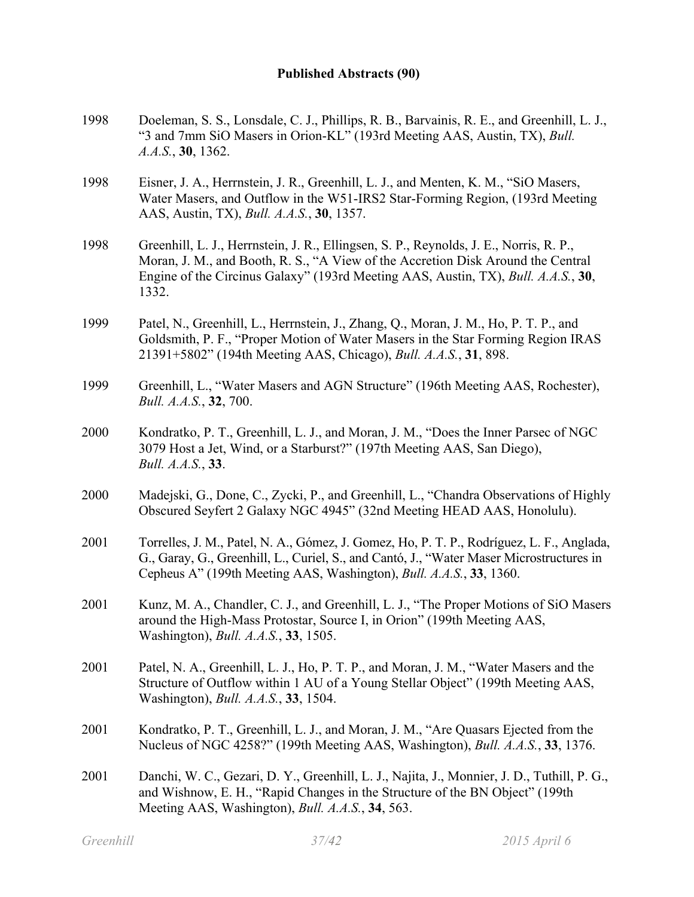**Published Abstracts (90)**

1998 Doeleman, S. S., Lonsdale, C. J., Phillips, R. B., Barvainis, R. E., and Greenhill, L. J., "3 and 7mm SiO Masers in Orion-KL" (193rd Meeting AAS, Austin, TX), *Bull. A.A.S.*, **30**, 1362.

1998 Eisner, J. A., Herrnstein, J. R., Greenhill, L. J., and Menten, K. M., "SiO Masers, Water Masers, and Outflow in the W51-IRS2 Star-Forming Region, (193rd Meeting AAS, Austin, TX), *Bull. A.A.S.*, **30**, 1357.

1998 Greenhill, L. J., Herrnstein, J. R., Ellingsen, S. P., Reynolds, J. E., Norris, R. P., Moran, J. M., and Booth, R. S., "A View of the Accretion Disk Around the Central Engine of the Circinus Galaxy" (193rd Meeting AAS, Austin, TX), *Bull. A.A.S.*, **30**, 1332.

1999 Patel, N., Greenhill, L., Herrnstein, J., Zhang, Q., Moran, J. M., Ho, P. T. P., and Goldsmith, P. F., "Proper Motion of Water Masers in the Star Forming Region IRAS 21391+5802" (194th Meeting AAS, Chicago), *Bull. A.A.S.*, **31**, 898.

1999 Greenhill, L., "Water Masers and AGN Structure" (196th Meeting AAS, Rochester), *Bull. A.A.S.*, **32**, 700.

2000 Kondratko, P. T., Greenhill, L. J., and Moran, J. M., "Does the Inner Parsec of NGC 3079 Host a Jet, Wind, or a Starburst?" (197th Meeting AAS, San Diego), *Bull. A.A.S.*, **33**.

2000 Madejski, G., Done, C., Zycki, P., and Greenhill, L., "Chandra Observations of Highly Obscured Seyfert 2 Galaxy NGC 4945" (32nd Meeting HEAD AAS, Honolulu).

2001 Torrelles, J. M., Patel, N. A., Gómez, J. Gomez, Ho, P. T. P., Rodríguez, L. F., Anglada, G., Garay, G., Greenhill, L., Curiel, S., and Cantó, J., "Water Maser Microstructures in Cepheus A" (199th Meeting AAS, Washington), *Bull. A.A.S.*, **33**, 1360.

2001 Kunz, M. A., Chandler, C. J., and Greenhill, L. J., "The Proper Motions of SiO Masers around the High-Mass Protostar, Source I, in Orion" (199th Meeting AAS, Washington), *Bull. A.A.S.*, **33**, 1505.

2001 Patel, N. A., Greenhill, L. J., Ho, P. T. P., and Moran, J. M., "Water Masers and the Structure of Outflow within 1 AU of a Young Stellar Object" (199th Meeting AAS, Washington), *Bull. A.A.S.*, **33**, 1504.

2001 Kondratko, P. T., Greenhill, L. J., and Moran, J. M., "Are Quasars Ejected from the Nucleus of NGC 4258?" (199th Meeting AAS, Washington), *Bull. A.A.S.*, **33**, 1376.

2001 Danchi, W. C., Gezari, D. Y., Greenhill, L. J., Najita, J., Monnier, J. D., Tuthill, P. G., and Wishnow, E. H., "Rapid Changes in the Structure of the BN Object" (199th Meeting AAS, Washington), *Bull. A.A.S.*, **34**, 563.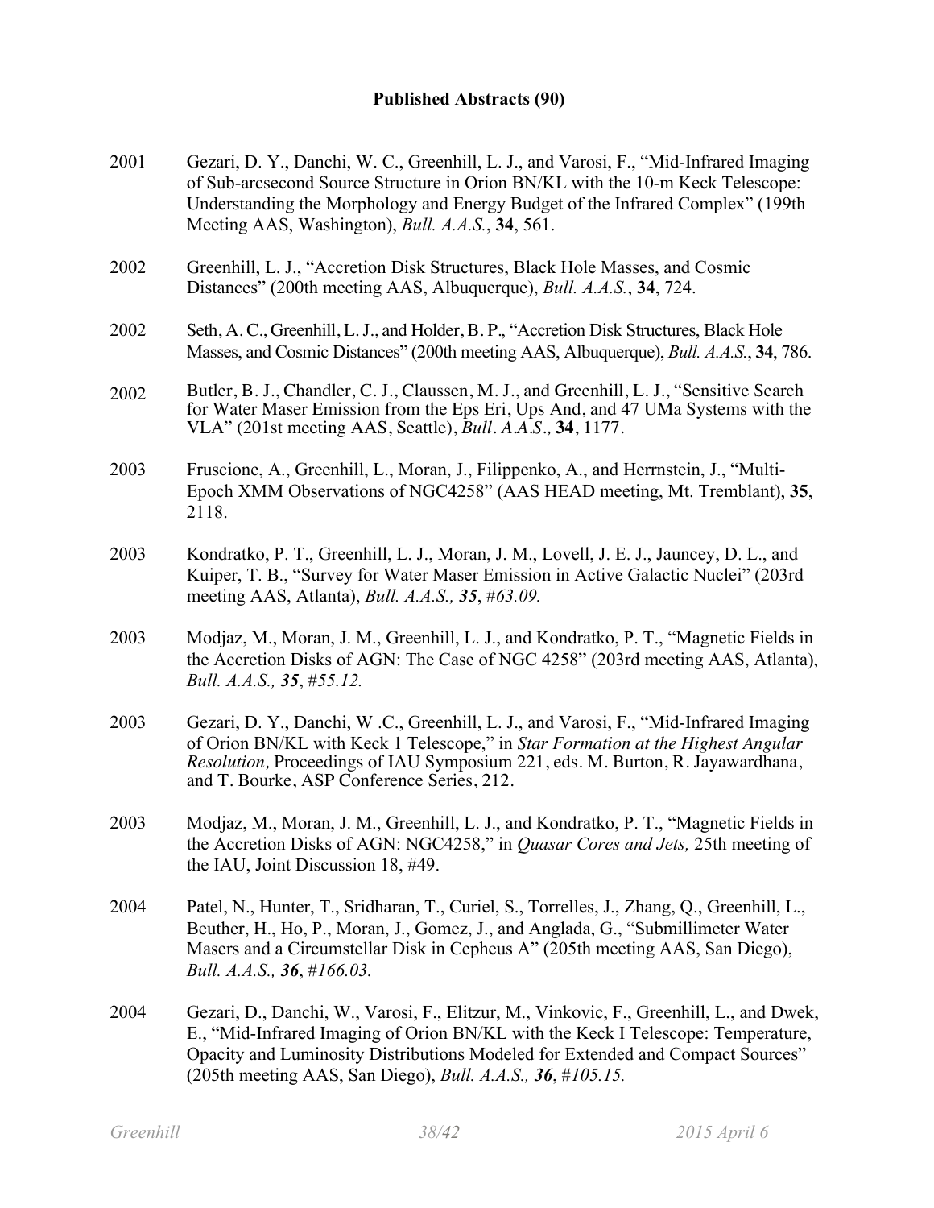**Published Abstracts (90)**

2001 Gezari, D. Y., Danchi, W. C., Greenhill, L. J., and Varosi, F., "Mid-Infrared Imaging of Sub-arcsecond Source Structure in Orion BN/KL with the 10-m Keck Telescope: Understanding the Morphology and Energy Budget of the Infrared Complex" (199th Meeting AAS, Washington), *Bull. A.A.S.*, **34**, 561.

2002 Greenhill, L. J., "Accretion Disk Structures, Black Hole Masses, and Cosmic Distances" (200th meeting AAS, Albuquerque), *Bull. A.A.S.*, **34**, 724.

2002 Seth, A. C., Greenhill, L. J., and Holder, B. P., "Accretion Disk Structures, Black Hole Masses, and Cosmic Distances" (200th meeting AAS, Albuquerque), *Bull. A.A.S.*, **34**, 786.

2002 Butler, B. J., Chandler, C. J., Claussen, M. J., and Greenhill, L. J., "Sensitive Search for Water Maser Emission from the Eps Eri, Ups And, and 47 UMa Systems with the VLA" (201st meeting AAS, Seattle), *Bull. A.A.S.,* **34**, 1177.

2003 Fruscione, A., Greenhill, L., Moran, J., Filippenko, A., and Herrnstein, J., "Multi-Epoch XMM Observations of NGC4258" (AAS HEAD meeting, Mt. Tremblant), **35**, 2118.

2003 Kondratko, P. T., Greenhill, L. J., Moran, J. M., Lovell, J. E. J., Jauncey, D. L., and Kuiper, T. B., "Survey for Water Maser Emission in Active Galactic Nuclei" (203rd meeting AAS, Atlanta), *Bull. A.A.S., **35**, #63.09.*

2003 Modjaz, M., Moran, J. M., Greenhill, L. J., and Kondratko, P. T., "Magnetic Fields in the Accretion Disks of AGN: The Case of NGC 4258" (203rd meeting AAS, Atlanta), *Bull. A.A.S., **35**, #55.12.*

2003 Gezari, D. Y., Danchi, W .C., Greenhill, L. J., and Varosi, F., "Mid-Infrared Imaging of Orion BN/KL with Keck 1 Telescope," in *Star Formation at the Highest Angular Resolution,* Proceedings of IAU Symposium 221, eds. M. Burton, R. Jayawardhana, and T. Bourke, ASP Conference Series, 212.

2003 Modjaz, M., Moran, J. M., Greenhill, L. J., and Kondratko, P. T., "Magnetic Fields in the Accretion Disks of AGN: NGC4258," in *Quasar Cores and Jets,* 25th meeting of the IAU, Joint Discussion 18, #49.

2004 Patel, N., Hunter, T., Sridharan, T., Curiel, S., Torrelles, J., Zhang, Q., Greenhill, L., Beuther, H., Ho, P., Moran, J., Gomez, J., and Anglada, G., "Submillimeter Water Masers and a Circumstellar Disk in Cepheus A" (205th meeting AAS, San Diego), *Bull. A.A.S., **36**, #166.03.*

2004 Gezari, D., Danchi, W., Varosi, F., Elitzur, M., Vinkovic, F., Greenhill, L., and Dwek, E., "Mid-Infrared Imaging of Orion BN/KL with the Keck I Telescope: Temperature, Opacity and Luminosity Distributions Modeled for Extended and Compact Sources" (205th meeting AAS, San Diego), *Bull. A.A.S., **36**, #105.15.*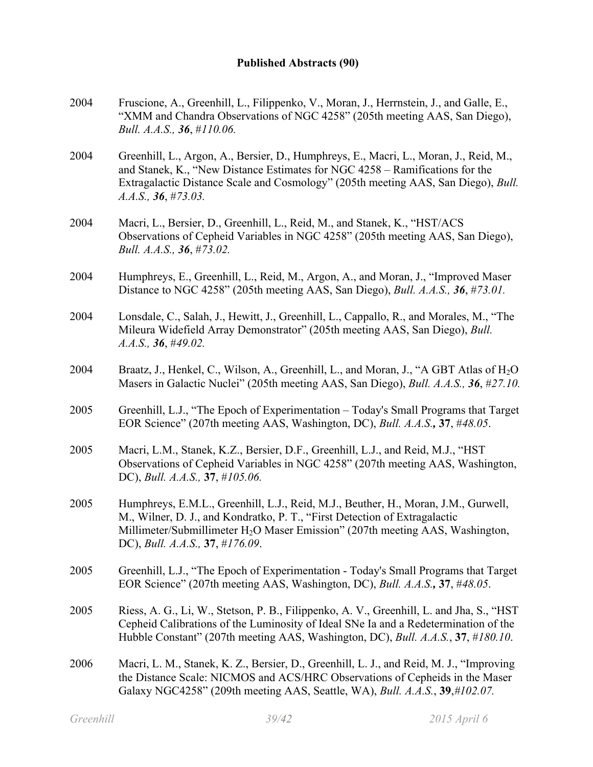**Published Abstracts (90)**

2004 Fruscione, A., Greenhill, L., Filippenko, V., Moran, J., Herrnstein, J., and Galle, E., "XMM and Chandra Observations of NGC 4258" (205th meeting AAS, San Diego), *Bull. A.A.S., **36**, #110.06.*

2004 Greenhill, L., Argon, A., Bersier, D., Humphreys, E., Macri, L., Moran, J., Reid, M., and Stanek, K., "New Distance Estimates for NGC 4258 – Ramifications for the Extragalactic Distance Scale and Cosmology" (205th meeting AAS, San Diego), *Bull. A.A.S., **36**, #73.03.*

2004 Macri, L., Bersier, D., Greenhill, L., Reid, M., and Stanek, K., "HST/ACS Observations of Cepheid Variables in NGC 4258" (205th meeting AAS, San Diego), *Bull. A.A.S., **36**, #73.02.*

2004 Humphreys, E., Greenhill, L., Reid, M., Argon, A., and Moran, J., "Improved Maser Distance to NGC 4258" (205th meeting AAS, San Diego), *Bull. A.A.S., **36**, #73.01.*

2004 Lonsdale, C., Salah, J., Hewitt, J., Greenhill, L., Cappallo, R., and Morales, M., "The Mileura Widefield Array Demonstrator" (205th meeting AAS, San Diego), *Bull. A.A.S., **36**, #49.02.*

2004 Braatz, J., Henkel, C., Wilson, A., Greenhill, L., and Moran, J., "A GBT Atlas of $H_2O$ Masers in Galactic Nuclei" (205th meeting AAS, San Diego), *Bull. A.A.S., **36**, #27.10.*

2005 Greenhill, L.J., "The Epoch of Experimentation – Today's Small Programs that Target EOR Science" (207th meeting AAS, Washington, DC), *Bull. A.A.S.***,** **37**, *#48.05*.

2005 Macri, L.M., Stanek, K.Z., Bersier, D.F., Greenhill, L.J., and Reid, M.J., "HST Observations of Cepheid Variables in NGC 4258" (207th meeting AAS, Washington, DC), *Bull. A.A.S.,* **37**, *#105.06.*

2005 Humphreys, E.M.L., Greenhill, L.J., Reid, M.J., Beuther, H., Moran, J.M., Gurwell, M., Wilner, D. J., and Kondratko, P. T., "First Detection of Extragalactic Millimeter/Submillimeter $H_2O$ Maser Emission" (207th meeting AAS, Washington, DC), *Bull. A.A.S.,* **37**, *#176.09*.

2005 Greenhill, L.J., "The Epoch of Experimentation - Today's Small Programs that Target EOR Science" (207th meeting AAS, Washington, DC), *Bull. A.A.S.***,** **37**, *#48.05*.

2005 Riess, A. G., Li, W., Stetson, P. B., Filippenko, A. V., Greenhill, L. and Jha, S., "HST Cepheid Calibrations of the Luminosity of Ideal SNe Ia and a Redetermination of the Hubble Constant" (207th meeting AAS, Washington, DC), *Bull. A.A.S.*, **37**, *#180.10*.

2006 Macri, L. M., Stanek, K. Z., Bersier, D., Greenhill, L. J., and Reid, M. J., "Improving the Distance Scale: NICMOS and ACS/HRC Observations of Cepheids in the Maser Galaxy NGC4258" (209th meeting AAS, Seattle, WA), *Bull. A.A.S.*, **39**,*#102.07.*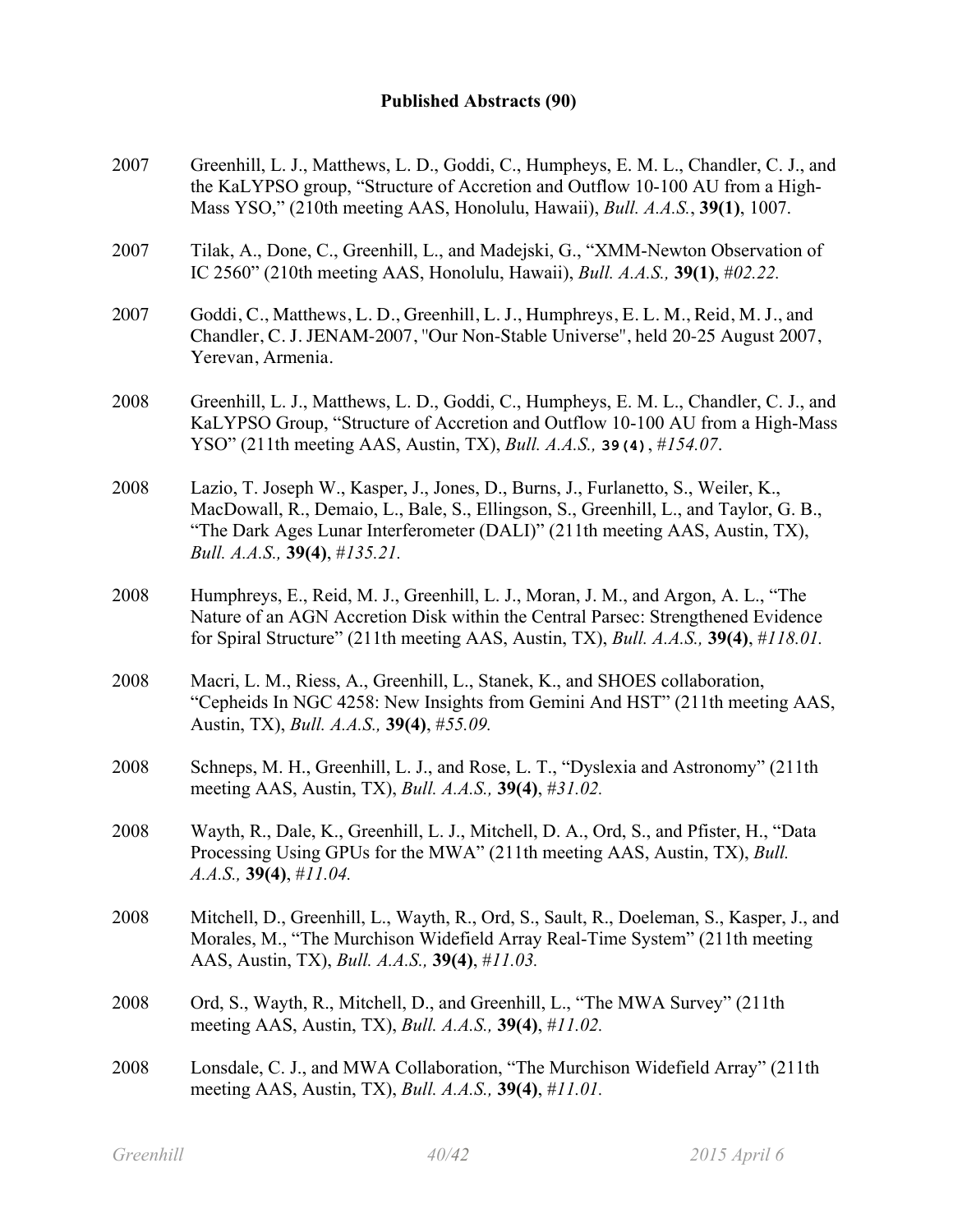**Published Abstracts (90)**

2007 Greenhill, L. J., Matthews, L. D., Goddi, C., Humpheys, E. M. L., Chandler, C. J., and the KaLYPSO group, "Structure of Accretion and Outflow 10-100 AU from a High-Mass YSO," (210th meeting AAS, Honolulu, Hawaii), *Bull. A.A.S.*, **39(1)**, 1007.

2007 Tilak, A., Done, C., Greenhill, L., and Madejski, G., "XMM-Newton Observation of IC 2560" (210th meeting AAS, Honolulu, Hawaii), *Bull. A.A.S.,* **39(1)**, *#02.22.*

2007 Goddi, C., Matthews, L. D., Greenhill, L. J., Humphreys, E. L. M., Reid, M. J., and Chandler, C. J. JENAM-2007, "Our Non-Stable Universe", held 20-25 August 2007, Yerevan, Armenia.

2008 Greenhill, L. J., Matthews, L. D., Goddi, C., Humpheys, E. M. L., Chandler, C. J., and KaLYPSO Group, "Structure of Accretion and Outflow 10-100 AU from a High-Mass YSO" (211th meeting AAS, Austin, TX), *Bull. A.A.S.,* **39(4)**, *#154.07*.

2008 Lazio, T. Joseph W., Kasper, J., Jones, D., Burns, J., Furlanetto, S., Weiler, K., MacDowall, R., Demaio, L., Bale, S., Ellingson, S., Greenhill, L., and Taylor, G. B., "The Dark Ages Lunar Interferometer (DALI)" (211th meeting AAS, Austin, TX), *Bull. A.A.S.,* **39(4)**, *#135.21.*

2008 Humphreys, E., Reid, M. J., Greenhill, L. J., Moran, J. M., and Argon, A. L., "The Nature of an AGN Accretion Disk within the Central Parsec: Strengthened Evidence for Spiral Structure" (211th meeting AAS, Austin, TX), *Bull. A.A.S.,* **39(4)**, *#118.01.*

2008 Macri, L. M., Riess, A., Greenhill, L., Stanek, K., and SHOES collaboration, "Cepheids In NGC 4258: New Insights from Gemini And HST" (211th meeting AAS, Austin, TX), *Bull. A.A.S.,* **39(4)**, *#55.09.*

2008 Schneps, M. H., Greenhill, L. J., and Rose, L. T., "Dyslexia and Astronomy" (211th meeting AAS, Austin, TX), *Bull. A.A.S.,* **39(4)**, *#31.02.*

2008 Wayth, R., Dale, K., Greenhill, L. J., Mitchell, D. A., Ord, S., and Pfister, H., "Data Processing Using GPUs for the MWA" (211th meeting AAS, Austin, TX), *Bull. A.A.S.,* **39(4)**, *#11.04.*

2008 Mitchell, D., Greenhill, L., Wayth, R., Ord, S., Sault, R., Doeleman, S., Kasper, J., and Morales, M., "The Murchison Widefield Array Real-Time System" (211th meeting AAS, Austin, TX), *Bull. A.A.S.,* **39(4)**, *#11.03.*

2008 Ord, S., Wayth, R., Mitchell, D., and Greenhill, L., "The MWA Survey" (211th meeting AAS, Austin, TX), *Bull. A.A.S.,* **39(4)**, *#11.02.*

2008 Lonsdale, C. J., and MWA Collaboration, "The Murchison Widefield Array" (211th meeting AAS, Austin, TX), *Bull. A.A.S.,* **39(4)**, *#11.01.*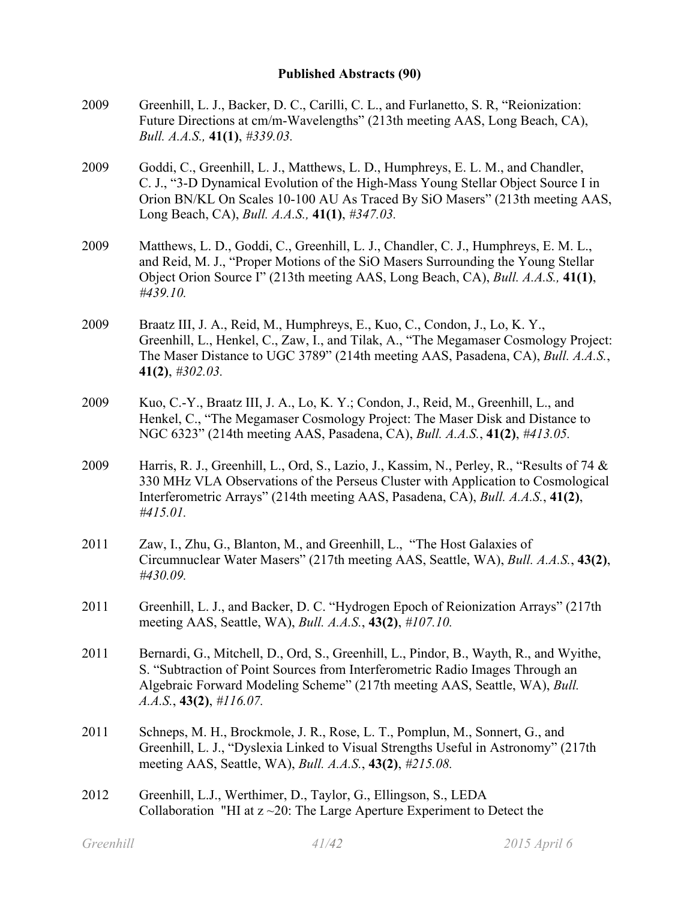## Published Abstracts (90)

2009 Greenhill, L. J., Backer, D. C., Carilli, C. L., and Furlanetto, S. R, "Reionization: Future Directions at cm/m-Wavelengths" (213th meeting AAS, Long Beach, CA), *Bull. A.A.S.,* **41(1)**, *#339.03.*

2009 Goddi, C., Greenhill, L. J., Matthews, L. D., Humphreys, E. L. M., and Chandler, C. J., "3-D Dynamical Evolution of the High-Mass Young Stellar Object Source I in Orion BN/KL On Scales 10-100 AU As Traced By SiO Masers" (213th meeting AAS, Long Beach, CA), *Bull. A.A.S.,* **41(1)**, *#347.03.*

2009 Matthews, L. D., Goddi, C., Greenhill, L. J., Chandler, C. J., Humphreys, E. M. L., and Reid, M. J., "Proper Motions of the SiO Masers Surrounding the Young Stellar Object Orion Source I" (213th meeting AAS, Long Beach, CA), *Bull. A.A.S.,* **41(1)**, *#439.10.*

2009 Braatz III, J. A., Reid, M., Humphreys, E., Kuo, C., Condon, J., Lo, K. Y., Greenhill, L., Henkel, C., Zaw, I., and Tilak, A., "The Megamaser Cosmology Project: The Maser Distance to UGC 3789" (214th meeting AAS, Pasadena, CA), *Bull. A.A.S.*, **41(2)**, *#302.03.*

2009 Kuo, C.-Y., Braatz III, J. A., Lo, K. Y.; Condon, J., Reid, M., Greenhill, L., and Henkel, C., "The Megamaser Cosmology Project: The Maser Disk and Distance to NGC 6323" (214th meeting AAS, Pasadena, CA), *Bull. A.A.S.*, **41(2)**, *#413.05.*

2009 Harris, R. J., Greenhill, L., Ord, S., Lazio, J., Kassim, N., Perley, R., "Results of 74 & 330 MHz VLA Observations of the Perseus Cluster with Application to Cosmological Interferometric Arrays" (214th meeting AAS, Pasadena, CA), *Bull. A.A.S.*, **41(2)**, *#415.01.*

2011 Zaw, I., Zhu, G., Blanton, M., and Greenhill, L., "The Host Galaxies of Circumnuclear Water Masers" (217th meeting AAS, Seattle, WA), *Bull. A.A.S.*, **43(2)**, *#430.09.*

2011 Greenhill, L. J., and Backer, D. C. "Hydrogen Epoch of Reionization Arrays" (217th meeting AAS, Seattle, WA), *Bull. A.A.S.*, **43(2)**, *#107.10.*

2011 Bernardi, G., Mitchell, D., Ord, S., Greenhill, L., Pindor, B., Wayth, R., and Wyithe, S. "Subtraction of Point Sources from Interferometric Radio Images Through an Algebraic Forward Modeling Scheme" (217th meeting AAS, Seattle, WA), *Bull. A.A.S.*, **43(2)**, *#116.07.*

2011 Schneps, M. H., Brockmole, J. R., Rose, L. T., Pomplun, M., Sonnert, G., and Greenhill, L. J., "Dyslexia Linked to Visual Strengths Useful in Astronomy" (217th meeting AAS, Seattle, WA), *Bull. A.A.S.*, **43(2)**, *#215.08.*

2012 Greenhill, L.J., Werthimer, D., Taylor, G., Ellingson, S., LEDA Collaboration "HI at z ~20: The Large Aperture Experiment to Detect the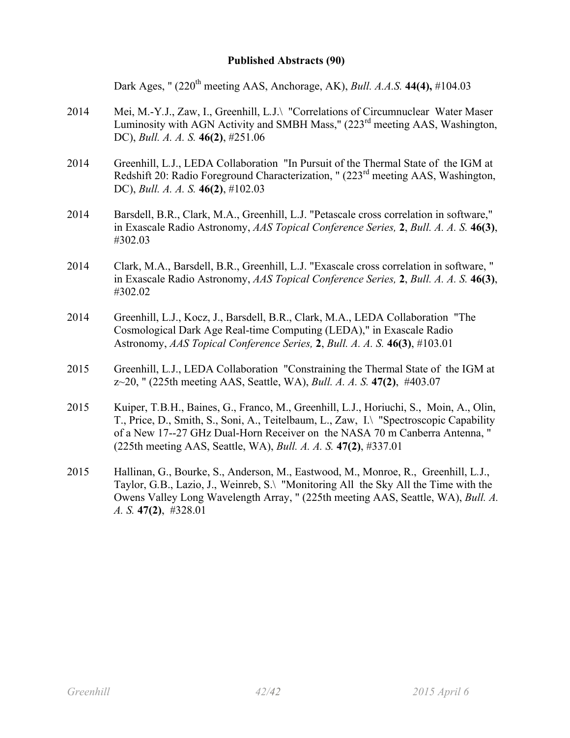## Published Abstracts (90)

Dark Ages, " (220th meeting AAS, Anchorage, AK), *Bull. A.A.S.* **44(4),** #104.03

2014 Mei, M.-Y.J., Zaw, I., Greenhill, L.J.\ "Correlations of Circumnuclear Water Maser Luminosity with AGN Activity and SMBH Mass," (223rd meeting AAS, Washington, DC), *Bull. A. A. S.* **46(2)**, #251.06

2014 Greenhill, L.J., LEDA Collaboration "In Pursuit of the Thermal State of the IGM at Redshift 20: Radio Foreground Characterization, " (223rd meeting AAS, Washington, DC), *Bull. A. A. S.* **46(2)**, #102.03

2014 Barsdell, B.R., Clark, M.A., Greenhill, L.J. "Petascale cross correlation in software," in Exascale Radio Astronomy, *AAS Topical Conference Series,* **2**, *Bull. A. A. S.* **46(3)**, #302.03

2014 Clark, M.A., Barsdell, B.R., Greenhill, L.J. "Exascale cross correlation in software, " in Exascale Radio Astronomy, *AAS Topical Conference Series,* **2**, *Bull. A. A. S.* **46(3)**, #302.02

2014 Greenhill, L.J., Kocz, J., Barsdell, B.R., Clark, M.A., LEDA Collaboration "The Cosmological Dark Age Real-time Computing (LEDA)," in Exascale Radio Astronomy, *AAS Topical Conference Series,* **2**, *Bull. A. A. S.* **46(3)**, #103.01

2015 Greenhill, L.J., LEDA Collaboration "Constraining the Thermal State of the IGM at z~20, " (225th meeting AAS, Seattle, WA), *Bull. A. A. S.* **47(2)**, #403.07

2015 Kuiper, T.B.H., Baines, G., Franco, M., Greenhill, L.J., Horiuchi, S., Moin, A., Olin, T., Price, D., Smith, S., Soni, A., Teitelbaum, L., Zaw, I.\ "Spectroscopic Capability of a New 17--27 GHz Dual-Horn Receiver on the NASA 70 m Canberra Antenna, " (225th meeting AAS, Seattle, WA), *Bull. A. A. S.* **47(2)**, #337.01

2015 Hallinan, G., Bourke, S., Anderson, M., Eastwood, M., Monroe, R., Greenhill, L.J., Taylor, G.B., Lazio, J., Weinreb, S.\ "Monitoring All the Sky All the Time with the Owens Valley Long Wavelength Array, " (225th meeting AAS, Seattle, WA), *Bull. A. A. S.* **47(2)**, #328.01